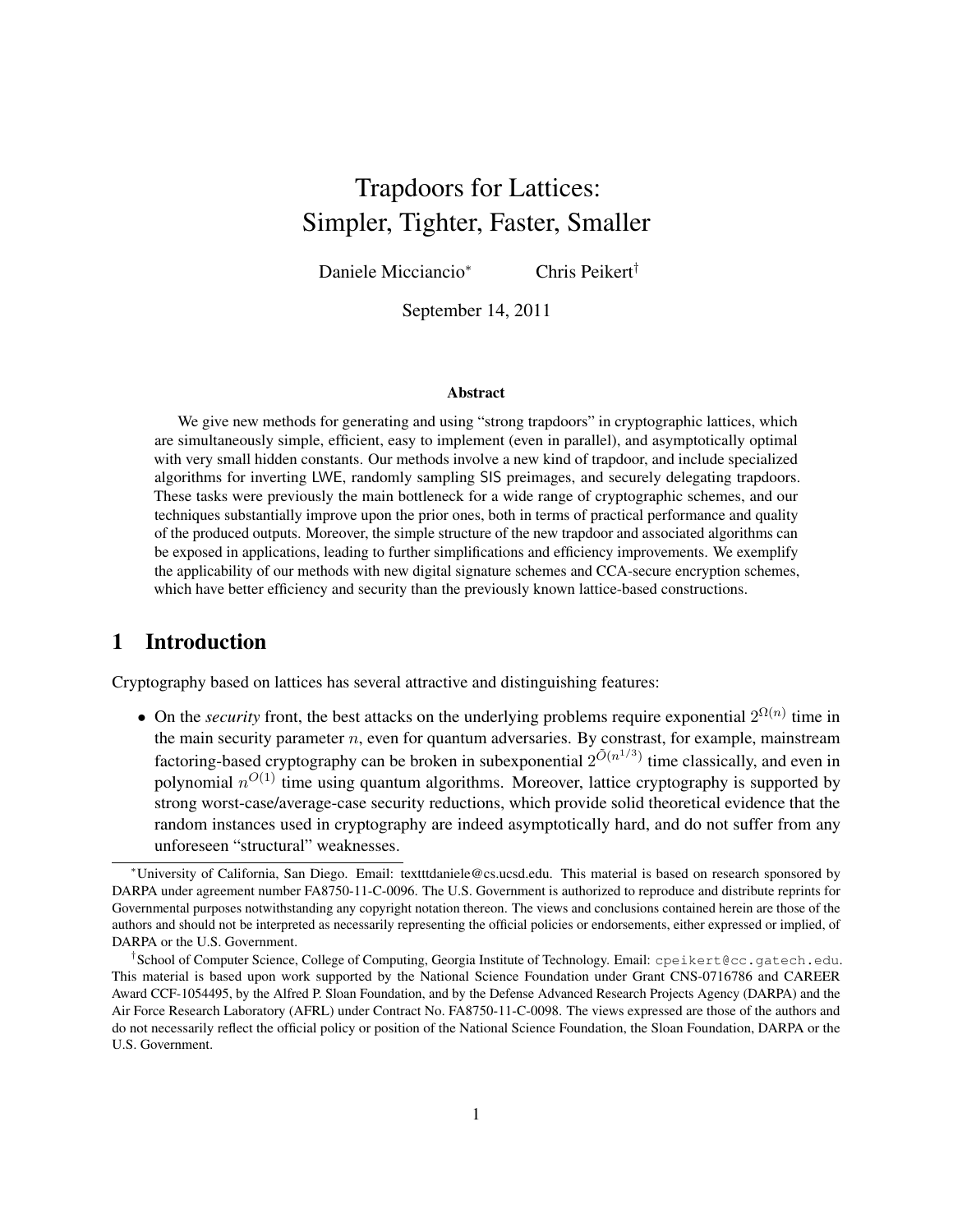# Trapdoors for Lattices: Simpler, Tighter, Faster, Smaller

Daniele Micciancio[*] Chris Peikert[†]

September 14, 2011

### Abstract

We give new methods for generating and using "strong trapdoors" in cryptographic lattices, which are simultaneously simple, efficient, easy to implement (even in parallel), and asymptotically optimal with very small hidden constants. Our methods involve a new kind of trapdoor, and include specialized algorithms for inverting LWE, randomly sampling SIS preimages, and securely delegating trapdoors. These tasks were previously the main bottleneck for a wide range of cryptographic schemes, and our techniques substantially improve upon the prior ones, both in terms of practical performance and quality of the produced outputs. Moreover, the simple structure of the new trapdoor and associated algorithms can be exposed in applications, leading to further simplifications and efficiency improvements. We exemplify the applicability of our methods with new digital signature schemes and CCA-secure encryption schemes, which have better efficiency and security than the previously known lattice-based constructions.

## 1 Introduction

Cryptography based on lattices has several attractive and distinguishing features:

- On the *security* front, the best attacks on the underlying problems require exponential $2^{\Omega(n)}$ time in the main security parameter $n$, even for quantum adversaries. By constrast, for example, mainstream factoring-based cryptography can be broken in subexponential $2^{\tilde{O}(n^{1/3})}$ time classically, and even in polynomial $n^{O(1)}$ time using quantum algorithms. Moreover, lattice cryptography is supported by strong worst-case/average-case security reductions, which provide solid theoretical evidence that the random instances used in cryptography are indeed asymptotically hard, and do not suffer from any unforeseen "structural" weaknesses.

[*] University of California, San Diego. Email: texttdaniele@cs.ucsd.edu. This material is based on research sponsored by DARPA under agreement number FA8750-11-C-0096. The U.S. Government is authorized to reproduce and distribute reprints for Governmental purposes notwithstanding any copyright notation thereon. The views and conclusions contained herein are those of the authors and should not be interpreted as necessarily representing the official policies or endorsements, either expressed or implied, of DARPA or the U.S. Government.

[†] School of Computer Science, College of Computing, Georgia Institute of Technology. Email: cpeikert@cc.gatech.edu. This material is based upon work supported by the National Science Foundation under Grant CNS-0716786 and CAREER Award CCF-1054495, by the Alfred P. Sloan Foundation, and by the Defense Advanced Research Projects Agency (DARPA) and the Air Force Research Laboratory (AFRL) under Contract No. FA8750-11-C-0098. The views expressed are those of the authors and do not necessarily reflect the official policy or position of the National Science Foundation, the Sloan Foundation, DARPA or the U.S. Government.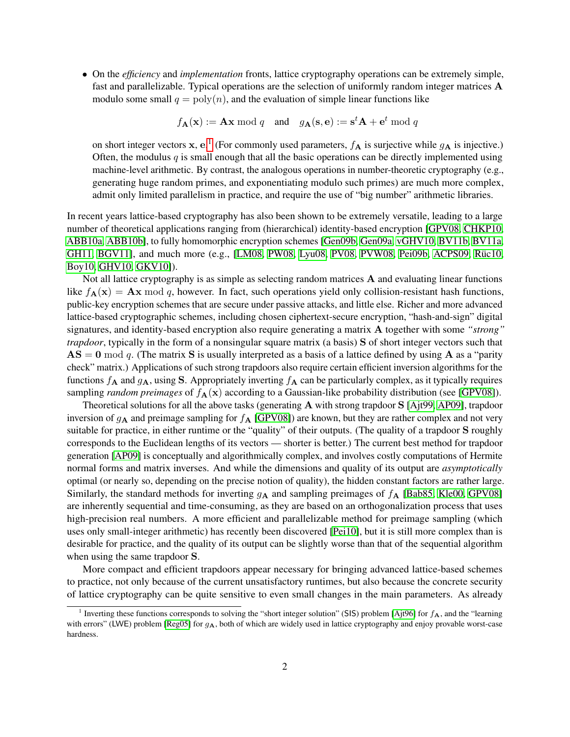- On the *efficiency* and *implementation* fronts, lattice cryptography operations can be extremely simple, fast and parallelizable. Typical operations are the selection of uniformly random integer matrices $\mathbf{A}$ modulo some small $q = \text{poly}(n)$, and the evaluation of simple linear functions like

$$f_{\mathbf{A}}(\mathbf{x}) := \mathbf{A}\mathbf{x} \bmod q \quad \text{and} \quad g_{\mathbf{A}}(\mathbf{s}, \mathbf{e}) := \mathbf{s}^t\mathbf{A} + \mathbf{e}^t \bmod q$$

  on short integer vectors $\mathbf{x}, \mathbf{e}$.[1] (For commonly used parameters, $f_{\mathbf{A}}$ is surjective while $g_{\mathbf{A}}$ is injective.) Often, the modulus $q$ is small enough that all the basic operations can be directly implemented using machine-level arithmetic. By contrast, the analogous operations in number-theoretic cryptography (e.g., generating huge random primes, and exponentiating modulo such primes) are much more complex, admit only limited parallelism in practice, and require the use of "big number" arithmetic libraries.

In recent years lattice-based cryptography has also been shown to be extremely versatile, leading to a large number of theoretical applications ranging from (hierarchical) identity-based encryption [GPV08, CHKP10, ABB10a, ABB10b], to fully homomorphic encryption schemes [Gen09b, Gen09a, vGHV10, BV11b, BV11a, GH11, BGV11], and much more (e.g., [LM08, PW08, Lyu08, PV08, PVW08, Pei09b, ACPS09, Rüc10, Boy10, GHV10, GKV10]).

Not all lattice cryptography is as simple as selecting random matrices $\mathbf{A}$ and evaluating linear functions like $f_{\mathbf{A}}(\mathbf{x}) = \mathbf{A}\mathbf{x} \bmod q$, however. In fact, such operations yield only collision-resistant hash functions, public-key encryption schemes that are secure under passive attacks, and little else. Richer and more advanced lattice-based cryptographic schemes, including chosen ciphertext-secure encryption, "hash-and-sign" digital signatures, and identity-based encryption also require generating a matrix $\mathbf{A}$ together with some ***"strong" trapdoor***, typically in the form of a nonsingular square matrix (a basis) $\mathbf{S}$ of short integer vectors such that $\mathbf{A}\mathbf{S} = \mathbf{0} \bmod q$. (The matrix $\mathbf{S}$ is usually interpreted as a basis of a lattice defined by using $\mathbf{A}$ as a "parity check" matrix.) Applications of such strong trapdoors also require certain efficient inversion algorithms for the functions $f_{\mathbf{A}}$ and $g_{\mathbf{A}}$, using $\mathbf{S}$. Appropriately inverting $f_{\mathbf{A}}$ can be particularly complex, as it typically requires sampling *random preimages* of $f_{\mathbf{A}}(\mathbf{x})$ according to a Gaussian-like probability distribution (see [GPV08]).

Theoretical solutions for all the above tasks (generating $\mathbf{A}$ with strong trapdoor $\mathbf{S}$ [Ajt99, AP09], trapdoor inversion of $g_{\mathbf{A}}$ and preimage sampling for $f_{\mathbf{A}}$ [GPV08]) are known, but they are rather complex and not very suitable for practice, in either runtime or the "quality" of their outputs. (The quality of a trapdoor $\mathbf{S}$ roughly corresponds to the Euclidean lengths of its vectors — shorter is better.) The current best method for trapdoor generation [AP09] is conceptually and algorithmically complex, and involves costly computations of Hermite normal forms and matrix inverses. And while the dimensions and quality of its output are *asymptotically* optimal (or nearly so, depending on the precise notion of quality), the hidden constant factors are rather large. Similarly, the standard methods for inverting $g_{\mathbf{A}}$ and sampling preimages of $f_{\mathbf{A}}$ [Bab85, Kle00, GPV08] are inherently sequential and time-consuming, as they are based on an orthogonalization process that uses high-precision real numbers. A more efficient and parallelizable method for preimage sampling (which uses only small-integer arithmetic) has recently been discovered [Pei10], but it is still more complex than is desirable for practice, and the quality of its output can be slightly worse than that of the sequential algorithm when using the same trapdoor $\mathbf{S}$.

More compact and efficient trapdoors appear necessary for bringing advanced lattice-based schemes to practice, not only because of the current unsatisfactory runtimes, but also because the concrete security of lattice cryptography can be quite sensitive to even small changes in the main parameters. As already

---

[1] Inverting these functions corresponds to solving the "short integer solution" (SIS) problem [Ajt96] for $f_{\mathbf{A}}$, and the "learning with errors" (LWE) problem [Reg05] for $g_{\mathbf{A}}$, both of which are widely used in lattice cryptography and enjoy provable worst-case hardness.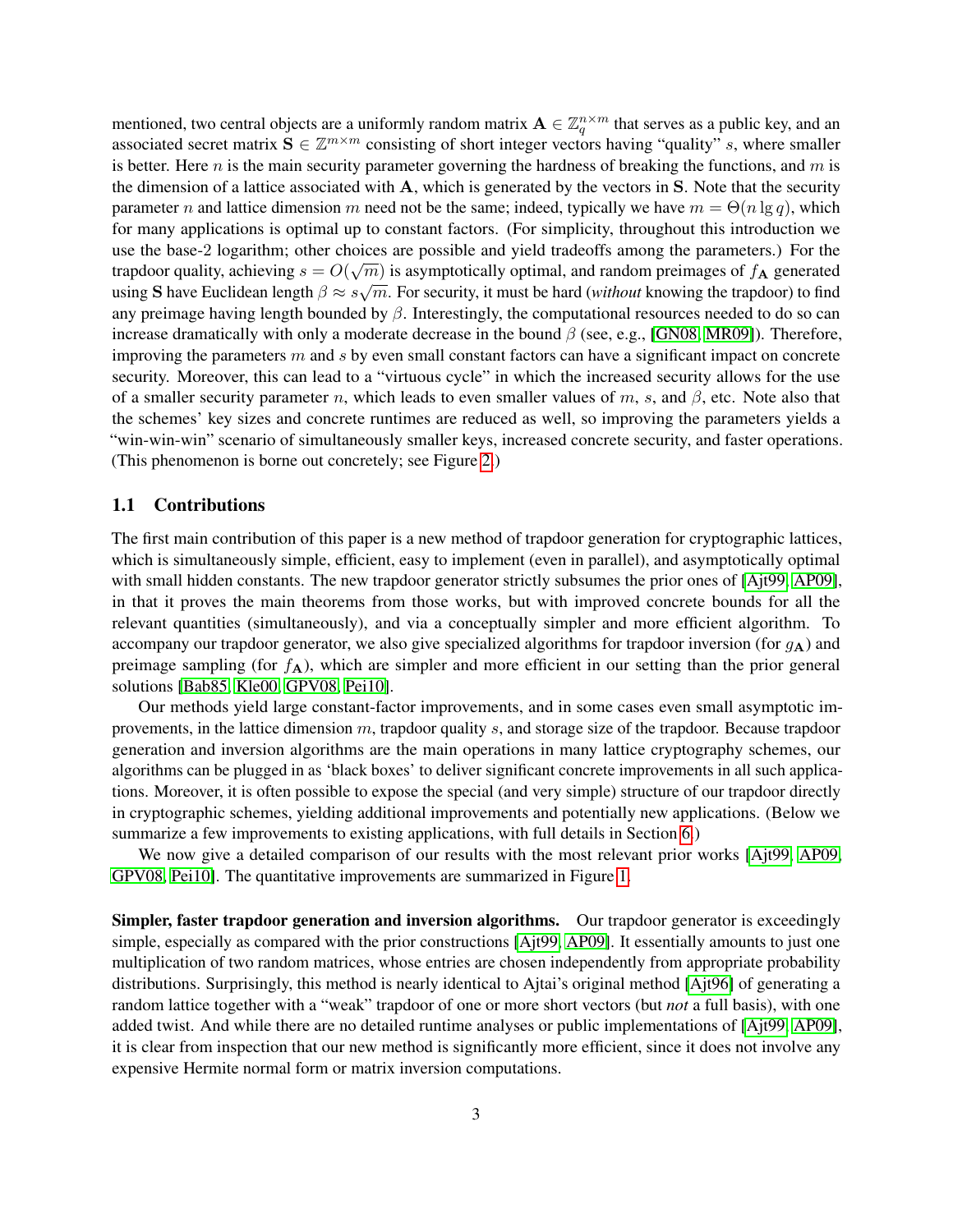mentioned, two central objects are a uniformly random matrix $\mathbf{A} \in \mathbb{Z}_q^{n \times m}$ that serves as a public key, and an associated secret matrix $\mathbf{S} \in \mathbb{Z}^{m \times m}$ consisting of short integer vectors having "quality" $s$, where smaller is better. Here $n$ is the main security parameter governing the hardness of breaking the functions, and $m$ is the dimension of a lattice associated with $\mathbf{A}$, which is generated by the vectors in $\mathbf{S}$. Note that the security parameter $n$ and lattice dimension $m$ need not be the same; indeed, typically we have $m = \Theta(n \lg q)$, which for many applications is optimal up to constant factors. (For simplicity, throughout this introduction we use the base-2 logarithm; other choices are possible and yield tradeoffs among the parameters.) For the trapdoor quality, achieving $s = O(\sqrt{m})$ is asymptotically optimal, and random preimages of $f_{\mathbf{A}}$ generated using $\mathbf{S}$ have Euclidean length $\beta \approx s\sqrt{m}$. For security, it must be hard (*without* knowing the trapdoor) to find any preimage having length bounded by $\beta$. Interestingly, the computational resources needed to do so can increase dramatically with only a moderate decrease in the bound $\beta$ (see, e.g., [GN08, MR09]). Therefore, improving the parameters $m$ and $s$ by even small constant factors can have a significant impact on concrete security. Moreover, this can lead to a "virtuous cycle" in which the increased security allows for the use of a smaller security parameter $n$, which leads to even smaller values of $m$, $s$, and $\beta$, etc. Note also that the schemes' key sizes and concrete runtimes are reduced as well, so improving the parameters yields a "win-win-win" scenario of simultaneously smaller keys, increased concrete security, and faster operations. (This phenomenon is borne out concretely; see Figure 2.)

## 1.1 Contributions

The first main contribution of this paper is a new method of trapdoor generation for cryptographic lattices, which is simultaneously simple, efficient, easy to implement (even in parallel), and asymptotically optimal with small hidden constants. The new trapdoor generator strictly subsumes the prior ones of [Ajt99, AP09], in that it proves the main theorems from those works, but with improved concrete bounds for all the relevant quantities (simultaneously), and via a conceptually simpler and more efficient algorithm. To accompany our trapdoor generator, we also give specialized algorithms for trapdoor inversion (for $g_{\mathbf{A}}$) and preimage sampling (for $f_{\mathbf{A}}$), which are simpler and more efficient in our setting than the prior general solutions [Bab85, Kle00, GPV08, Pei10].

Our methods yield large constant-factor improvements, and in some cases even small asymptotic improvements, in the lattice dimension $m$, trapdoor quality $s$, and storage size of the trapdoor. Because trapdoor generation and inversion algorithms are the main operations in many lattice cryptography schemes, our algorithms can be plugged in as 'black boxes' to deliver significant concrete improvements in all such applications. Moreover, it is often possible to expose the special (and very simple) structure of our trapdoor directly in cryptographic schemes, yielding additional improvements and potentially new applications. (Below we summarize a few improvements to existing applications, with full details in Section 6.)

We now give a detailed comparison of our results with the most relevant prior works [Ajt99, AP09, GPV08, Pei10]. The quantitative improvements are summarized in Figure 1.

**Simpler, faster trapdoor generation and inversion algorithms.** Our trapdoor generator is exceedingly simple, especially as compared with the prior constructions [Ajt99, AP09]. It essentially amounts to just one multiplication of two random matrices, whose entries are chosen independently from appropriate probability distributions. Surprisingly, this method is nearly identical to Ajtai's original method [Ajt96] of generating a random lattice together with a "weak" trapdoor of one or more short vectors (but *not* a full basis), with one added twist. And while there are no detailed runtime analyses or public implementations of [Ajt99, AP09], it is clear from inspection that our new method is significantly more efficient, since it does not involve any expensive Hermite normal form or matrix inversion computations.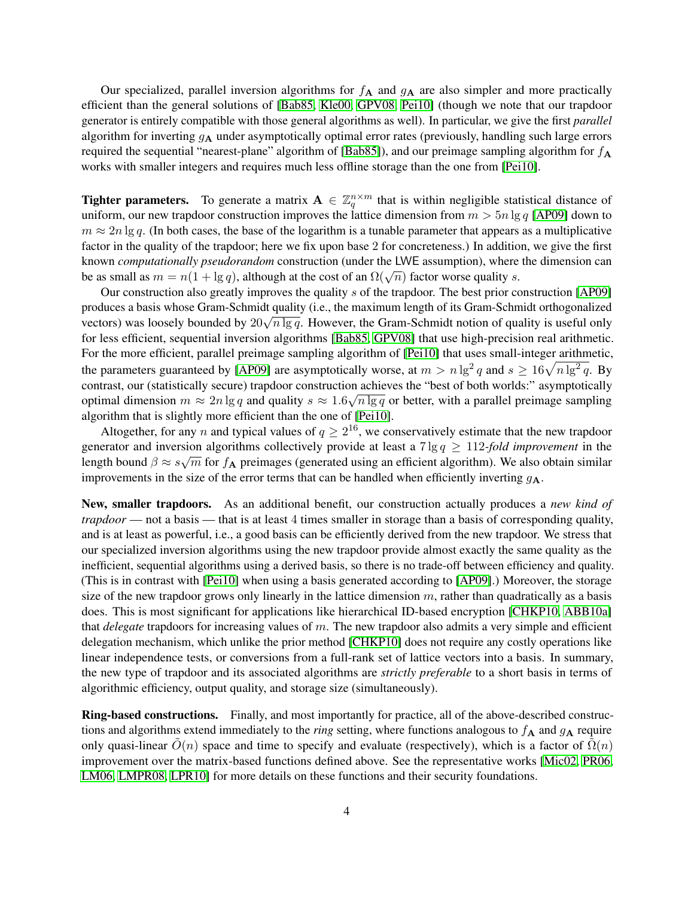Our specialized, parallel inversion algorithms for $f_{\mathbf{A}}$ and $g_{\mathbf{A}}$ are also simpler and more practically efficient than the general solutions of [Bab85, Kle00, GPV08, Pei10] (though we note that our trapdoor generator is entirely compatible with those general algorithms as well). In particular, we give the first *parallel* algorithm for inverting $g_{\mathbf{A}}$ under asymptotically optimal error rates (previously, handling such large errors required the sequential "nearest-plane" algorithm of [Bab85]), and our preimage sampling algorithm for $f_{\mathbf{A}}$ works with smaller integers and requires much less offline storage than the one from [Pei10].

**Tighter parameters.** To generate a matrix $\mathbf{A} \in \mathbb{Z}_q^{n \times m}$ that is within negligible statistical distance of uniform, our new trapdoor construction improves the lattice dimension from $m > 5n \lg q$ [AP09] down to $m \approx 2n \lg q$. (In both cases, the base of the logarithm is a tunable parameter that appears as a multiplicative factor in the quality of the trapdoor; here we fix upon base 2 for concreteness.) In addition, we give the first known *computationally pseudorandom* construction (under the LWE assumption), where the dimension can be as small as $m = n(1 + \lg q)$, although at the cost of an $\Omega(\sqrt{n})$ factor worse quality $s$.

Our construction also greatly improves the quality $s$ of the trapdoor. The best prior construction [AP09] produces a basis whose Gram-Schmidt quality (i.e., the maximum length of its Gram-Schmidt orthogonalized vectors) was loosely bounded by $20\sqrt{n \lg q}$. However, the Gram-Schmidt notion of quality is useful only for less efficient, sequential inversion algorithms [Bab85, GPV08] that use high-precision real arithmetic. For the more efficient, parallel preimage sampling algorithm of [Pei10] that uses small-integer arithmetic, the parameters guaranteed by [AP09] are asymptotically worse, at $m > n \lg^2 q$ and $s \geq 16\sqrt{n \lg^2 q}$. By contrast, our (statistically secure) trapdoor construction achieves the "best of both worlds:" asymptotically optimal dimension $m \approx 2n \lg q$ and quality $s \approx 1.6\sqrt{n \lg q}$ or better, with a parallel preimage sampling algorithm that is slightly more efficient than the one of [Pei10].

Altogether, for any $n$ and typical values of $q \geq 2^{16}$, we conservatively estimate that the new trapdoor generator and inversion algorithms collectively provide at least a $7 \lg q \geq 112$*-fold improvement* in the length bound $\beta \approx s\sqrt{m}$ for $f_{\mathbf{A}}$ preimages (generated using an efficient algorithm). We also obtain similar improvements in the size of the error terms that can be handled when efficiently inverting $g_{\mathbf{A}}$.

**New, smaller trapdoors.** As an additional benefit, our construction actually produces a *new kind of trapdoor* — not a basis — that is at least 4 times smaller in storage than a basis of corresponding quality, and is at least as powerful, i.e., a good basis can be efficiently derived from the new trapdoor. We stress that our specialized inversion algorithms using the new trapdoor provide almost exactly the same quality as the inefficient, sequential algorithms using a derived basis, so there is no trade-off between efficiency and quality. (This is in contrast with [Pei10] when using a basis generated according to [AP09].) Moreover, the storage size of the new trapdoor grows only linearly in the lattice dimension $m$, rather than quadratically as a basis does. This is most significant for applications like hierarchical ID-based encryption [CHKP10, ABB10a] that *delegate* trapdoors for increasing values of $m$. The new trapdoor also admits a very simple and efficient delegation mechanism, which unlike the prior method [CHKP10] does not require any costly operations like linear independence tests, or conversions from a full-rank set of lattice vectors into a basis. In summary, the new type of trapdoor and its associated algorithms are *strictly preferable* to a short basis in terms of algorithmic efficiency, output quality, and storage size (simultaneously).

**Ring-based constructions.** Finally, and most importantly for practice, all of the above-described constructions and algorithms extend immediately to the *ring* setting, where functions analogous to $f_{\mathbf{A}}$ and $g_{\mathbf{A}}$ require only quasi-linear $\tilde{O}(n)$ space and time to specify and evaluate (respectively), which is a factor of $\tilde{\Omega}(n)$ improvement over the matrix-based functions defined above. See the representative works [Mic02, PR06, LM06, LMPR08, LPR10] for more details on these functions and their security foundations.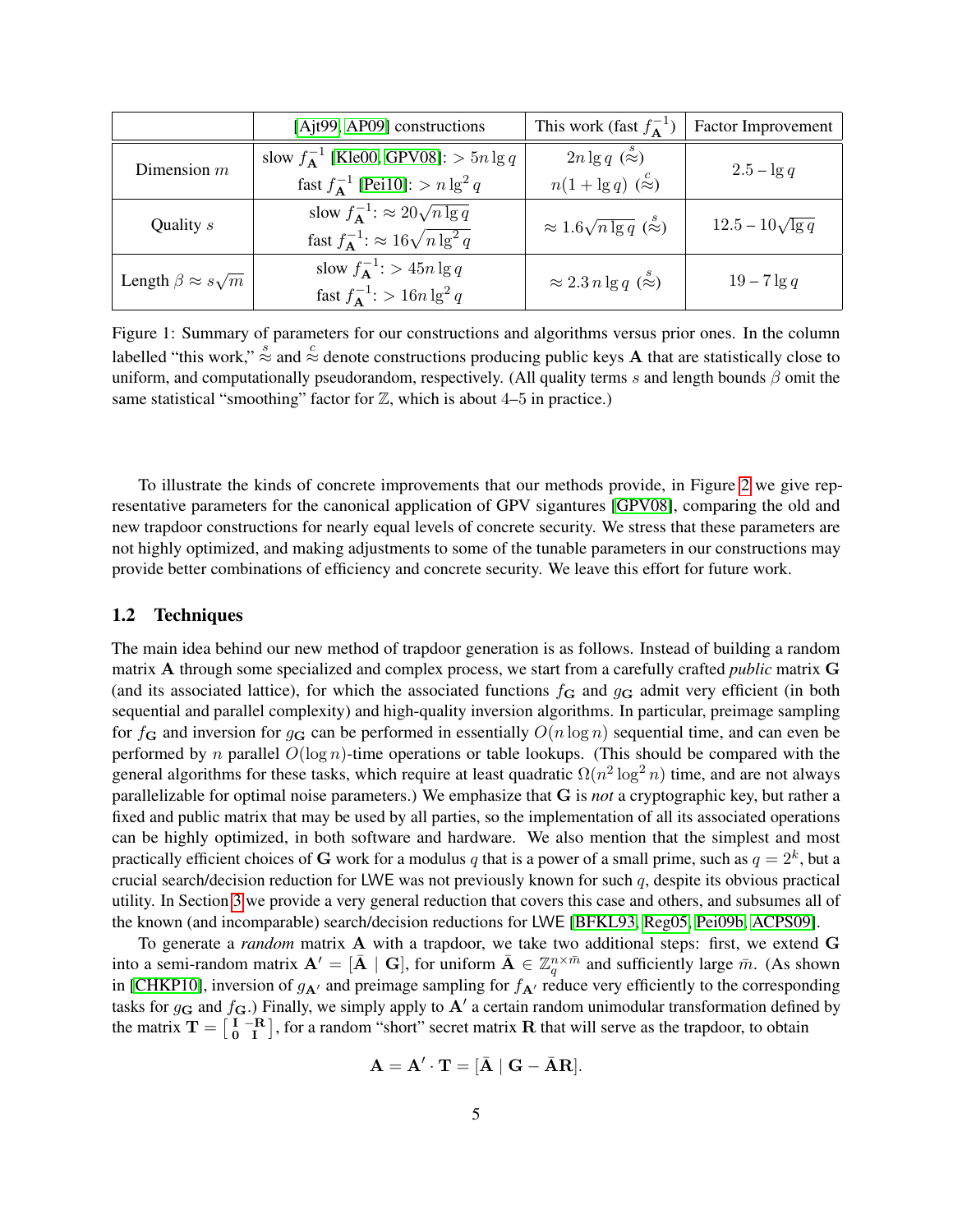| | [Ajt99, AP09] constructions | This work (fast $f_{\mathbf{A}}^{-1}$) | Factor Improvement |
|---|---|---|---|
| Dimension $m$ | slow $f_{\mathbf{A}}^{-1}$ [Kle00, GPV08]: $> 5n \lg q$ <br> fast $f_{\mathbf{A}}^{-1}$ [Pei10]: $> n \lg^2 q$ | $2n \lg q$ ($\stackrel{s}{\approx}$) <br> $n(1 + \lg q)$ ($\stackrel{c}{\approx}$) | $2.5 - \lg q$ |
| Quality $s$ | slow $f_{\mathbf{A}}^{-1}$: $\approx 20\sqrt{n \lg q}$ <br> fast $f_{\mathbf{A}}^{-1}$: $\approx 16\sqrt{n \lg^2 q}$ | $\approx 1.6\sqrt{n \lg q}$ ($\stackrel{s}{\approx}$) | $12.5 - 10\sqrt{\lg q}$ |
| Length $\beta \approx s\sqrt{m}$ | slow $f_{\mathbf{A}}^{-1}$: $> 45n \lg q$ <br> fast $f_{\mathbf{A}}^{-1}$: $> 16n \lg^2 q$ | $\approx 2.3\, n \lg q$ ($\stackrel{s}{\approx}$) | $19 - 7 \lg q$ |

Figure 1: Summary of parameters for our constructions and algorithms versus prior ones. In the column labelled "this work," $\stackrel{s}{\approx}$ and $\stackrel{c}{\approx}$ denote constructions producing public keys $\mathbf{A}$ that are statistically close to uniform, and computationally pseudorandom, respectively. (All quality terms $s$ and length bounds $\beta$ omit the same statistical "smoothing" factor for $\mathbb{Z}$, which is about 4–5 in practice.)

To illustrate the kinds of concrete improvements that our methods provide, in Figure 2 we give representative parameters for the canonical application of GPV sigantures [GPV08], comparing the old and new trapdoor constructions for nearly equal levels of concrete security. We stress that these parameters are not highly optimized, and making adjustments to some of the tunable parameters in our constructions may provide better combinations of efficiency and concrete security. We leave this effort for future work.

### 1.2 Techniques

The main idea behind our new method of trapdoor generation is as follows. Instead of building a random matrix $\mathbf{A}$ through some specialized and complex process, we start from a carefully crafted *public* matrix $\mathbf{G}$ (and its associated lattice), for which the associated functions $f_{\mathbf{G}}$ and $g_{\mathbf{G}}$ admit very efficient (in both sequential and parallel complexity) and high-quality inversion algorithms. In particular, preimage sampling for $f_{\mathbf{G}}$ and inversion for $g_{\mathbf{G}}$ can be performed in essentially $O(n \log n)$ sequential time, and can even be performed by $n$ parallel $O(\log n)$-time operations or table lookups. (This should be compared with the general algorithms for these tasks, which require at least quadratic $\Omega(n^2 \log^2 n)$ time, and are not always parallelizable for optimal noise parameters.) We emphasize that $\mathbf{G}$ is *not* a cryptographic key, but rather a fixed and public matrix that may be used by all parties, so the implementation of all its associated operations can be highly optimized, in both software and hardware. We also mention that the simplest and most practically efficient choices of $\mathbf{G}$ work for a modulus $q$ that is a power of a small prime, such as $q = 2^k$, but a crucial search/decision reduction for LWE was not previously known for such $q$, despite its obvious practical utility. In Section 3 we provide a very general reduction that covers this case and others, and subsumes all of the known (and incomparable) search/decision reductions for LWE [BFKL93, Reg05, Pei09b, ACPS09].

To generate a *random* matrix $\mathbf{A}$ with a trapdoor, we take two additional steps: first, we extend $\mathbf{G}$ into a semi-random matrix $\mathbf{A}' = [\bar{\mathbf{A}} \mid \mathbf{G}]$, for uniform $\bar{\mathbf{A}} \in \mathbb{Z}_q^{n \times \bar{m}}$ and sufficiently large $\bar{m}$. (As shown in [CHKP10], inversion of $g_{\mathbf{A}'}$ and preimage sampling for $f_{\mathbf{A}'}$ reduce very efficiently to the corresponding tasks for $g_{\mathbf{G}}$ and $f_{\mathbf{G}}$.) Finally, we simply apply to $\mathbf{A}'$ a certain random unimodular transformation defined by the matrix $\mathbf{T} = \left[\begin{smallmatrix} \mathbf{I} & -\mathbf{R} \\ \mathbf{0} & \mathbf{I} \end{smallmatrix}\right]$, for a random "short" secret matrix $\mathbf{R}$ that will serve as the trapdoor, to obtain

$$\mathbf{A} = \mathbf{A}' \cdot \mathbf{T} = [\bar{\mathbf{A}} \mid \mathbf{G} - \bar{\mathbf{A}}\mathbf{R}].$$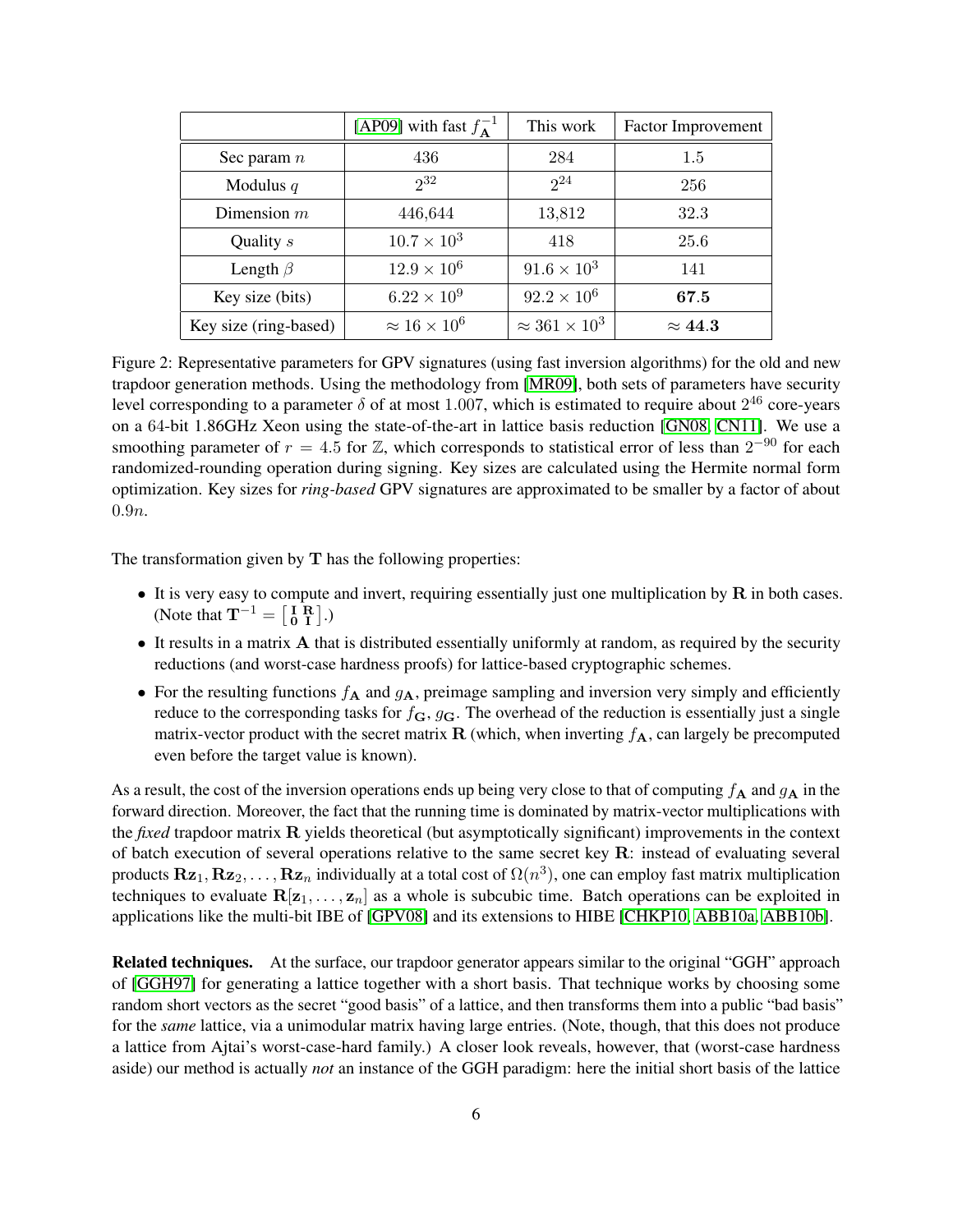|  | [AP09] with fast $f_{\mathbf{A}}^{-1}$ | This work | Factor Improvement |
|---|---|---|---|
| Sec param $n$ | 436 | 284 | 1.5 |
| Modulus $q$ | $2^{32}$ | $2^{24}$ | 256 |
| Dimension $m$ | 446,644 | 13,812 | 32.3 |
| Quality $s$ | $10.7 \times 10^3$ | 418 | 25.6 |
| Length $\beta$ | $12.9 \times 10^6$ | $91.6 \times 10^3$ | 141 |
| Key size (bits) | $6.22 \times 10^9$ | $92.2 \times 10^6$ | **67.5** |
| Key size (ring-based) | $\approx 16 \times 10^6$ | $\approx 361 \times 10^3$ | $\approx$ **44.3** |

Figure 2: Representative parameters for GPV signatures (using fast inversion algorithms) for the old and new trapdoor generation methods. Using the methodology from [MR09], both sets of parameters have security level corresponding to a parameter $\delta$ of at most 1.007, which is estimated to require about $2^{46}$ core-years on a 64-bit 1.86GHz Xeon using the state-of-the-art in lattice basis reduction [GN08, CN11]. We use a smoothing parameter of $r = 4.5$ for $\mathbb{Z}$, which corresponds to statistical error of less than $2^{-90}$ for each randomized-rounding operation during signing. Key sizes are calculated using the Hermite normal form optimization. Key sizes for *ring-based* GPV signatures are approximated to be smaller by a factor of about $0.9n$.

The transformation given by $\mathbf{T}$ has the following properties:

- It is very easy to compute and invert, requiring essentially just one multiplication by $\mathbf{R}$ in both cases. (Note that $\mathbf{T}^{-1} = \left[\begin{smallmatrix} \mathbf{I} & \mathbf{R} \\ \mathbf{0} & \mathbf{I} \end{smallmatrix}\right]$.)
- It results in a matrix $\mathbf{A}$ that is distributed essentially uniformly at random, as required by the security reductions (and worst-case hardness proofs) for lattice-based cryptographic schemes.
- For the resulting functions $f_{\mathbf{A}}$ and $g_{\mathbf{A}}$, preimage sampling and inversion very simply and efficiently reduce to the corresponding tasks for $f_{\mathbf{G}}, g_{\mathbf{G}}$. The overhead of the reduction is essentially just a single matrix-vector product with the secret matrix $\mathbf{R}$ (which, when inverting $f_{\mathbf{A}}$, can largely be precomputed even before the target value is known).

As a result, the cost of the inversion operations ends up being very close to that of computing $f_{\mathbf{A}}$ and $g_{\mathbf{A}}$ in the forward direction. Moreover, the fact that the running time is dominated by matrix-vector multiplications with the *fixed* trapdoor matrix $\mathbf{R}$ yields theoretical (but asymptotically significant) improvements in the context of batch execution of several operations relative to the same secret key $\mathbf{R}$: instead of evaluating several products $\mathbf{R}\mathbf{z}_1, \mathbf{R}\mathbf{z}_2, \ldots, \mathbf{R}\mathbf{z}_n$ individually at a total cost of $\Omega(n^3)$, one can employ fast matrix multiplication techniques to evaluate $\mathbf{R}[\mathbf{z}_1, \ldots, \mathbf{z}_n]$ as a whole is subcubic time. Batch operations can be exploited in applications like the multi-bit IBE of [GPV08] and its extensions to HIBE [CHKP10, ABB10a, ABB10b].

**Related techniques.** At the surface, our trapdoor generator appears similar to the original "GGH" approach of [GGH97] for generating a lattice together with a short basis. That technique works by choosing some random short vectors as the secret "good basis" of a lattice, and then transforms them into a public "bad basis" for the *same* lattice, via a unimodular matrix having large entries. (Note, though, that this does not produce a lattice from Ajtai's worst-case-hard family.) A closer look reveals, however, that (worst-case hardness aside) our method is actually *not* an instance of the GGH paradigm: here the initial short basis of the lattice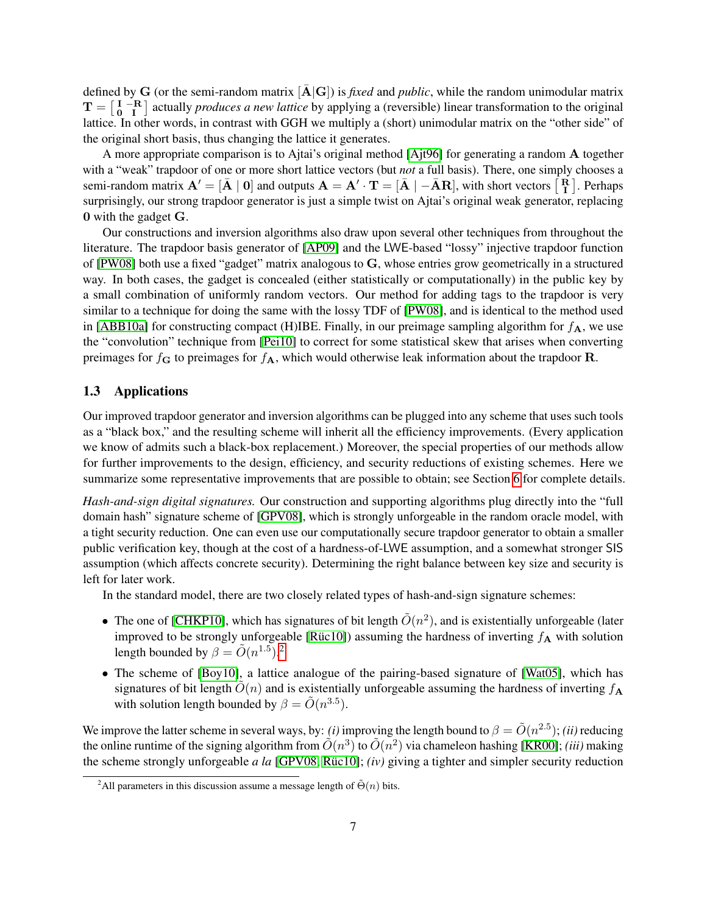defined by $\mathbf{G}$ (or the semi-random matrix $[\bar{\mathbf{A}}|\mathbf{G}]$) is *fixed* and *public*, while the random unimodular matrix $\mathbf{T} = \left[\begin{smallmatrix} \mathbf{I} & -\mathbf{R} \\ \mathbf{0} & \mathbf{I} \end{smallmatrix}\right]$ actually *produces a new lattice* by applying a (reversible) linear transformation to the original lattice. In other words, in contrast with GGH we multiply a (short) unimodular matrix on the "other side" of the original short basis, thus changing the lattice it generates.

A more appropriate comparison is to Ajtai's original method [Ajt96] for generating a random $\mathbf{A}$ together with a "weak" trapdoor of one or more short lattice vectors (but *not* a full basis). There, one simply chooses a semi-random matrix $\mathbf{A}' = [\bar{\mathbf{A}} \mid \mathbf{0}]$ and outputs $\mathbf{A} = \mathbf{A}' \cdot \mathbf{T} = [\bar{\mathbf{A}} \mid -\bar{\mathbf{A}}\mathbf{R}]$, with short vectors $\left[\begin{smallmatrix} \mathbf{R} \\ \mathbf{I} \end{smallmatrix}\right]$. Perhaps surprisingly, our strong trapdoor generator is just a simple twist on Ajtai's original weak generator, replacing $\mathbf{0}$ with the gadget $\mathbf{G}$.

Our constructions and inversion algorithms also draw upon several other techniques from throughout the literature. The trapdoor basis generator of [AP09] and the LWE-based "lossy" injective trapdoor function of [PW08] both use a fixed "gadget" matrix analogous to $\mathbf{G}$, whose entries grow geometrically in a structured way. In both cases, the gadget is concealed (either statistically or computationally) in the public key by a small combination of uniformly random vectors. Our method for adding tags to the trapdoor is very similar to a technique for doing the same with the lossy TDF of [PW08], and is identical to the method used in [ABB10a] for constructing compact (H)IBE. Finally, in our preimage sampling algorithm for $f_{\mathbf{A}}$, we use the "convolution" technique from [Pei10] to correct for some statistical skew that arises when converting preimages for $f_{\mathbf{G}}$ to preimages for $f_{\mathbf{A}}$, which would otherwise leak information about the trapdoor $\mathbf{R}$.

### 1.3 Applications

Our improved trapdoor generator and inversion algorithms can be plugged into any scheme that uses such tools as a "black box," and the resulting scheme will inherit all the efficiency improvements. (Every application we know of admits such a black-box replacement.) Moreover, the special properties of our methods allow for further improvements to the design, efficiency, and security reductions of existing schemes. Here we summarize some representative improvements that are possible to obtain; see Section 6 for complete details.

*Hash-and-sign digital signatures.* Our construction and supporting algorithms plug directly into the "full domain hash" signature scheme of [GPV08], which is strongly unforgeable in the random oracle model, with a tight security reduction. One can even use our computationally secure trapdoor generator to obtain a smaller public verification key, though at the cost of a hardness-of-LWE assumption, and a somewhat stronger SIS assumption (which affects concrete security). Determining the right balance between key size and security is left for later work.

In the standard model, there are two closely related types of hash-and-sign signature schemes:

- The one of [CHKP10], which has signatures of bit length $\tilde{O}(n^2)$, and is existentially unforgeable (later improved to be strongly unforgeable [Rüc10]) assuming the hardness of inverting $f_{\mathbf{A}}$ with solution length bounded by $\beta = \tilde{O}(n^{1.5})$.[2]
- The scheme of [Boy10], a lattice analogue of the pairing-based signature of [Wat05], which has signatures of bit length $\tilde{O}(n)$ and is existentially unforgeable assuming the hardness of inverting $f_{\mathbf{A}}$ with solution length bounded by $\beta = \tilde{O}(n^{3.5})$.

We improve the latter scheme in several ways, by: *(i)* improving the length bound to $\beta = \tilde{O}(n^{2.5})$; *(ii)* reducing the online runtime of the signing algorithm from $\tilde{O}(n^3)$ to $\tilde{O}(n^2)$ via chameleon hashing [KR00]; *(iii)* making the scheme strongly unforgeable *a la* [GPV08, Rüc10]; *(iv)* giving a tighter and simpler security reduction

[2] All parameters in this discussion assume a message length of $\tilde{\Theta}(n)$ bits.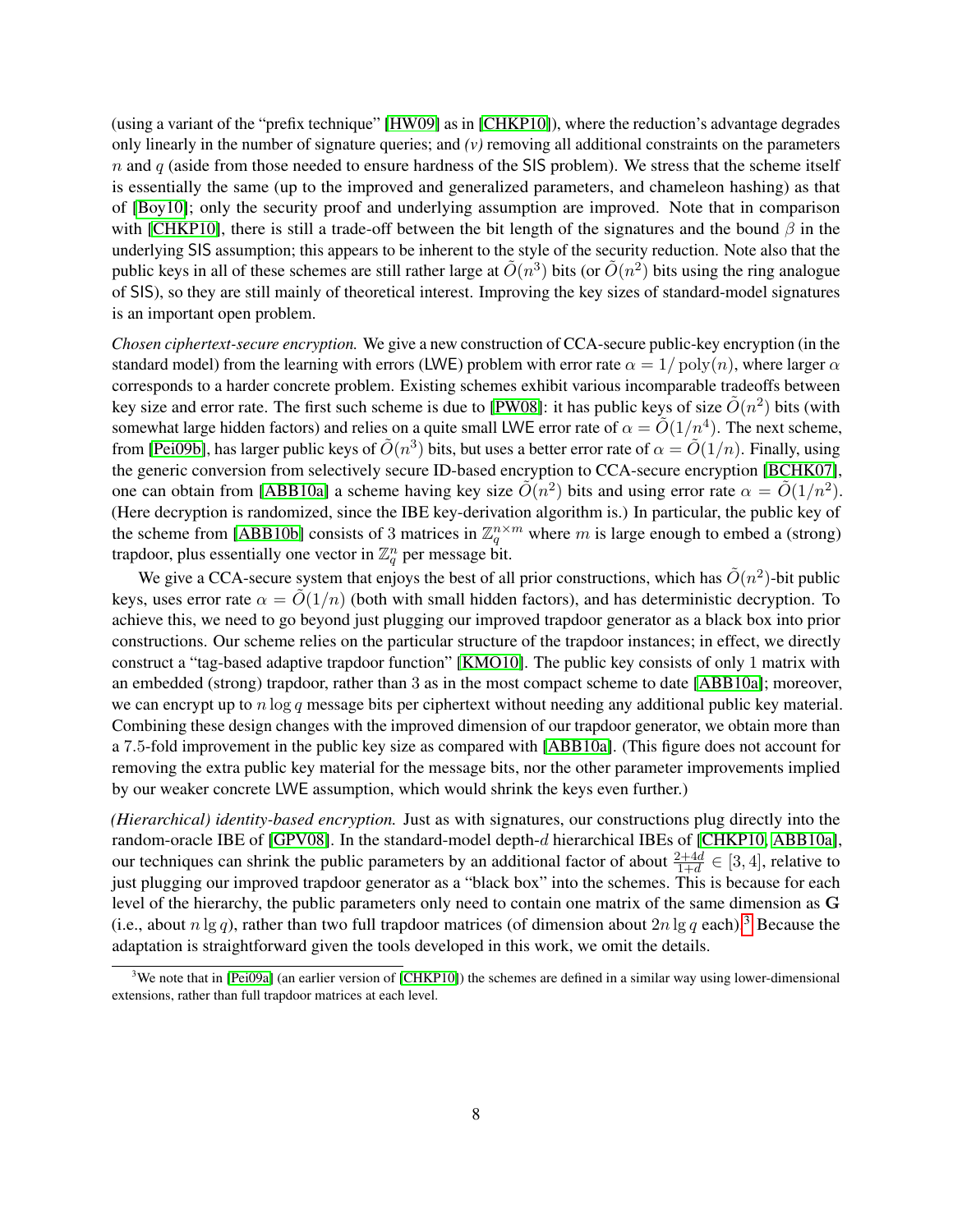(using a variant of the "prefix technique" [HW09] as in [CHKP10]), where the reduction's advantage degrades only linearly in the number of signature queries; and *(v)* removing all additional constraints on the parameters $n$ and $q$ (aside from those needed to ensure hardness of the SIS problem). We stress that the scheme itself is essentially the same (up to the improved and generalized parameters, and chameleon hashing) as that of [Boy10]; only the security proof and underlying assumption are improved. Note that in comparison with [CHKP10], there is still a trade-off between the bit length of the signatures and the bound $\beta$ in the underlying SIS assumption; this appears to be inherent to the style of the security reduction. Note also that the public keys in all of these schemes are still rather large at $\tilde{O}(n^3)$ bits (or $\tilde{O}(n^2)$ bits using the ring analogue of SIS), so they are still mainly of theoretical interest. Improving the key sizes of standard-model signatures is an important open problem.

*Chosen ciphertext-secure encryption.* We give a new construction of CCA-secure public-key encryption (in the standard model) from the learning with errors (LWE) problem with error rate $\alpha = 1/\operatorname{poly}(n)$, where larger $\alpha$ corresponds to a harder concrete problem. Existing schemes exhibit various incomparable tradeoffs between key size and error rate. The first such scheme is due to [PW08]: it has public keys of size $\tilde{O}(n^2)$ bits (with somewhat large hidden factors) and relies on a quite small LWE error rate of $\alpha = \tilde{O}(1/n^4)$. The next scheme, from [Pei09b], has larger public keys of $\tilde{O}(n^3)$ bits, but uses a better error rate of $\alpha = \tilde{O}(1/n)$. Finally, using the generic conversion from selectively secure ID-based encryption to CCA-secure encryption [BCHK07], one can obtain from [ABB10a] a scheme having key size $\tilde{O}(n^2)$ bits and using error rate $\alpha = \tilde{O}(1/n^2)$. (Here decryption is randomized, since the IBE key-derivation algorithm is.) In particular, the public key of the scheme from [ABB10b] consists of 3 matrices in $\mathbb{Z}_q^{n \times m}$ where $m$ is large enough to embed a (strong) trapdoor, plus essentially one vector in $\mathbb{Z}_q^n$ per message bit.

We give a CCA-secure system that enjoys the best of all prior constructions, which has $\tilde{O}(n^2)$-bit public keys, uses error rate $\alpha = \tilde{O}(1/n)$ (both with small hidden factors), and has deterministic decryption. To achieve this, we need to go beyond just plugging our improved trapdoor generator as a black box into prior constructions. Our scheme relies on the particular structure of the trapdoor instances; in effect, we directly construct a "tag-based adaptive trapdoor function" [KMO10]. The public key consists of only 1 matrix with an embedded (strong) trapdoor, rather than 3 as in the most compact scheme to date [ABB10a]; moreover, we can encrypt up to $n \log q$ message bits per ciphertext without needing any additional public key material. Combining these design changes with the improved dimension of our trapdoor generator, we obtain more than a 7.5-fold improvement in the public key size as compared with [ABB10a]. (This figure does not account for removing the extra public key material for the message bits, nor the other parameter improvements implied by our weaker concrete LWE assumption, which would shrink the keys even further.)

*(Hierarchical) identity-based encryption.* Just as with signatures, our constructions plug directly into the random-oracle IBE of [GPV08]. In the standard-model depth-$d$ hierarchical IBEs of [CHKP10, ABB10a], our techniques can shrink the public parameters by an additional factor of about $\frac{2+4d}{1+d} \in [3, 4]$, relative to just plugging our improved trapdoor generator as a "black box" into the schemes. This is because for each level of the hierarchy, the public parameters only need to contain one matrix of the same dimension as $\mathbf{G}$ (i.e., about $n \lg q$), rather than two full trapdoor matrices (of dimension about $2n \lg q$ each).[3] Because the adaptation is straightforward given the tools developed in this work, we omit the details.

[3] We note that in [Pei09a] (an earlier version of [CHKP10]) the schemes are defined in a similar way using lower-dimensional extensions, rather than full trapdoor matrices at each level.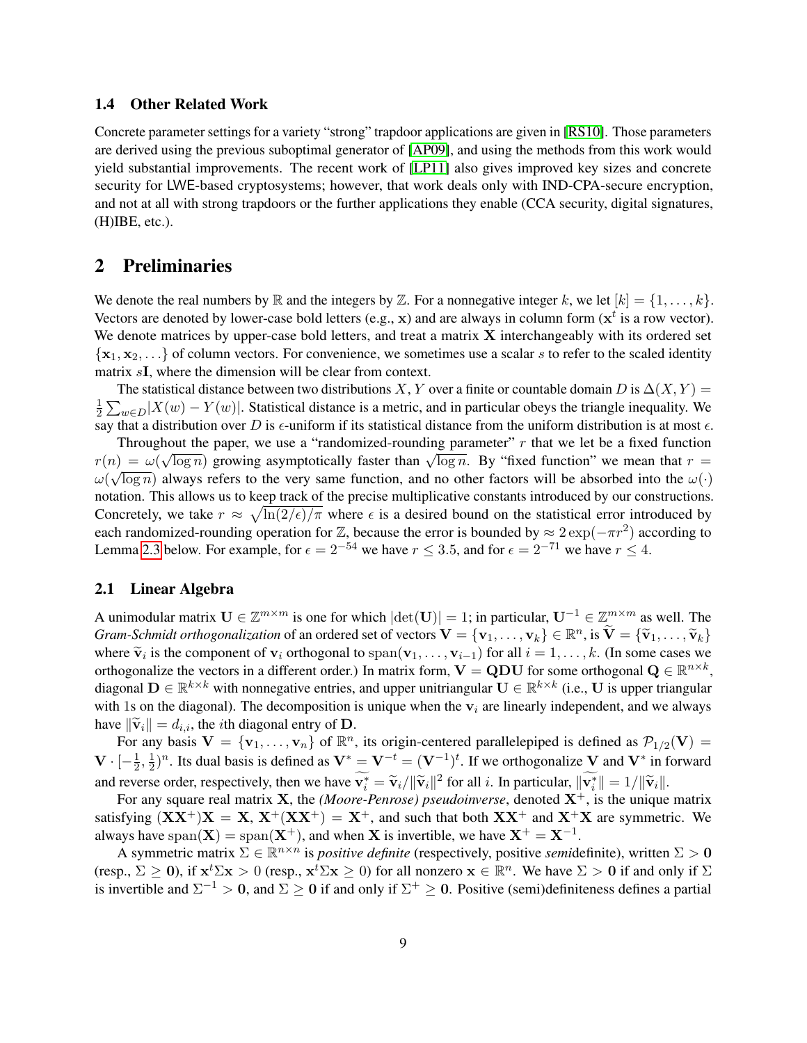### 1.4 Other Related Work

Concrete parameter settings for a variety "strong" trapdoor applications are given in [RS10]. Those parameters are derived using the previous suboptimal generator of [AP09], and using the methods from this work would yield substantial improvements. The recent work of [LP11] also gives improved key sizes and concrete security for LWE-based cryptosystems; however, that work deals only with IND-CPA-secure encryption, and not at all with strong trapdoors or the further applications they enable (CCA security, digital signatures, (H)IBE, etc.).

## 2 Preliminaries

We denote the real numbers by $\mathbb{R}$ and the integers by $\mathbb{Z}$. For a nonnegative integer $k$, we let $[k] = \{1, \ldots, k\}$. Vectors are denoted by lower-case bold letters (e.g., $\mathbf{x}$) and are always in column form ($\mathbf{x}^t$ is a row vector). We denote matrices by upper-case bold letters, and treat a matrix $\mathbf{X}$ interchangeably with its ordered set $\{\mathbf{x}_1, \mathbf{x}_2, \ldots\}$ of column vectors. For convenience, we sometimes use a scalar $s$ to refer to the scaled identity matrix $s\mathbf{I}$, where the dimension will be clear from context.

The statistical distance between two distributions $X, Y$ over a finite or countable domain $D$ is $\Delta(X, Y) = \frac{1}{2}\sum_{w \in D}|X(w) - Y(w)|$. Statistical distance is a metric, and in particular obeys the triangle inequality. We say that a distribution over $D$ is $\epsilon$-uniform if its statistical distance from the uniform distribution is at most $\epsilon$.

Throughout the paper, we use a "randomized-rounding parameter" $r$ that we let be a fixed function $r(n) = \omega(\sqrt{\log n})$ growing asymptotically faster than $\sqrt{\log n}$. By "fixed function" we mean that $r = \omega(\sqrt{\log n})$ always refers to the very same function, and no other factors will be absorbed into the $\omega(\cdot)$ notation. This allows us to keep track of the precise multiplicative constants introduced by our constructions. Concretely, we take $r \approx \sqrt{\ln(2/\epsilon)/\pi}$ where $\epsilon$ is a desired bound on the statistical error introduced by each randomized-rounding operation for $\mathbb{Z}$, because the error is bounded by $\approx 2\exp(-\pi r^2)$ according to Lemma 2.3 below. For example, for $\epsilon = 2^{-54}$ we have $r \leq 3.5$, and for $\epsilon = 2^{-71}$ we have $r \leq 4$.

### 2.1 Linear Algebra

A unimodular matrix $\mathbf{U} \in \mathbb{Z}^{m \times m}$ is one for which $|\det(\mathbf{U})| = 1$; in particular, $\mathbf{U}^{-1} \in \mathbb{Z}^{m \times m}$ as well. The *Gram-Schmidt orthogonalization* of an ordered set of vectors $\mathbf{V} = \{\mathbf{v}_1, \ldots, \mathbf{v}_k\} \in \mathbb{R}^n$, is $\widetilde{\mathbf{V}} = \{\widetilde{\mathbf{v}}_1, \ldots, \widetilde{\mathbf{v}}_k\}$ where $\widetilde{\mathbf{v}}_i$ is the component of $\mathbf{v}_i$ orthogonal to $\mathrm{span}(\mathbf{v}_1, \ldots, \mathbf{v}_{i-1})$ for all $i = 1, \ldots, k$. (In some cases we orthogonalize the vectors in a different order.) In matrix form, $\mathbf{V} = \mathbf{QDU}$ for some orthogonal $\mathbf{Q} \in \mathbb{R}^{n \times k}$, diagonal $\mathbf{D} \in \mathbb{R}^{k \times k}$ with nonnegative entries, and upper unitriangular $\mathbf{U} \in \mathbb{R}^{k \times k}$ (i.e., $\mathbf{U}$ is upper triangular with 1s on the diagonal). The decomposition is unique when the $\mathbf{v}_i$ are linearly independent, and we always have $\|\widetilde{\mathbf{v}}_i\| = d_{i,i}$, the $i$th diagonal entry of $\mathbf{D}$.

For any basis $\mathbf{V} = \{\mathbf{v}_1, \ldots, \mathbf{v}_n\}$ of $\mathbb{R}^n$, its origin-centered parallelepiped is defined as $\mathcal{P}_{1/2}(\mathbf{V}) = \mathbf{V} \cdot [-\frac{1}{2}, \frac{1}{2})^n$. Its dual basis is defined as $\mathbf{V}^* = \mathbf{V}^{-t} = (\mathbf{V}^{-1})^t$. If we orthogonalize $\mathbf{V}$ and $\mathbf{V}^*$ in forward and reverse order, respectively, then we have $\widetilde{\mathbf{v}_i^*} = \widetilde{\mathbf{v}}_i / \|\widetilde{\mathbf{v}}_i\|^2$ for all $i$. In particular, $\|\widetilde{\mathbf{v}_i^*}\| = 1/\|\widetilde{\mathbf{v}}_i\|$.

For any square real matrix $\mathbf{X}$, the *(Moore-Penrose) pseudoinverse*, denoted $\mathbf{X}^+$, is the unique matrix satisfying $(\mathbf{X}\mathbf{X}^+)\mathbf{X} = \mathbf{X}$, $\mathbf{X}^+(\mathbf{X}\mathbf{X}^+) = \mathbf{X}^+$, and such that both $\mathbf{X}\mathbf{X}^+$ and $\mathbf{X}^+\mathbf{X}$ are symmetric. We always have $\mathrm{span}(\mathbf{X}) = \mathrm{span}(\mathbf{X}^+)$, and when $\mathbf{X}$ is invertible, we have $\mathbf{X}^+ = \mathbf{X}^{-1}$.

A symmetric matrix $\Sigma \in \mathbb{R}^{n \times n}$ is *positive definite* (respectively, positive *semi*definite), written $\Sigma > \mathbf{0}$ (resp., $\Sigma \geq \mathbf{0}$), if $\mathbf{x}^t \Sigma \mathbf{x} > 0$ (resp., $\mathbf{x}^t \Sigma \mathbf{x} \geq 0$) for all nonzero $\mathbf{x} \in \mathbb{R}^n$. We have $\Sigma > \mathbf{0}$ if and only if $\Sigma$ is invertible and $\Sigma^{-1} > \mathbf{0}$, and $\Sigma \geq \mathbf{0}$ if and only if $\Sigma^+ \geq \mathbf{0}$. Positive (semi)definiteness defines a partial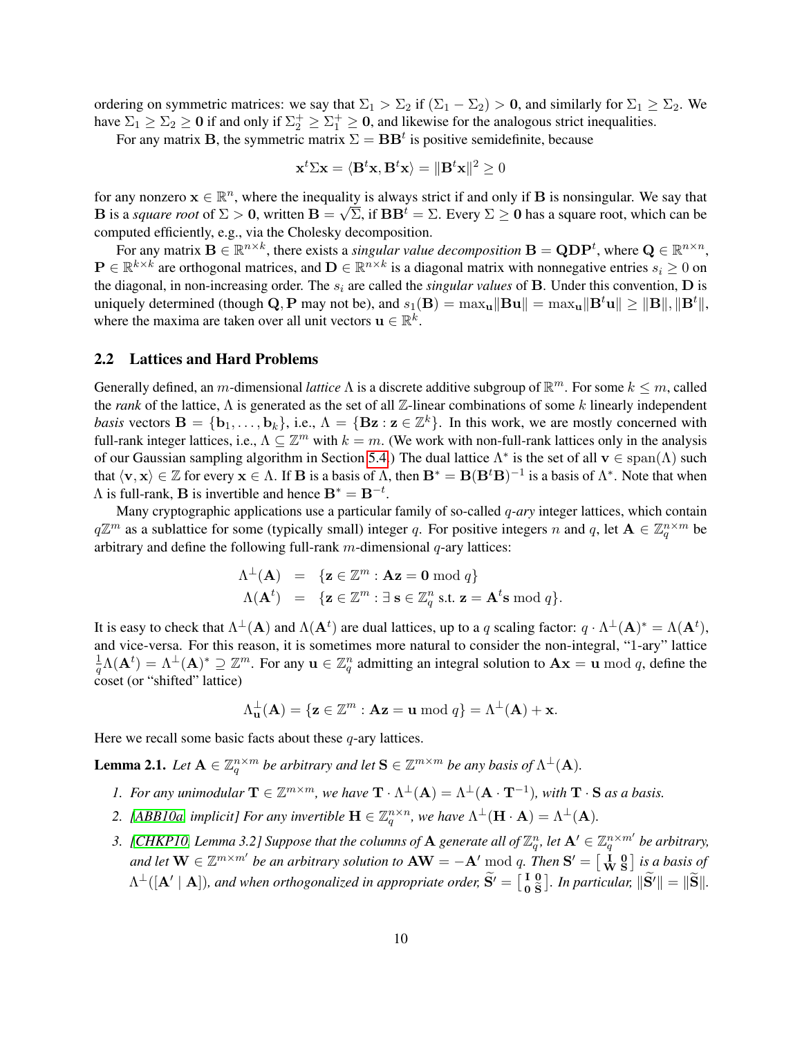ordering on symmetric matrices: we say that $\Sigma_1 > \Sigma_2$ if $(\Sigma_1 - \Sigma_2) > \mathbf{0}$, and similarly for $\Sigma_1 \geq \Sigma_2$. We have $\Sigma_1 \geq \Sigma_2 \geq \mathbf{0}$ if and only if $\Sigma_2^+ \geq \Sigma_1^+ \geq \mathbf{0}$, and likewise for the analogous strict inequalities.

For any matrix $\mathbf{B}$, the symmetric matrix $\Sigma = \mathbf{B}\mathbf{B}^t$ is positive semidefinite, because

$$\mathbf{x}^t \Sigma \mathbf{x} = \langle \mathbf{B}^t \mathbf{x}, \mathbf{B}^t \mathbf{x} \rangle = \|\mathbf{B}^t \mathbf{x}\|^2 \geq 0$$

for any nonzero $\mathbf{x} \in \mathbb{R}^n$, where the inequality is always strict if and only if $\mathbf{B}$ is nonsingular. We say that $\mathbf{B}$ is a *square root* of $\Sigma > \mathbf{0}$, written $\mathbf{B} = \sqrt{\Sigma}$, if $\mathbf{B}\mathbf{B}^t = \Sigma$. Every $\Sigma \geq \mathbf{0}$ has a square root, which can be computed efficiently, e.g., via the Cholesky decomposition.

For any matrix $\mathbf{B} \in \mathbb{R}^{n \times k}$, there exists a *singular value decomposition* $\mathbf{B} = \mathbf{Q}\mathbf{D}\mathbf{P}^t$, where $\mathbf{Q} \in \mathbb{R}^{n \times n}$, $\mathbf{P} \in \mathbb{R}^{k \times k}$ are orthogonal matrices, and $\mathbf{D} \in \mathbb{R}^{n \times k}$ is a diagonal matrix with nonnegative entries $s_i \geq 0$ on the diagonal, in non-increasing order. The $s_i$ are called the *singular values* of $\mathbf{B}$. Under this convention, $\mathbf{D}$ is uniquely determined (though $\mathbf{Q}, \mathbf{P}$ may not be), and $s_1(\mathbf{B}) = \max_{\mathbf{u}} \|\mathbf{B}\mathbf{u}\| = \max_{\mathbf{u}} \|\mathbf{B}^t \mathbf{u}\| \geq \|\mathbf{B}\|, \|\mathbf{B}^t\|$, where the maxima are taken over all unit vectors $\mathbf{u} \in \mathbb{R}^k$.

## 2.2 Lattices and Hard Problems

Generally defined, an $m$-dimensional *lattice* $\Lambda$ is a discrete additive subgroup of $\mathbb{R}^m$. For some $k \leq m$, called the *rank* of the lattice, $\Lambda$ is generated as the set of all $\mathbb{Z}$-linear combinations of some $k$ linearly independent *basis* vectors $\mathbf{B} = \{\mathbf{b}_1, \ldots, \mathbf{b}_k\}$, i.e., $\Lambda = \{\mathbf{B}\mathbf{z} : \mathbf{z} \in \mathbb{Z}^k\}$. In this work, we are mostly concerned with full-rank integer lattices, i.e., $\Lambda \subseteq \mathbb{Z}^m$ with $k = m$. (We work with non-full-rank lattices only in the analysis of our Gaussian sampling algorithm in Section 5.4.) The dual lattice $\Lambda^*$ is the set of all $\mathbf{v} \in \operatorname{span}(\Lambda)$ such that $\langle \mathbf{v}, \mathbf{x} \rangle \in \mathbb{Z}$ for every $\mathbf{x} \in \Lambda$. If $\mathbf{B}$ is a basis of $\Lambda$, then $\mathbf{B}^* = \mathbf{B}(\mathbf{B}^t\mathbf{B})^{-1}$ is a basis of $\Lambda^*$. Note that when $\Lambda$ is full-rank, $\mathbf{B}$ is invertible and hence $\mathbf{B}^* = \mathbf{B}^{-t}$.

Many cryptographic applications use a particular family of so-called $q$-*ary* integer lattices, which contain $q\mathbb{Z}^m$ as a sublattice for some (typically small) integer $q$. For positive integers $n$ and $q$, let $\mathbf{A} \in \mathbb{Z}_q^{n \times m}$ be arbitrary and define the following full-rank $m$-dimensional $q$-ary lattices:

$$\begin{aligned}
\Lambda^\perp(\mathbf{A}) &= \{\mathbf{z} \in \mathbb{Z}^m : \mathbf{A}\mathbf{z} = \mathbf{0} \bmod q\} \\
\Lambda(\mathbf{A}^t) &= \{\mathbf{z} \in \mathbb{Z}^m : \exists\, \mathbf{s} \in \mathbb{Z}_q^n \text{ s.t. } \mathbf{z} = \mathbf{A}^t\mathbf{s} \bmod q\}.
\end{aligned}$$

It is easy to check that $\Lambda^\perp(\mathbf{A})$ and $\Lambda(\mathbf{A}^t)$ are dual lattices, up to a $q$ scaling factor: $q \cdot \Lambda^\perp(\mathbf{A})^* = \Lambda(\mathbf{A}^t)$, and vice-versa. For this reason, it is sometimes more natural to consider the non-integral, "1-ary" lattice $\frac{1}{q}\Lambda(\mathbf{A}^t) = \Lambda^\perp(\mathbf{A})^* \supseteq \mathbb{Z}^m$. For any $\mathbf{u} \in \mathbb{Z}_q^n$ admitting an integral solution to $\mathbf{A}\mathbf{x} = \mathbf{u} \bmod q$, define the coset (or "shifted" lattice)

$$\Lambda_{\mathbf{u}}^\perp(\mathbf{A}) = \{\mathbf{z} \in \mathbb{Z}^m : \mathbf{A}\mathbf{z} = \mathbf{u} \bmod q\} = \Lambda^\perp(\mathbf{A}) + \mathbf{x}.$$

Here we recall some basic facts about these $q$-ary lattices.

**Lemma 2.1.** *Let $\mathbf{A} \in \mathbb{Z}_q^{n \times m}$ be arbitrary and let $\mathbf{S} \in \mathbb{Z}^{m \times m}$ be any basis of $\Lambda^\perp(\mathbf{A})$.*

1. *For any unimodular $\mathbf{T} \in \mathbb{Z}^{m \times m}$, we have $\mathbf{T} \cdot \Lambda^\perp(\mathbf{A}) = \Lambda^\perp(\mathbf{A} \cdot \mathbf{T}^{-1})$, with $\mathbf{T} \cdot \mathbf{S}$ as a basis.*
2. *[ABB10a, implicit] For any invertible $\mathbf{H} \in \mathbb{Z}_q^{n \times n}$, we have $\Lambda^\perp(\mathbf{H} \cdot \mathbf{A}) = \Lambda^\perp(\mathbf{A})$.*
3. *[CHKP10, Lemma 3.2] Suppose that the columns of $\mathbf{A}$ generate all of $\mathbb{Z}_q^n$, let $\mathbf{A}' \in \mathbb{Z}_q^{n \times m'}$ be arbitrary, and let $\mathbf{W} \in \mathbb{Z}^{m \times m'}$ be an arbitrary solution to $\mathbf{A}\mathbf{W} = -\mathbf{A}' \bmod q$. Then $\mathbf{S}' = \left[\begin{smallmatrix} \mathbf{I} & \mathbf{0} \\ \mathbf{W} & \mathbf{S} \end{smallmatrix}\right]$ is a basis of $\Lambda^\perp([\mathbf{A}' \mid \mathbf{A}])$, and when orthogonalized in appropriate order, $\widetilde{\mathbf{S}}' = \left[\begin{smallmatrix} \mathbf{I} & \mathbf{0} \\ \mathbf{0} & \widetilde{\mathbf{S}} \end{smallmatrix}\right]$. In particular, $\|\widetilde{\mathbf{S}}'\| = \|\widetilde{\mathbf{S}}\|$.*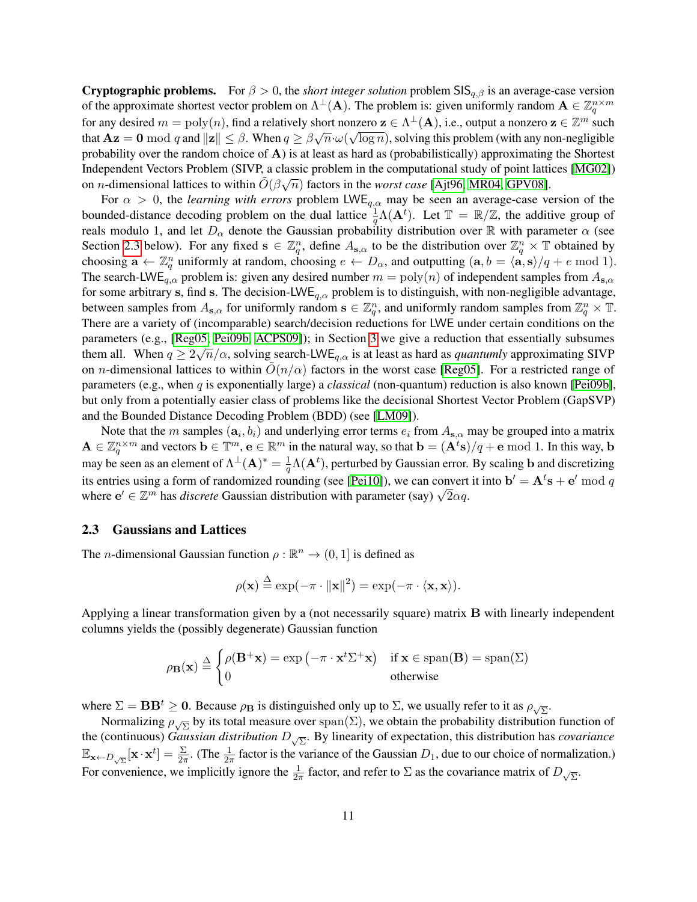**Cryptographic problems.** For $\beta > 0$, the *short integer solution* problem $\mathsf{SIS}_{q,\beta}$ is an average-case version of the approximate shortest vector problem on $\Lambda^\perp(\mathbf{A})$. The problem is: given uniformly random $\mathbf{A} \in \mathbb{Z}_q^{n \times m}$ for any desired $m = \text{poly}(n)$, find a relatively short nonzero $\mathbf{z} \in \Lambda^\perp(\mathbf{A})$, i.e., output a nonzero $\mathbf{z} \in \mathbb{Z}^m$ such that $\mathbf{A}\mathbf{z} = \mathbf{0} \bmod q$ and $\|\mathbf{z}\| \leq \beta$. When $q \geq \beta\sqrt{n}\cdot\omega(\sqrt{\log n})$, solving this problem (with any non-negligible probability over the random choice of $\mathbf{A}$) is at least as hard as (probabilistically) approximating the Shortest Independent Vectors Problem (SIVP, a classic problem in the computational study of point lattices [MG02]) on $n$-dimensional lattices to within $\tilde{O}(\beta\sqrt{n})$ factors in the *worst case* [Ajt96, MR04, GPV08].

For $\alpha > 0$, the *learning with errors* problem $\mathsf{LWE}_{q,\alpha}$ may be seen an average-case version of the bounded-distance decoding problem on the dual lattice $\frac{1}{q}\Lambda(\mathbf{A}^t)$. Let $\mathbb{T} = \mathbb{R}/\mathbb{Z}$, the additive group of reals modulo 1, and let $D_\alpha$ denote the Gaussian probability distribution over $\mathbb{R}$ with parameter $\alpha$ (see Section 2.3 below). For any fixed $\mathbf{s} \in \mathbb{Z}_q^n$, define $A_{\mathbf{s},\alpha}$ to be the distribution over $\mathbb{Z}_q^n \times \mathbb{T}$ obtained by choosing $\mathbf{a} \leftarrow \mathbb{Z}_q^n$ uniformly at random, choosing $e \leftarrow D_\alpha$, and outputting $(\mathbf{a}, b = \langle \mathbf{a}, \mathbf{s} \rangle/q + e \bmod 1)$. The search-$\mathsf{LWE}_{q,\alpha}$ problem is: given any desired number $m = \text{poly}(n)$ of independent samples from $A_{\mathbf{s},\alpha}$ for some arbitrary $\mathbf{s}$, find $\mathbf{s}$. The decision-$\mathsf{LWE}_{q,\alpha}$ problem is to distinguish, with non-negligible advantage, between samples from $A_{\mathbf{s},\alpha}$ for uniformly random $\mathbf{s} \in \mathbb{Z}_q^n$, and uniformly random samples from $\mathbb{Z}_q^n \times \mathbb{T}$. There are a variety of (incomparable) search/decision reductions for LWE under certain conditions on the parameters (e.g., [Reg05, Pei09b, ACPS09]); in Section 3 we give a reduction that essentially subsumes them all. When $q \geq 2\sqrt{n}/\alpha$, solving search-$\mathsf{LWE}_{q,\alpha}$ is at least as hard as *quantumly* approximating SIVP on $n$-dimensional lattices to within $\tilde{O}(n/\alpha)$ factors in the worst case [Reg05]. For a restricted range of parameters (e.g., when $q$ is exponentially large) a *classical* (non-quantum) reduction is also known [Pei09b], but only from a potentially easier class of problems like the decisional Shortest Vector Problem (GapSVP) and the Bounded Distance Decoding Problem (BDD) (see [LM09]).

Note that the $m$ samples $(\mathbf{a}_i, b_i)$ and underlying error terms $e_i$ from $A_{\mathbf{s},\alpha}$ may be grouped into a matrix $\mathbf{A} \in \mathbb{Z}_q^{n \times m}$ and vectors $\mathbf{b} \in \mathbb{T}^m$, $\mathbf{e} \in \mathbb{R}^m$ in the natural way, so that $\mathbf{b} = (\mathbf{A}^t\mathbf{s})/q + \mathbf{e} \bmod 1$. In this way, $\mathbf{b}$ may be seen as an element of $\Lambda^\perp(\mathbf{A})^* = \frac{1}{q}\Lambda(\mathbf{A}^t)$, perturbed by Gaussian error. By scaling $\mathbf{b}$ and discretizing its entries using a form of randomized rounding (see [Pei10]), we can convert it into $\mathbf{b}' = \mathbf{A}^t\mathbf{s} + \mathbf{e}' \bmod q$ where $\mathbf{e}' \in \mathbb{Z}^m$ has *discrete* Gaussian distribution with parameter (say) $\sqrt{2}\alpha q$.

### 2.3 Gaussians and Lattices

The $n$-dimensional Gaussian function $\rho : \mathbb{R}^n \to (0, 1]$ is defined as

$$\rho(\mathbf{x}) \stackrel{\Delta}{=} \exp(-\pi \cdot \|\mathbf{x}\|^2) = \exp(-\pi \cdot \langle \mathbf{x}, \mathbf{x} \rangle).$$

Applying a linear transformation given by a (not necessarily square) matrix $\mathbf{B}$ with linearly independent columns yields the (possibly degenerate) Gaussian function

$$\rho_{\mathbf{B}}(\mathbf{x}) \stackrel{\Delta}{=} \begin{cases} \rho(\mathbf{B}^+\mathbf{x}) = \exp\left(-\pi \cdot \mathbf{x}^t\Sigma^+\mathbf{x}\right) & \text{if } \mathbf{x} \in \text{span}(\mathbf{B}) = \text{span}(\Sigma) \\ 0 & \text{otherwise} \end{cases}$$

where $\Sigma = \mathbf{B}\mathbf{B}^t \geq \mathbf{0}$. Because $\rho_{\mathbf{B}}$ is distinguished only up to $\Sigma$, we usually refer to it as $\rho_{\sqrt{\Sigma}}$.

Normalizing $\rho_{\sqrt{\Sigma}}$ by its total measure over $\text{span}(\Sigma)$, we obtain the probability distribution function of the (continuous) *Gaussian distribution* $D_{\sqrt{\Sigma}}$. By linearity of expectation, this distribution has *covariance* $\mathbb{E}_{\mathbf{x} \leftarrow D_{\sqrt{\Sigma}}}[\mathbf{x} \cdot \mathbf{x}^t] = \frac{\Sigma}{2\pi}$. (The $\frac{1}{2\pi}$ factor is the variance of the Gaussian $D_1$, due to our choice of normalization.) For convenience, we implicitly ignore the $\frac{1}{2\pi}$ factor, and refer to $\Sigma$ as the covariance matrix of $D_{\sqrt{\Sigma}}$.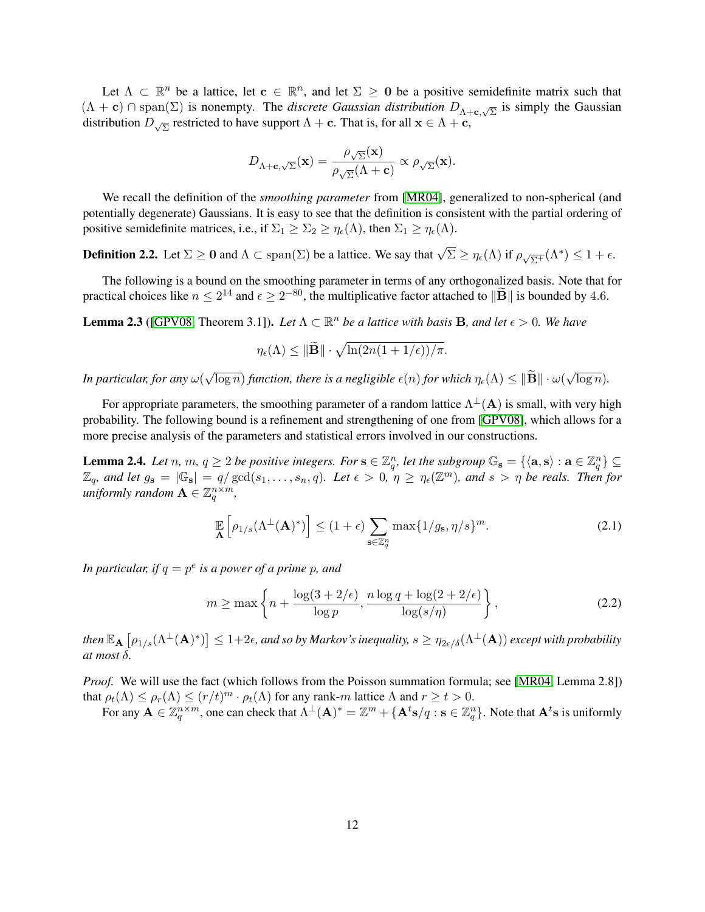Let $\Lambda \subset \mathbb{R}^n$ be a lattice, let $\mathbf{c} \in \mathbb{R}^n$, and let $\Sigma \geq \mathbf{0}$ be a positive semidefinite matrix such that $(\Lambda + \mathbf{c}) \cap \mathrm{span}(\Sigma)$ is nonempty. The *discrete Gaussian distribution* $D_{\Lambda+\mathbf{c},\sqrt{\Sigma}}$ is simply the Gaussian distribution $D_{\sqrt{\Sigma}}$ restricted to have support $\Lambda + \mathbf{c}$. That is, for all $\mathbf{x} \in \Lambda + \mathbf{c}$,

$$D_{\Lambda+\mathbf{c},\sqrt{\Sigma}}(\mathbf{x}) = \frac{\rho_{\sqrt{\Sigma}}(\mathbf{x})}{\rho_{\sqrt{\Sigma}}(\Lambda + \mathbf{c})} \propto \rho_{\sqrt{\Sigma}}(\mathbf{x}).$$

We recall the definition of the *smoothing parameter* from [MR04], generalized to non-spherical (and potentially degenerate) Gaussians. It is easy to see that the definition is consistent with the partial ordering of positive semidefinite matrices, i.e., if $\Sigma_1 \geq \Sigma_2 \geq \eta_\epsilon(\Lambda)$, then $\Sigma_1 \geq \eta_\epsilon(\Lambda)$.

**Definition 2.2.** Let $\Sigma \geq \mathbf{0}$ and $\Lambda \subset \mathrm{span}(\Sigma)$ be a lattice. We say that $\sqrt{\Sigma} \geq \eta_\epsilon(\Lambda)$ if $\rho_{\sqrt{\Sigma^+}}(\Lambda^*) \leq 1 + \epsilon$.

The following is a bound on the smoothing parameter in terms of any orthogonalized basis. Note that for practical choices like $n \leq 2^{14}$ and $\epsilon \geq 2^{-80}$, the multiplicative factor attached to $\|\widetilde{\mathbf{B}}\|$ is bounded by $4.6$.

**Lemma 2.3** ([GPV08, Theorem 3.1])**.** *Let $\Lambda \subset \mathbb{R}^n$ be a lattice with basis $\mathbf{B}$, and let $\epsilon > 0$. We have*

$$\eta_\epsilon(\Lambda) \leq \|\widetilde{\mathbf{B}}\| \cdot \sqrt{\ln(2n(1 + 1/\epsilon))/\pi}.$$

*In particular, for any $\omega(\sqrt{\log n})$ function, there is a negligible $\epsilon(n)$ for which $\eta_\epsilon(\Lambda) \leq \|\widetilde{\mathbf{B}}\| \cdot \omega(\sqrt{\log n})$.*

For appropriate parameters, the smoothing parameter of a random lattice $\Lambda^\perp(\mathbf{A})$ is small, with very high probability. The following bound is a refinement and strengthening of one from [GPV08], which allows for a more precise analysis of the parameters and statistical errors involved in our constructions.

**Lemma 2.4.** *Let $n$, $m$, $q \geq 2$ be positive integers. For $\mathbf{s} \in \mathbb{Z}_q^n$, let the subgroup $\mathbb{G}_\mathbf{s} = \{\langle \mathbf{a}, \mathbf{s} \rangle : \mathbf{a} \in \mathbb{Z}_q^n\} \subseteq \mathbb{Z}_q$, and let $g_\mathbf{s} = |\mathbb{G}_\mathbf{s}| = q/\gcd(s_1, \ldots, s_n, q)$. Let $\epsilon > 0$, $\eta \geq \eta_\epsilon(\mathbb{Z}^m)$, and $s > \eta$ be reals. Then for uniformly random $\mathbf{A} \in \mathbb{Z}_q^{n \times m}$,*

$$\mathop{\mathbb{E}}_{\mathbf{A}}\left[\rho_{1/s}(\Lambda^\perp(\mathbf{A})^*)\right] \leq (1 + \epsilon) \sum_{\mathbf{s} \in \mathbb{Z}_q^n} \max\{1/g_\mathbf{s}, \eta/s\}^m. \tag{2.1}$$

*In particular, if $q = p^e$ is a power of a prime $p$, and*

$$m \geq \max\left\{n + \frac{\log(3 + 2/\epsilon)}{\log p}, \frac{n \log q + \log(2 + 2/\epsilon)}{\log(s/\eta)}\right\}, \tag{2.2}$$

*then $\mathbb{E}_\mathbf{A}\left[\rho_{1/s}(\Lambda^\perp(\mathbf{A})^*)\right] \leq 1+2\epsilon$, and so by Markov's inequality, $s \geq \eta_{2\epsilon/\delta}(\Lambda^\perp(\mathbf{A}))$ except with probability at most $\delta$.*

*Proof.* We will use the fact (which follows from the Poisson summation formula; see [MR04, Lemma 2.8]) that $\rho_t(\Lambda) \leq \rho_r(\Lambda) \leq (r/t)^m \cdot \rho_t(\Lambda)$ for any rank-$m$ lattice $\Lambda$ and $r \geq t > 0$.

For any $\mathbf{A} \in \mathbb{Z}_q^{n \times m}$, one can check that $\Lambda^\perp(\mathbf{A})^* = \mathbb{Z}^m + \{\mathbf{A}^t\mathbf{s}/q : \mathbf{s} \in \mathbb{Z}_q^n\}$. Note that $\mathbf{A}^t\mathbf{s}$ is uniformly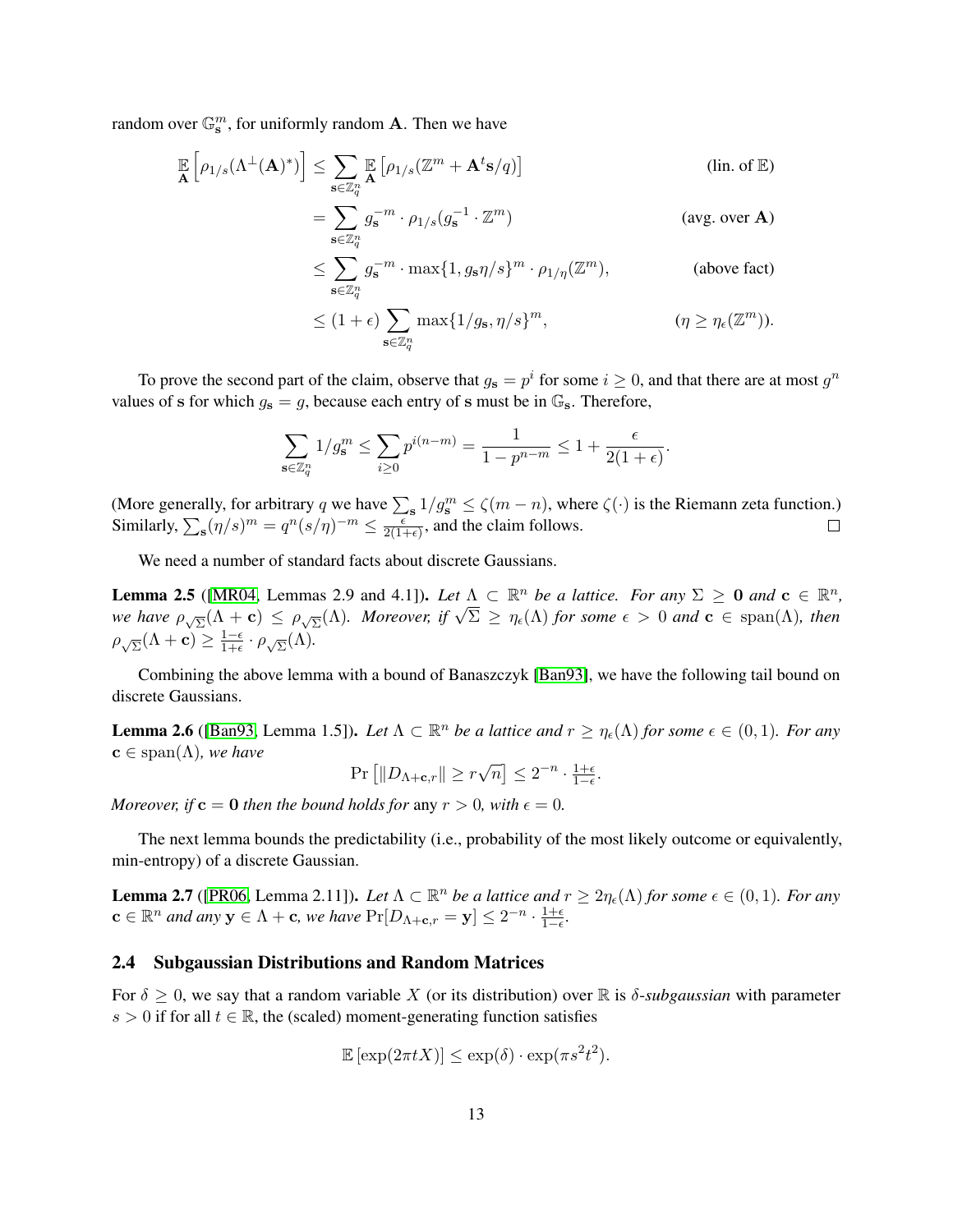random over $\mathbb{G}_{\mathbf{s}}^m$, for uniformly random $\mathbf{A}$. Then we have

$$
\begin{aligned}
\mathop{\mathbb{E}}_{\mathbf{A}}\Big[\rho_{1/s}(\Lambda^{\perp}(\mathbf{A})^*)\Big] &\leq \sum_{\mathbf{s}\in\mathbb{Z}_q^n} \mathop{\mathbb{E}}_{\mathbf{A}}\left[\rho_{1/s}(\mathbb{Z}^m + \mathbf{A}^t\mathbf{s}/q)\right] && \text{(lin. of } \mathbb{E}) \\
&= \sum_{\mathbf{s}\in\mathbb{Z}_q^n} g_{\mathbf{s}}^{-m} \cdot \rho_{1/s}(g_{\mathbf{s}}^{-1}\cdot\mathbb{Z}^m) && \text{(avg. over } \mathbf{A}) \\
&\leq \sum_{\mathbf{s}\in\mathbb{Z}_q^n} g_{\mathbf{s}}^{-m}\cdot \max\{1, g_{\mathbf{s}}\eta/s\}^m \cdot \rho_{1/\eta}(\mathbb{Z}^m), && \text{(above fact)} \\
&\leq (1+\epsilon)\sum_{\mathbf{s}\in\mathbb{Z}_q^n} \max\{1/g_{\mathbf{s}}, \eta/s\}^m, && (\eta \geq \eta_\epsilon(\mathbb{Z}^m)).
\end{aligned}
$$

To prove the second part of the claim, observe that $g_{\mathbf{s}} = p^i$ for some $i \geq 0$, and that there are at most $g^n$ values of $\mathbf{s}$ for which $g_{\mathbf{s}} = g$, because each entry of $\mathbf{s}$ must be in $\mathbb{G}_{\mathbf{s}}$. Therefore,

$$
\sum_{\mathbf{s}\in\mathbb{Z}_q^n} 1/g_{\mathbf{s}}^m \leq \sum_{i\geq 0} p^{i(n-m)} = \frac{1}{1-p^{n-m}} \leq 1 + \frac{\epsilon}{2(1+\epsilon)}.
$$

(More generally, for arbitrary $q$ we have $\sum_{\mathbf{s}} 1/g_{\mathbf{s}}^m \leq \zeta(m-n)$, where $\zeta(\cdot)$ is the Riemann zeta function.) Similarly, $\sum_{\mathbf{s}}(\eta/s)^m = q^n(s/\eta)^{-m} \leq \frac{\epsilon}{2(1+\epsilon)}$, and the claim follows. □

We need a number of standard facts about discrete Gaussians.

**Lemma 2.5** ([MR04, Lemmas 2.9 and 4.1]). *Let $\Lambda \subset \mathbb{R}^n$ be a lattice. For any $\Sigma \geq \mathbf{0}$ and $\mathbf{c} \in \mathbb{R}^n$, we have $\rho_{\sqrt{\Sigma}}(\Lambda + \mathbf{c}) \leq \rho_{\sqrt{\Sigma}}(\Lambda)$. Moreover, if $\sqrt{\Sigma} \geq \eta_\epsilon(\Lambda)$ for some $\epsilon > 0$ and $\mathbf{c} \in \operatorname{span}(\Lambda)$, then $\rho_{\sqrt{\Sigma}}(\Lambda + \mathbf{c}) \geq \frac{1-\epsilon}{1+\epsilon}\cdot\rho_{\sqrt{\Sigma}}(\Lambda)$.*

Combining the above lemma with a bound of Banaszczyk [Ban93], we have the following tail bound on discrete Gaussians.

**Lemma 2.6** ([Ban93, Lemma 1.5]). *Let $\Lambda \subset \mathbb{R}^n$ be a lattice and $r \geq \eta_\epsilon(\Lambda)$ for some $\epsilon \in (0,1)$. For any $\mathbf{c} \in \operatorname{span}(\Lambda)$, we have*

$$
\Pr\left[\|D_{\Lambda+\mathbf{c},r}\| \geq r\sqrt{n}\right] \leq 2^{-n}\cdot\tfrac{1+\epsilon}{1-\epsilon}.
$$

*Moreover, if $\mathbf{c} = \mathbf{0}$ then the bound holds for* any $r > 0$*, with $\epsilon = 0$.*

The next lemma bounds the predictability (i.e., probability of the most likely outcome or equivalently, min-entropy) of a discrete Gaussian.

**Lemma 2.7** ([PR06, Lemma 2.11]). *Let $\Lambda \subset \mathbb{R}^n$ be a lattice and $r \geq 2\eta_\epsilon(\Lambda)$ for some $\epsilon \in (0,1)$. For any $\mathbf{c} \in \mathbb{R}^n$ and any $\mathbf{y} \in \Lambda + \mathbf{c}$, we have $\Pr[D_{\Lambda+\mathbf{c},r} = \mathbf{y}] \leq 2^{-n}\cdot\frac{1+\epsilon}{1-\epsilon}$.*

### 2.4 Subgaussian Distributions and Random Matrices

For $\delta \geq 0$, we say that a random variable $X$ (or its distribution) over $\mathbb{R}$ is $\delta$-*subgaussian* with parameter $s > 0$ if for all $t \in \mathbb{R}$, the (scaled) moment-generating function satisfies

$$
\mathbb{E}\left[\exp(2\pi t X)\right] \leq \exp(\delta)\cdot\exp(\pi s^2 t^2).
$$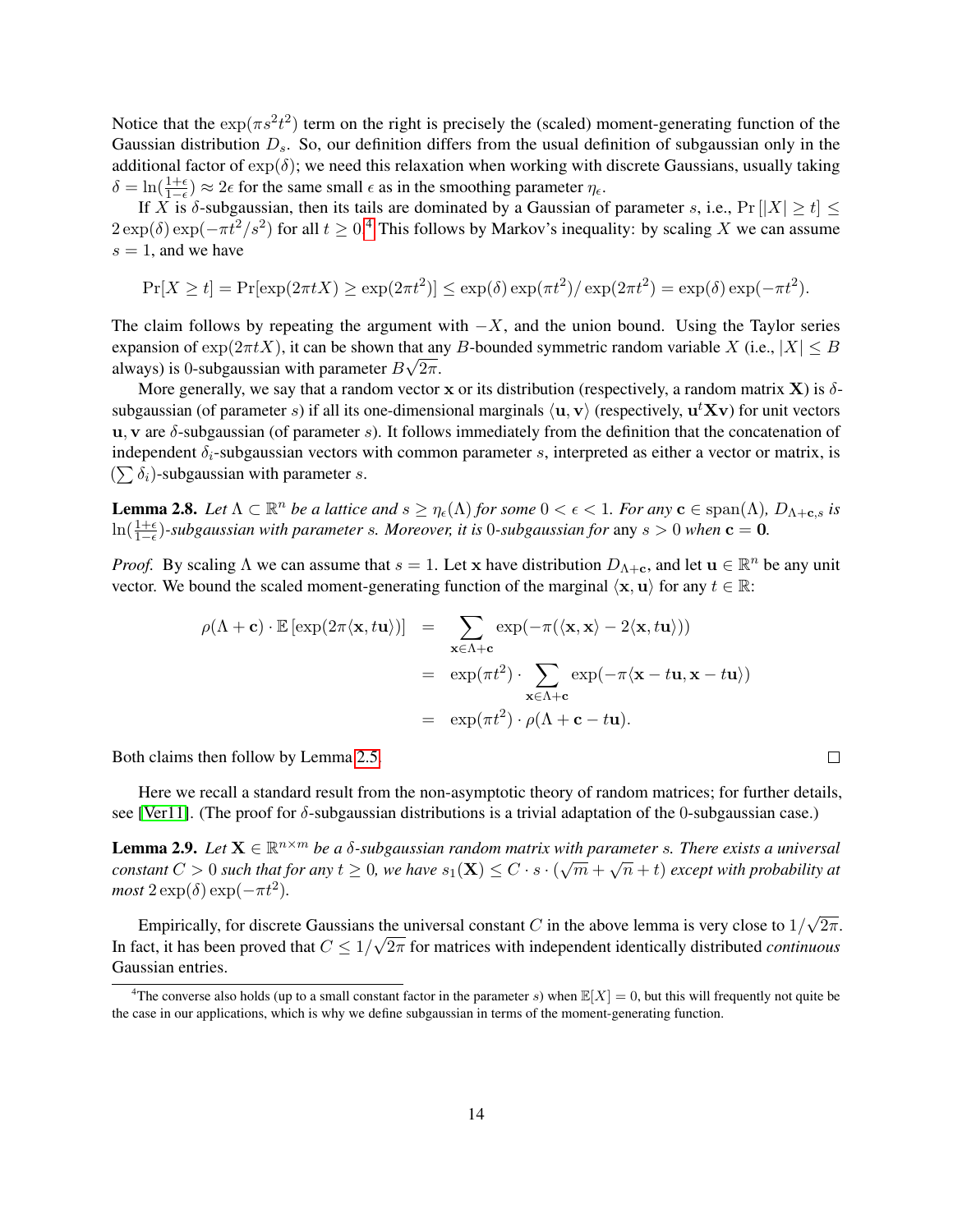Notice that the $\exp(\pi s^2 t^2)$ term on the right is precisely the (scaled) moment-generating function of the Gaussian distribution $D_s$. So, our definition differs from the usual definition of subgaussian only in the additional factor of $\exp(\delta)$; we need this relaxation when working with discrete Gaussians, usually taking $\delta = \ln(\frac{1+\epsilon}{1-\epsilon}) \approx 2\epsilon$ for the same small $\epsilon$ as in the smoothing parameter $\eta_\epsilon$.

If $X$ is $\delta$-subgaussian, then its tails are dominated by a Gaussian of parameter $s$, i.e., $\Pr[|X| \geq t] \leq 2\exp(\delta)\exp(-\pi t^2/s^2)$ for all $t \geq 0$.[4] This follows by Markov's inequality: by scaling $X$ we can assume $s = 1$, and we have

$$\Pr[X \geq t] = \Pr[\exp(2\pi t X) \geq \exp(2\pi t^2)] \leq \exp(\delta)\exp(\pi t^2)/\exp(2\pi t^2) = \exp(\delta)\exp(-\pi t^2).$$

The claim follows by repeating the argument with $-X$, and the union bound. Using the Taylor series expansion of $\exp(2\pi t X)$, it can be shown that any $B$-bounded symmetric random variable $X$ (i.e., $|X| \leq B$ always) is 0-subgaussian with parameter $B\sqrt{2\pi}$.

More generally, we say that a random vector $\mathbf{x}$ or its distribution (respectively, a random matrix $\mathbf{X}$) is $\delta$-subgaussian (of parameter $s$) if all its one-dimensional marginals $\langle \mathbf{u}, \mathbf{v}\rangle$ (respectively, $\mathbf{u}^t \mathbf{X} \mathbf{v}$) for unit vectors $\mathbf{u}, \mathbf{v}$ are $\delta$-subgaussian (of parameter $s$). It follows immediately from the definition that the concatenation of independent $\delta_i$-subgaussian vectors with common parameter $s$, interpreted as either a vector or matrix, is $(\sum \delta_i)$-subgaussian with parameter $s$.

**Lemma 2.8.** *Let $\Lambda \subset \mathbb{R}^n$ be a lattice and $s \geq \eta_\epsilon(\Lambda)$ for some $0 < \epsilon < 1$. For any $\mathbf{c} \in \operatorname{span}(\Lambda)$, $D_{\Lambda+\mathbf{c},s}$ is $\ln(\frac{1+\epsilon}{1-\epsilon})$-subgaussian with parameter $s$. Moreover, it is 0-subgaussian for* any $s > 0$ *when* $\mathbf{c} = \mathbf{0}$.

*Proof.* By scaling $\Lambda$ we can assume that $s = 1$. Let $\mathbf{x}$ have distribution $D_{\Lambda+\mathbf{c}}$, and let $\mathbf{u} \in \mathbb{R}^n$ be any unit vector. We bound the scaled moment-generating function of the marginal $\langle \mathbf{x}, \mathbf{u}\rangle$ for any $t \in \mathbb{R}$:

$$\begin{aligned}
\rho(\Lambda + \mathbf{c}) \cdot \mathbb{E}\left[\exp(2\pi\langle \mathbf{x}, t\mathbf{u}\rangle)\right] &= \sum_{\mathbf{x}\in\Lambda+\mathbf{c}} \exp(-\pi(\langle \mathbf{x}, \mathbf{x}\rangle - 2\langle \mathbf{x}, t\mathbf{u}\rangle)) \\
&= \exp(\pi t^2) \cdot \sum_{\mathbf{x}\in\Lambda+\mathbf{c}} \exp(-\pi\langle \mathbf{x} - t\mathbf{u}, \mathbf{x} - t\mathbf{u}\rangle) \\
&= \exp(\pi t^2) \cdot \rho(\Lambda + \mathbf{c} - t\mathbf{u}).
\end{aligned}$$

Both claims then follow by Lemma 2.5. $\square$

Here we recall a standard result from the non-asymptotic theory of random matrices; for further details, see [Ver11]. (The proof for $\delta$-subgaussian distributions is a trivial adaptation of the 0-subgaussian case.)

**Lemma 2.9.** *Let $\mathbf{X} \in \mathbb{R}^{n\times m}$ be a $\delta$-subgaussian random matrix with parameter $s$. There exists a universal constant $C > 0$ such that for any $t \geq 0$, we have $s_1(\mathbf{X}) \leq C \cdot s \cdot (\sqrt{m} + \sqrt{n} + t)$ except with probability at most $2\exp(\delta)\exp(-\pi t^2)$.*

Empirically, for discrete Gaussians the universal constant $C$ in the above lemma is very close to $1/\sqrt{2\pi}$. In fact, it has been proved that $C \leq 1/\sqrt{2\pi}$ for matrices with independent identically distributed *continuous* Gaussian entries.

[4] The converse also holds (up to a small constant factor in the parameter $s$) when $\mathbb{E}[X] = 0$, but this will frequently not quite be the case in our applications, which is why we define subgaussian in terms of the moment-generating function.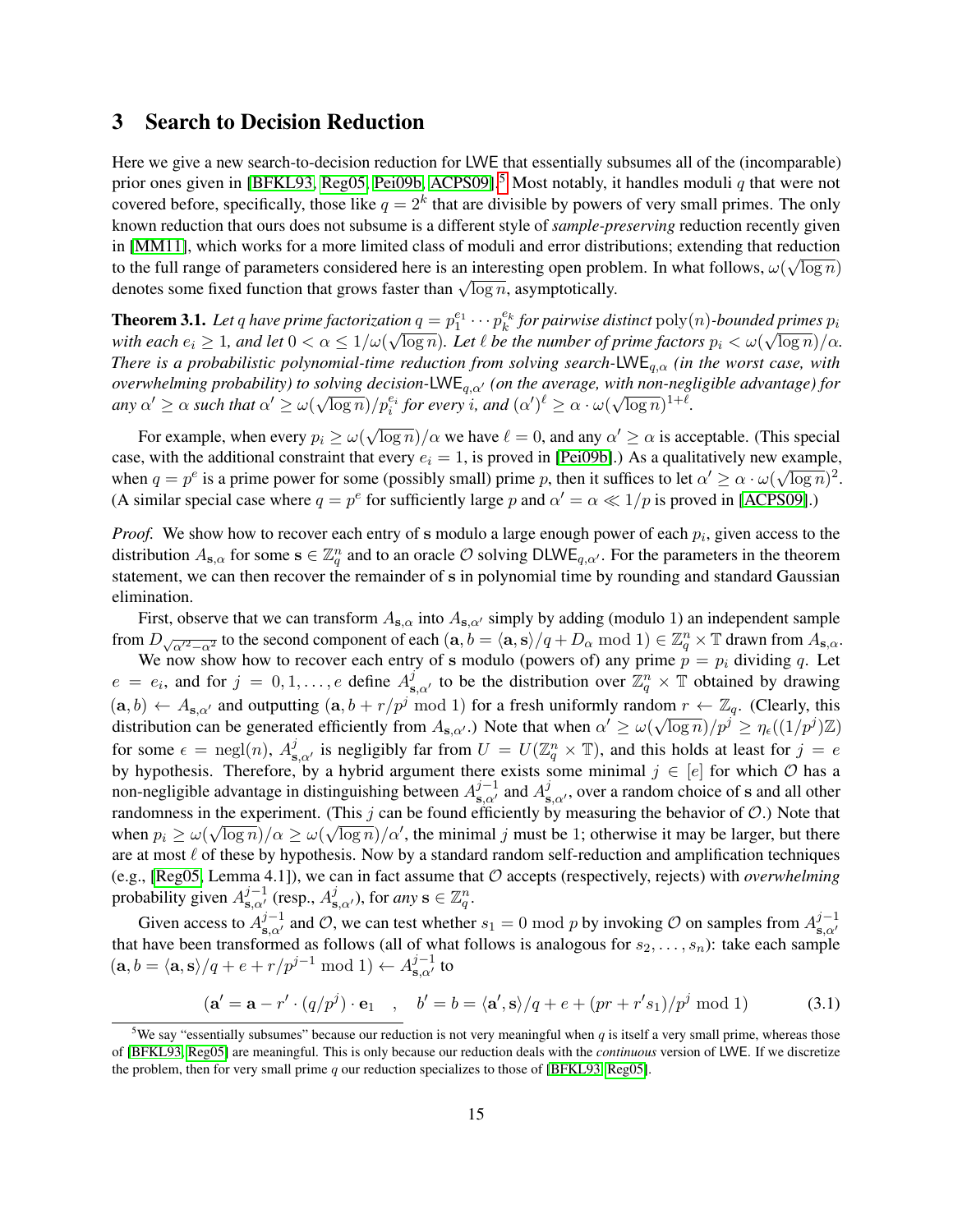## 3 Search to Decision Reduction

Here we give a new search-to-decision reduction for LWE that essentially subsumes all of the (incomparable) prior ones given in [BFKL93, Reg05, Pei09b, ACPS09].[5] Most notably, it handles moduli $q$ that were not covered before, specifically, those like $q = 2^k$ that are divisible by powers of very small primes. The only known reduction that ours does not subsume is a different style of *sample-preserving* reduction recently given in [MM11], which works for a more limited class of moduli and error distributions; extending that reduction to the full range of parameters considered here is an interesting open problem. In what follows, $\omega(\sqrt{\log n})$ denotes some fixed function that grows faster than $\sqrt{\log n}$, asymptotically.

**Theorem 3.1.** *Let $q$ have prime factorization $q = p_1^{e_1} \cdots p_k^{e_k}$ for pairwise distinct $\mathrm{poly}(n)$-bounded primes $p_i$ with each $e_i \geq 1$, and let $0 < \alpha \leq 1/\omega(\sqrt{\log n})$. Let $\ell$ be the number of prime factors $p_i < \omega(\sqrt{\log n})/\alpha$. There is a probabilistic polynomial-time reduction from solving search-$\mathsf{LWE}_{q,\alpha}$ (in the worst case, with overwhelming probability) to solving decision-$\mathsf{LWE}_{q,\alpha'}$ (on the average, with non-negligible advantage) for any $\alpha' \geq \alpha$ such that $\alpha' \geq \omega(\sqrt{\log n})/p_i^{e_i}$ for every $i$, and $(\alpha')^\ell \geq \alpha \cdot \omega(\sqrt{\log n})^{1+\ell}$.*

For example, when every $p_i \geq \omega(\sqrt{\log n})/\alpha$ we have $\ell = 0$, and any $\alpha' \geq \alpha$ is acceptable. (This special case, with the additional constraint that every $e_i = 1$, is proved in [Pei09b].) As a qualitatively new example, when $q = p^e$ is a prime power for some (possibly small) prime $p$, then it suffices to let $\alpha' \geq \alpha \cdot \omega(\sqrt{\log n})^2$. (A similar special case where $q = p^e$ for sufficiently large $p$ and $\alpha' = \alpha \ll 1/p$ is proved in [ACPS09].)

*Proof.* We show how to recover each entry of $\mathbf{s}$ modulo a large enough power of each $p_i$, given access to the distribution $A_{\mathbf{s},\alpha}$ for some $\mathbf{s} \in \mathbb{Z}_q^n$ and to an oracle $\mathcal{O}$ solving $\mathsf{DLWE}_{q,\alpha'}$. For the parameters in the theorem statement, we can then recover the remainder of $\mathbf{s}$ in polynomial time by rounding and standard Gaussian elimination.

First, observe that we can transform $A_{\mathbf{s},\alpha}$ into $A_{\mathbf{s},\alpha'}$ simply by adding (modulo 1) an independent sample from $D_{\sqrt{\alpha'^2 - \alpha^2}}$ to the second component of each $(\mathbf{a}, b = \langle \mathbf{a}, \mathbf{s} \rangle / q + D_\alpha \bmod 1) \in \mathbb{Z}_q^n \times \mathbb{T}$ drawn from $A_{\mathbf{s},\alpha}$.

We now show how to recover each entry of $\mathbf{s}$ modulo (powers of) any prime $p = p_i$ dividing $q$. Let $e = e_i$, and for $j = 0, 1, \ldots, e$ define $A_{\mathbf{s},\alpha'}^j$ to be the distribution over $\mathbb{Z}_q^n \times \mathbb{T}$ obtained by drawing $(\mathbf{a}, b) \leftarrow A_{\mathbf{s},\alpha'}$ and outputting $(\mathbf{a}, b + r/p^j \bmod 1)$ for a fresh uniformly random $r \leftarrow \mathbb{Z}_q$. (Clearly, this distribution can be generated efficiently from $A_{\mathbf{s},\alpha'}$.) Note that when $\alpha' \geq \omega(\sqrt{\log n})/p^j \geq \eta_\epsilon((1/p^j)\mathbb{Z})$ for some $\epsilon = \mathrm{negl}(n)$, $A_{\mathbf{s},\alpha'}^j$ is negligibly far from $U = U(\mathbb{Z}_q^n \times \mathbb{T})$, and this holds at least for $j = e$ by hypothesis. Therefore, by a hybrid argument there exists some minimal $j \in [e]$ for which $\mathcal{O}$ has a non-negligible advantage in distinguishing between $A_{\mathbf{s},\alpha'}^{j-1}$ and $A_{\mathbf{s},\alpha'}^j$, over a random choice of $\mathbf{s}$ and all other randomness in the experiment. (This $j$ can be found efficiently by measuring the behavior of $\mathcal{O}$.) Note that when $p_i \geq \omega(\sqrt{\log n})/\alpha \geq \omega(\sqrt{\log n})/\alpha'$, the minimal $j$ must be 1; otherwise it may be larger, but there are at most $\ell$ of these by hypothesis. Now by a standard random self-reduction and amplification techniques (e.g., [Reg05, Lemma 4.1]), we can in fact assume that $\mathcal{O}$ accepts (respectively, rejects) with *overwhelming* probability given $A_{\mathbf{s},\alpha'}^{j-1}$ (resp., $A_{\mathbf{s},\alpha'}^j$), for *any* $\mathbf{s} \in \mathbb{Z}_q^n$.

Given access to $A_{\mathbf{s},\alpha'}^{j-1}$ and $\mathcal{O}$, we can test whether $s_1 = 0 \bmod p$ by invoking $\mathcal{O}$ on samples from $A_{\mathbf{s},\alpha'}^{j-1}$ that have been transformed as follows (all of what follows is analogous for $s_2, \ldots, s_n$): take each sample $(\mathbf{a}, b = \langle \mathbf{a}, \mathbf{s} \rangle / q + e + r/p^{j-1} \bmod 1) \leftarrow A_{\mathbf{s},\alpha'}^{j-1}$ to

$$(\mathbf{a}' = \mathbf{a} - r' \cdot (q/p^j) \cdot \mathbf{e}_1 \quad , \quad b' = b = \langle \mathbf{a}', \mathbf{s} \rangle / q + e + (pr + r's_1)/p^j \bmod 1) \tag{3.1}$$

[5] We say "essentially subsumes" because our reduction is not very meaningful when $q$ is itself a very small prime, whereas those of [BFKL93, Reg05] are meaningful. This is only because our reduction deals with the *continuous* version of LWE. If we discretize the problem, then for very small prime $q$ our reduction specializes to those of [BFKL93, Reg05].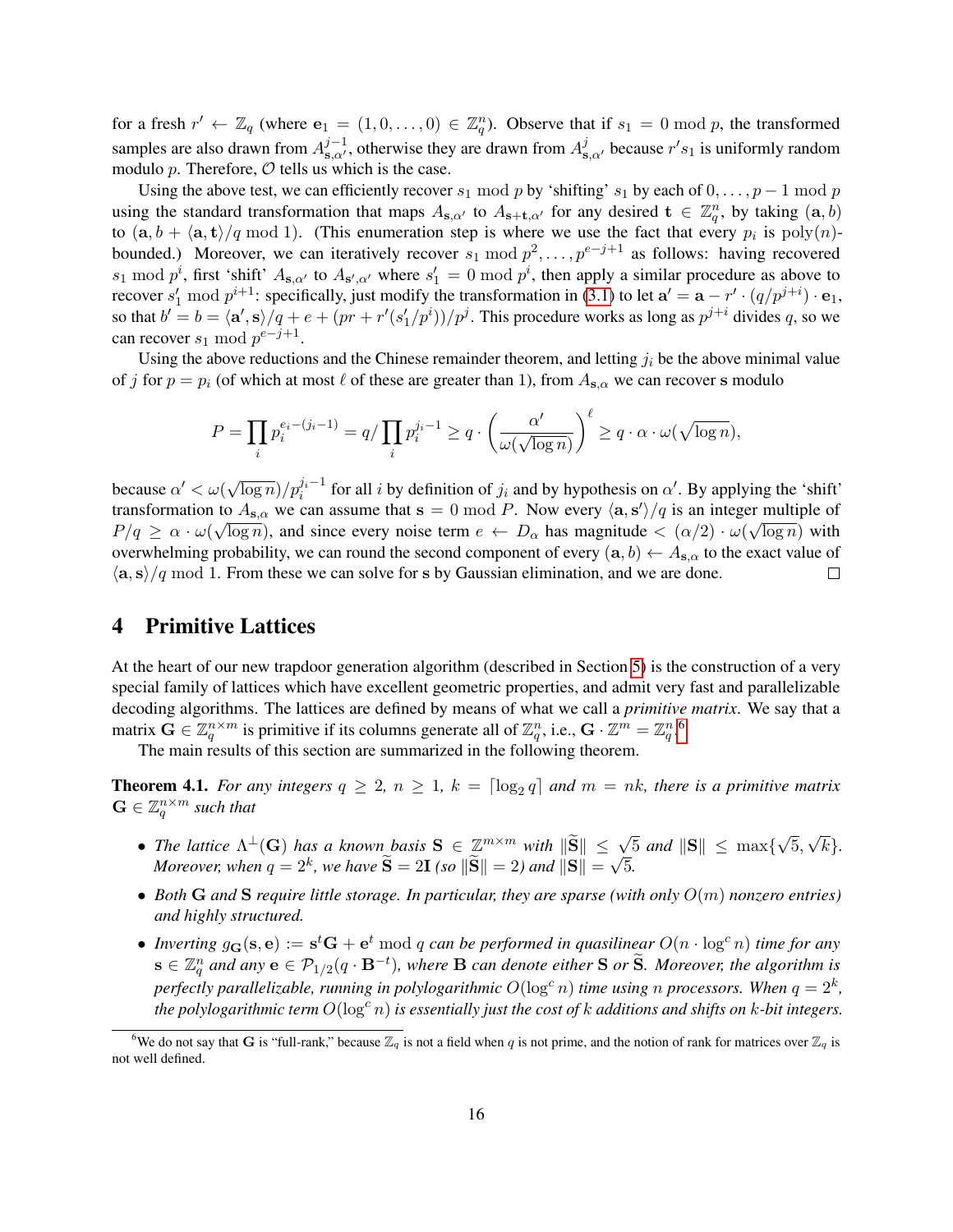for a fresh $r' \leftarrow \mathbb{Z}_q$ (where $\mathbf{e}_1 = (1, 0, \ldots, 0) \in \mathbb{Z}_q^n$). Observe that if $s_1 = 0 \bmod p$, the transformed samples are also drawn from $A_{\mathbf{s},\alpha'}^{j-1}$, otherwise they are drawn from $A_{\mathbf{s},\alpha'}^{j}$ because $r's_1$ is uniformly random modulo $p$. Therefore, $\mathcal{O}$ tells us which is the case.

Using the above test, we can efficiently recover $s_1 \bmod p$ by 'shifting' $s_1$ by each of $0, \ldots, p-1 \bmod p$ using the standard transformation that maps $A_{\mathbf{s},\alpha'}$ to $A_{\mathbf{s}+\mathbf{t},\alpha'}$ for any desired $\mathbf{t} \in \mathbb{Z}_q^n$, by taking $(\mathbf{a}, b)$ to $(\mathbf{a}, b + \langle \mathbf{a}, \mathbf{t} \rangle / q \bmod 1)$. (This enumeration step is where we use the fact that every $p_i$ is $\mathrm{poly}(n)$-bounded.) Moreover, we can iteratively recover $s_1 \bmod p^2, \ldots, p^{e-j+1}$ as follows: having recovered $s_1 \bmod p^i$, first 'shift' $A_{\mathbf{s},\alpha'}$ to $A_{\mathbf{s}',\alpha'}$ where $s_1' = 0 \bmod p^i$, then apply a similar procedure as above to recover $s_1' \bmod p^{i+1}$: specifically, just modify the transformation in (3.1) to let $\mathbf{a}' = \mathbf{a} - r' \cdot (q/p^{j+i}) \cdot \mathbf{e}_1$, so that $b' = b = \langle \mathbf{a}', \mathbf{s} \rangle / q + e + (pr + r'(s_1'/p^i))/p^j$. This procedure works as long as $p^{j+i}$ divides $q$, so we can recover $s_1 \bmod p^{e-j+1}$.

Using the above reductions and the Chinese remainder theorem, and letting $j_i$ be the above minimal value of $j$ for $p = p_i$ (of which at most $\ell$ of these are greater than 1), from $A_{\mathbf{s},\alpha}$ we can recover $\mathbf{s}$ modulo

$$P = \prod_i p_i^{e_i - (j_i - 1)} = q / \prod_i p_i^{j_i - 1} \geq q \cdot \left( \frac{\alpha'}{\omega(\sqrt{\log n})} \right)^{\ell} \geq q \cdot \alpha \cdot \omega(\sqrt{\log n}),$$

because $\alpha' < \omega(\sqrt{\log n})/p_i^{j_i - 1}$ for all $i$ by definition of $j_i$ and by hypothesis on $\alpha'$. By applying the 'shift' transformation to $A_{\mathbf{s},\alpha}$ we can assume that $\mathbf{s} = 0 \bmod P$. Now every $\langle \mathbf{a}, \mathbf{s}' \rangle / q$ is an integer multiple of $P/q \geq \alpha \cdot \omega(\sqrt{\log n})$, and since every noise term $e \leftarrow D_\alpha$ has magnitude $< (\alpha/2) \cdot \omega(\sqrt{\log n})$ with overwhelming probability, we can round the second component of every $(\mathbf{a}, b) \leftarrow A_{\mathbf{s},\alpha}$ to the exact value of $\langle \mathbf{a}, \mathbf{s} \rangle / q \bmod 1$. From these we can solve for $\mathbf{s}$ by Gaussian elimination, and we are done. $\square$

# 4 Primitive Lattices

At the heart of our new trapdoor generation algorithm (described in Section 5) is the construction of a very special family of lattices which have excellent geometric properties, and admit very fast and parallelizable decoding algorithms. The lattices are defined by means of what we call a *primitive matrix*. We say that a matrix $\mathbf{G} \in \mathbb{Z}_q^{n \times m}$ is primitive if its columns generate all of $\mathbb{Z}_q^n$, i.e., $\mathbf{G} \cdot \mathbb{Z}^m = \mathbb{Z}_q^n$.[6]

The main results of this section are summarized in the following theorem.

**Theorem 4.1.** *For any integers $q \geq 2$, $n \geq 1$, $k = \lceil \log_2 q \rceil$ and $m = nk$, there is a primitive matrix $\mathbf{G} \in \mathbb{Z}_q^{n \times m}$ such that*

- *The lattice $\Lambda^\perp(\mathbf{G})$ has a known basis $\mathbf{S} \in \mathbb{Z}^{m \times m}$ with $\|\widetilde{\mathbf{S}}\| \leq \sqrt{5}$ and $\|\mathbf{S}\| \leq \max\{\sqrt{5}, \sqrt{k}\}$. Moreover, when $q = 2^k$, we have $\widetilde{\mathbf{S}} = 2\mathbf{I}$ (so $\|\widetilde{\mathbf{S}}\| = 2$) and $\|\mathbf{S}\| = \sqrt{5}$.*
- *Both $\mathbf{G}$ and $\mathbf{S}$ require little storage. In particular, they are sparse (with only $O(m)$ nonzero entries) and highly structured.*
- *Inverting $g_{\mathbf{G}}(\mathbf{s}, \mathbf{e}) := \mathbf{s}^t \mathbf{G} + \mathbf{e}^t \bmod q$ can be performed in quasilinear $O(n \cdot \log^c n)$ time for any $\mathbf{s} \in \mathbb{Z}_q^n$ and any $\mathbf{e} \in \mathcal{P}_{1/2}(q \cdot \mathbf{B}^{-t})$, where $\mathbf{B}$ can denote either $\mathbf{S}$ or $\widetilde{\mathbf{S}}$. Moreover, the algorithm is perfectly parallelizable, running in polylogarithmic $O(\log^c n)$ time using $n$ processors. When $q = 2^k$, the polylogarithmic term $O(\log^c n)$ is essentially just the cost of $k$ additions and shifts on $k$-bit integers.*

[6] We do not say that $\mathbf{G}$ is "full-rank," because $\mathbb{Z}_q$ is not a field when $q$ is not prime, and the notion of rank for matrices over $\mathbb{Z}_q$ is not well defined.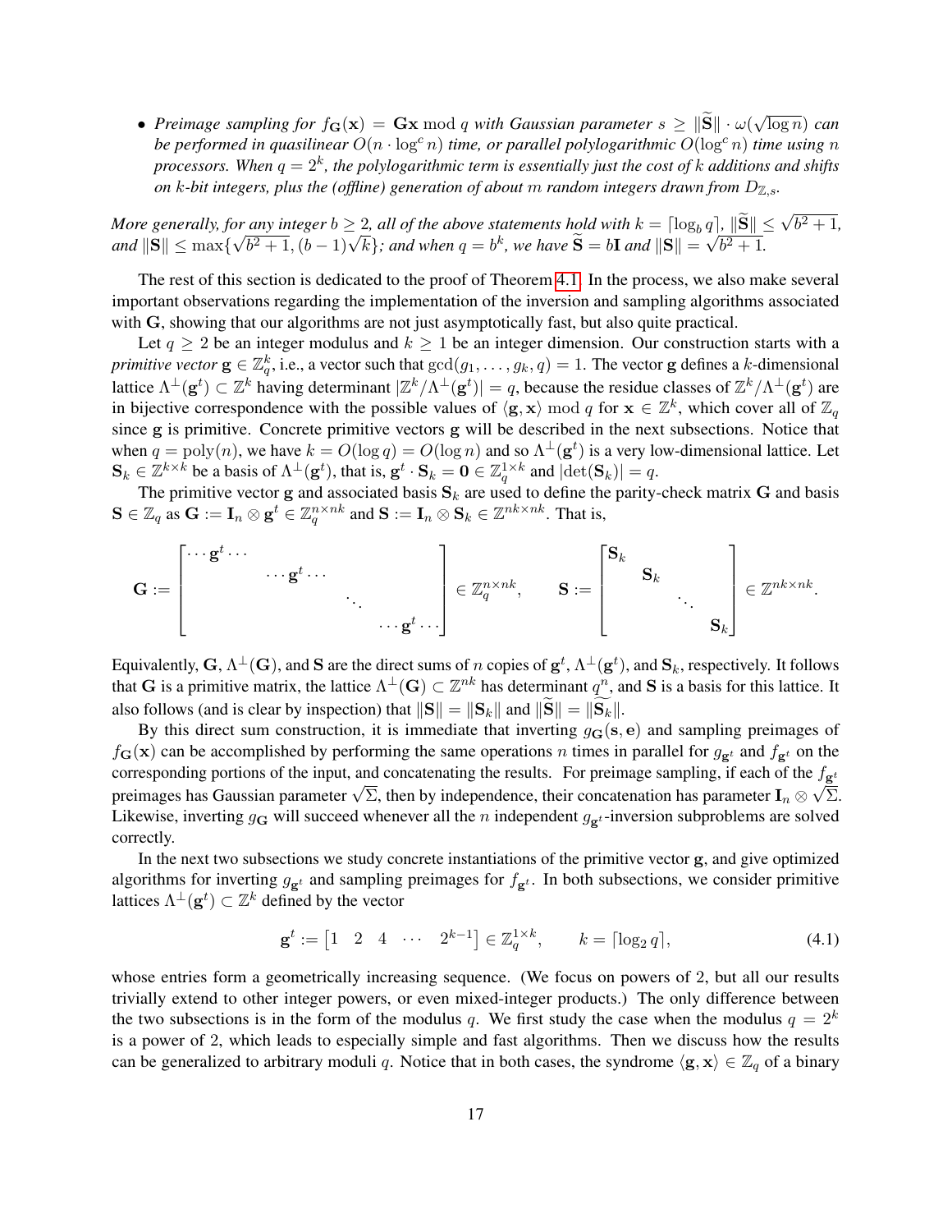- *Preimage sampling for $f_{\mathbf{G}}(\mathbf{x}) = \mathbf{G}\mathbf{x} \bmod q$ with Gaussian parameter $s \geq \|\widetilde{\mathbf{S}}\| \cdot \omega(\sqrt{\log n})$ can be performed in quasilinear $O(n \cdot \log^c n)$ time, or parallel polylogarithmic $O(\log^c n)$ time using $n$ processors. When $q = 2^k$, the polylogarithmic term is essentially just the cost of $k$ additions and shifts on $k$-bit integers, plus the (offline) generation of about $m$ random integers drawn from $D_{\mathbb{Z},s}$.*

*More generally, for any integer $b \geq 2$, all of the above statements hold with $k = \lceil \log_b q \rceil$, $\|\widetilde{\mathbf{S}}\| \leq \sqrt{b^2+1}$, and $\|\mathbf{S}\| \leq \max\{\sqrt{b^2+1}, (b-1)\sqrt{k}\}$; and when $q = b^k$, we have $\widetilde{\mathbf{S}} = b\mathbf{I}$ and $\|\mathbf{S}\| = \sqrt{b^2+1}$.*

The rest of this section is dedicated to the proof of Theorem 4.1. In the process, we also make several important observations regarding the implementation of the inversion and sampling algorithms associated with $\mathbf{G}$, showing that our algorithms are not just asymptotically fast, but also quite practical.

Let $q \geq 2$ be an integer modulus and $k \geq 1$ be an integer dimension. Our construction starts with a *primitive vector* $\mathbf{g} \in \mathbb{Z}_q^k$, i.e., a vector such that $\gcd(g_1, \ldots, g_k, q) = 1$. The vector $\mathbf{g}$ defines a $k$-dimensional lattice $\Lambda^\perp(\mathbf{g}^t) \subset \mathbb{Z}^k$ having determinant $|\mathbb{Z}^k/\Lambda^\perp(\mathbf{g}^t)| = q$, because the residue classes of $\mathbb{Z}^k/\Lambda^\perp(\mathbf{g}^t)$ are in bijective correspondence with the possible values of $\langle \mathbf{g}, \mathbf{x} \rangle \bmod q$ for $\mathbf{x} \in \mathbb{Z}^k$, which cover all of $\mathbb{Z}_q$ since $\mathbf{g}$ is primitive. Concrete primitive vectors $\mathbf{g}$ will be described in the next subsections. Notice that when $q = \mathrm{poly}(n)$, we have $k = O(\log q) = O(\log n)$ and so $\Lambda^\perp(\mathbf{g}^t)$ is a very low-dimensional lattice. Let $\mathbf{S}_k \in \mathbb{Z}^{k \times k}$ be a basis of $\Lambda^\perp(\mathbf{g}^t)$, that is, $\mathbf{g}^t \cdot \mathbf{S}_k = \mathbf{0} \in \mathbb{Z}_q^{1 \times k}$ and $|\det(\mathbf{S}_k)| = q$.

The primitive vector $\mathbf{g}$ and associated basis $\mathbf{S}_k$ are used to define the parity-check matrix $\mathbf{G}$ and basis $\mathbf{S} \in \mathbb{Z}_q$ as $\mathbf{G} := \mathbf{I}_n \otimes \mathbf{g}^t \in \mathbb{Z}_q^{n \times nk}$ and $\mathbf{S} := \mathbf{I}_n \otimes \mathbf{S}_k \in \mathbb{Z}^{nk \times nk}$. That is,

$$\mathbf{G} := \begin{bmatrix} \cdots \mathbf{g}^t \cdots & & & \\ & \cdots \mathbf{g}^t \cdots & & \\ & & \ddots & \\ & & & \cdots \mathbf{g}^t \cdots \end{bmatrix} \in \mathbb{Z}_q^{n \times nk}, \qquad \mathbf{S} := \begin{bmatrix} \mathbf{S}_k & & & \\ & \mathbf{S}_k & & \\ & & \ddots & \\ & & & \mathbf{S}_k \end{bmatrix} \in \mathbb{Z}^{nk \times nk}.$$

Equivalently, $\mathbf{G}$, $\Lambda^\perp(\mathbf{G})$, and $\mathbf{S}$ are the direct sums of $n$ copies of $\mathbf{g}^t$, $\Lambda^\perp(\mathbf{g}^t)$, and $\mathbf{S}_k$, respectively. It follows that $\mathbf{G}$ is a primitive matrix, the lattice $\Lambda^\perp(\mathbf{G}) \subset \mathbb{Z}^{nk}$ has determinant $q^n$, and $\mathbf{S}$ is a basis for this lattice. It also follows (and is clear by inspection) that $\|\mathbf{S}\| = \|\mathbf{S}_k\|$ and $\|\widetilde{\mathbf{S}}\| = \|\widetilde{\mathbf{S}_k}\|$.

By this direct sum construction, it is immediate that inverting $g_{\mathbf{G}}(\mathbf{s}, \mathbf{e})$ and sampling preimages of $f_{\mathbf{G}}(\mathbf{x})$ can be accomplished by performing the same operations $n$ times in parallel for $g_{\mathbf{g}^t}$ and $f_{\mathbf{g}^t}$ on the corresponding portions of the input, and concatenating the results. For preimage sampling, if each of the $f_{\mathbf{g}^t}$ preimages has Gaussian parameter $\sqrt{\Sigma}$, then by independence, their concatenation has parameter $\mathbf{I}_n \otimes \sqrt{\Sigma}$. Likewise, inverting $g_{\mathbf{G}}$ will succeed whenever all the $n$ independent $g_{\mathbf{g}^t}$-inversion subproblems are solved correctly.

In the next two subsections we study concrete instantiations of the primitive vector $\mathbf{g}$, and give optimized algorithms for inverting $g_{\mathbf{g}^t}$ and sampling preimages for $f_{\mathbf{g}^t}$. In both subsections, we consider primitive lattices $\Lambda^\perp(\mathbf{g}^t) \subset \mathbb{Z}^k$ defined by the vector

$$\mathbf{g}^t := \begin{bmatrix} 1 & 2 & 4 & \cdots & 2^{k-1} \end{bmatrix} \in \mathbb{Z}_q^{1 \times k}, \qquad k = \lceil \log_2 q \rceil, \tag{4.1}$$

whose entries form a geometrically increasing sequence. (We focus on powers of 2, but all our results trivially extend to other integer powers, or even mixed-integer products.) The only difference between the two subsections is in the form of the modulus $q$. We first study the case when the modulus $q = 2^k$ is a power of 2, which leads to especially simple and fast algorithms. Then we discuss how the results can be generalized to arbitrary moduli $q$. Notice that in both cases, the syndrome $\langle \mathbf{g}, \mathbf{x} \rangle \in \mathbb{Z}_q$ of a binary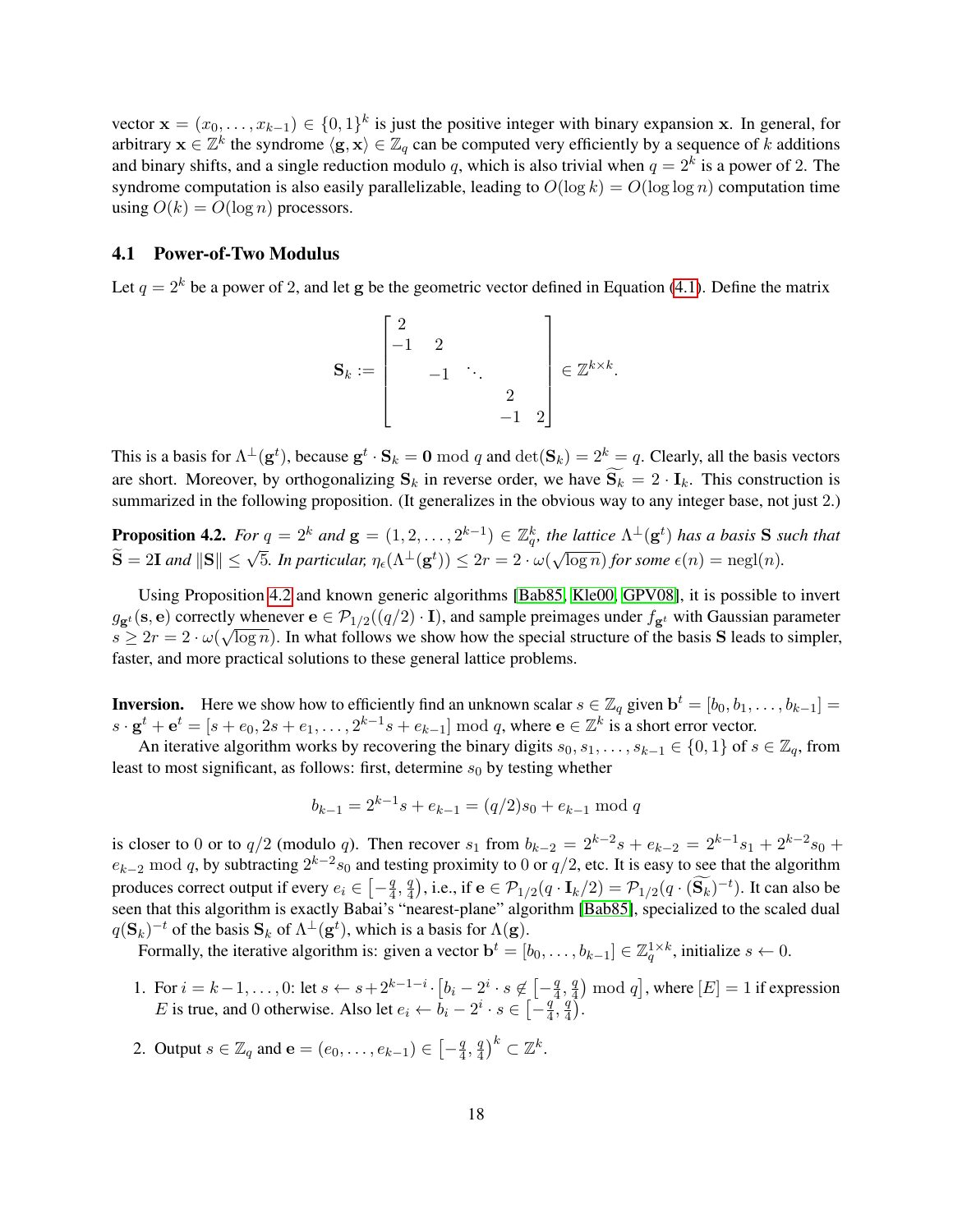vector $\mathbf{x} = (x_0, \ldots, x_{k-1}) \in \{0,1\}^k$ is just the positive integer with binary expansion $\mathbf{x}$. In general, for arbitrary $\mathbf{x} \in \mathbb{Z}^k$ the syndrome $\langle \mathbf{g}, \mathbf{x} \rangle \in \mathbb{Z}_q$ can be computed very efficiently by a sequence of $k$ additions and binary shifts, and a single reduction modulo $q$, which is also trivial when $q = 2^k$ is a power of 2. The syndrome computation is also easily parallelizable, leading to $O(\log k) = O(\log \log n)$ computation time using $O(k) = O(\log n)$ processors.

### 4.1 Power-of-Two Modulus

Let $q = 2^k$ be a power of 2, and let $\mathbf{g}$ be the geometric vector defined in Equation (4.1). Define the matrix

$$\mathbf{S}_k := \begin{bmatrix} 2 & & & & \\ -1 & 2 & & & \\ & -1 & \ddots & & \\ & & & 2 & \\ & & & -1 & 2 \end{bmatrix} \in \mathbb{Z}^{k \times k}.$$

This is a basis for $\Lambda^\perp(\mathbf{g}^t)$, because $\mathbf{g}^t \cdot \mathbf{S}_k = \mathbf{0} \bmod q$ and $\det(\mathbf{S}_k) = 2^k = q$. Clearly, all the basis vectors are short. Moreover, by orthogonalizing $\mathbf{S}_k$ in reverse order, we have $\widetilde{\mathbf{S}_k} = 2 \cdot \mathbf{I}_k$. This construction is summarized in the following proposition. (It generalizes in the obvious way to any integer base, not just 2.)

**Proposition 4.2.** *For $q = 2^k$ and $\mathbf{g} = (1, 2, \ldots, 2^{k-1}) \in \mathbb{Z}_q^k$, the lattice $\Lambda^\perp(\mathbf{g}^t)$ has a basis $\mathbf{S}$ such that $\widetilde{\mathbf{S}} = 2\mathbf{I}$ and $\|\mathbf{S}\| \le \sqrt{5}$. In particular, $\eta_\epsilon(\Lambda^\perp(\mathbf{g}^t)) \le 2r = 2 \cdot \omega(\sqrt{\log n})$ for some $\epsilon(n) = \mathrm{negl}(n)$.*

Using Proposition 4.2 and known generic algorithms [Bab85, Kle00, GPV08], it is possible to invert $g_{\mathbf{g}^t}(\mathbf{s}, \mathbf{e})$ correctly whenever $\mathbf{e} \in \mathcal{P}_{1/2}((q/2) \cdot \mathbf{I})$, and sample preimages under $f_{\mathbf{g}^t}$ with Gaussian parameter $s \ge 2r = 2 \cdot \omega(\sqrt{\log n})$. In what follows we show how the special structure of the basis $\mathbf{S}$ leads to simpler, faster, and more practical solutions to these general lattice problems.

**Inversion.** Here we show how to efficiently find an unknown scalar $s \in \mathbb{Z}_q$ given $\mathbf{b}^t = [b_0, b_1, \ldots, b_{k-1}] = s \cdot \mathbf{g}^t + \mathbf{e}^t = [s + e_0, 2s + e_1, \ldots, 2^{k-1}s + e_{k-1}] \bmod q$, where $\mathbf{e} \in \mathbb{Z}^k$ is a short error vector.

An iterative algorithm works by recovering the binary digits $s_0, s_1, \ldots, s_{k-1} \in \{0,1\}$ of $s \in \mathbb{Z}_q$, from least to most significant, as follows: first, determine $s_0$ by testing whether

$$b_{k-1} = 2^{k-1}s + e_{k-1} = (q/2)s_0 + e_{k-1} \bmod q$$

is closer to 0 or to $q/2$ (modulo $q$). Then recover $s_1$ from $b_{k-2} = 2^{k-2}s + e_{k-2} = 2^{k-1}s_1 + 2^{k-2}s_0 + e_{k-2} \bmod q$, by subtracting $2^{k-2}s_0$ and testing proximity to 0 or $q/2$, etc. It is easy to see that the algorithm produces correct output if every $e_i \in \left[-\frac{q}{4}, \frac{q}{4}\right)$, i.e., if $\mathbf{e} \in \mathcal{P}_{1/2}(q \cdot \mathbf{I}_k/2) = \mathcal{P}_{1/2}(q \cdot (\widetilde{\mathbf{S}_k})^{-t})$. It can also be seen that this algorithm is exactly Babai's "nearest-plane" algorithm [Bab85], specialized to the scaled dual $q(\mathbf{S}_k)^{-t}$ of the basis $\mathbf{S}_k$ of $\Lambda^\perp(\mathbf{g}^t)$, which is a basis for $\Lambda(\mathbf{g})$.

Formally, the iterative algorithm is: given a vector $\mathbf{b}^t = [b_0, \ldots, b_{k-1}] \in \mathbb{Z}_q^{1 \times k}$, initialize $s \leftarrow 0$.

1. For $i = k-1, \ldots, 0$: let $s \leftarrow s + 2^{k-1-i} \cdot \left[b_i - 2^i \cdot s \notin \left[-\frac{q}{4}, \frac{q}{4}\right) \bmod q\right]$, where $[E] = 1$ if expression $E$ is true, and 0 otherwise. Also let $e_i \leftarrow b_i - 2^i \cdot s \in \left[-\frac{q}{4}, \frac{q}{4}\right)$.
2. Output $s \in \mathbb{Z}_q$ and $\mathbf{e} = (e_0, \ldots, e_{k-1}) \in \left[-\frac{q}{4}, \frac{q}{4}\right)^k \subset \mathbb{Z}^k$.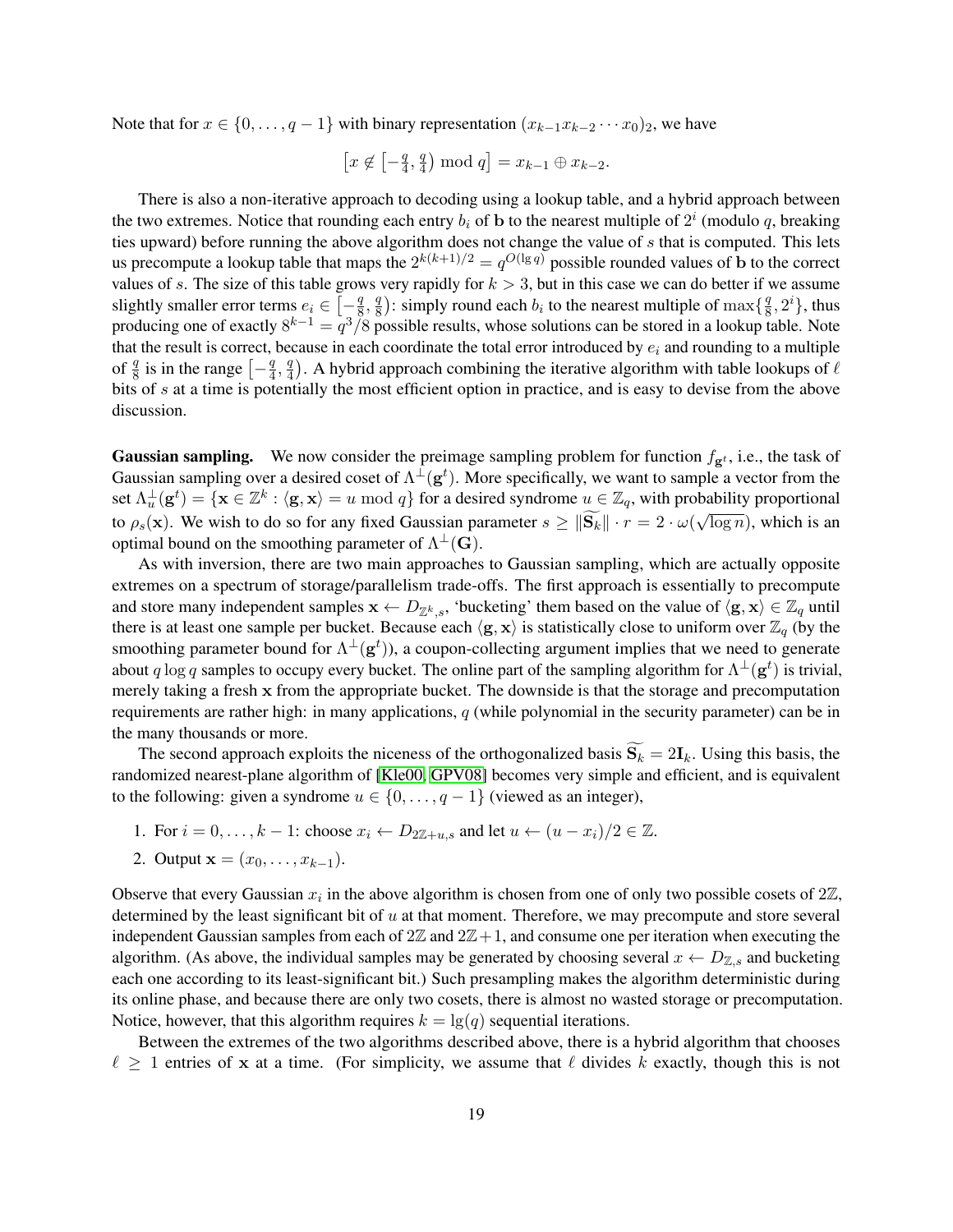Note that for $x \in \{0, \ldots, q-1\}$ with binary representation $(x_{k-1} x_{k-2} \cdots x_0)_2$, we have

$$\left[x \notin \left[-\tfrac{q}{4}, \tfrac{q}{4}\right) \bmod q\right] = x_{k-1} \oplus x_{k-2}.$$

There is also a non-iterative approach to decoding using a lookup table, and a hybrid approach between the two extremes. Notice that rounding each entry $b_i$ of $\mathbf{b}$ to the nearest multiple of $2^i$ (modulo $q$, breaking ties upward) before running the above algorithm does not change the value of $s$ that is computed. This lets us precompute a lookup table that maps the $2^{k(k+1)/2} = q^{O(\lg q)}$ possible rounded values of $\mathbf{b}$ to the correct values of $s$. The size of this table grows very rapidly for $k > 3$, but in this case we can do better if we assume slightly smaller error terms $e_i \in \left[-\frac{q}{8}, \frac{q}{8}\right)$: simply round each $b_i$ to the nearest multiple of $\max\{\frac{q}{8}, 2^i\}$, thus producing one of exactly $8^{k-1} = q^3/8$ possible results, whose solutions can be stored in a lookup table. Note that the result is correct, because in each coordinate the total error introduced by $e_i$ and rounding to a multiple of $\frac{q}{8}$ is in the range $\left[-\frac{q}{4}, \frac{q}{4}\right)$. A hybrid approach combining the iterative algorithm with table lookups of $\ell$ bits of $s$ at a time is potentially the most efficient option in practice, and is easy to devise from the above discussion.

**Gaussian sampling.** We now consider the preimage sampling problem for function $f_{\mathbf{g}^t}$, i.e., the task of Gaussian sampling over a desired coset of $\Lambda^\perp(\mathbf{g}^t)$. More specifically, we want to sample a vector from the set $\Lambda_u^\perp(\mathbf{g}^t) = \{\mathbf{x} \in \mathbb{Z}^k : \langle \mathbf{g}, \mathbf{x} \rangle = u \bmod q\}$ for a desired syndrome $u \in \mathbb{Z}_q$, with probability proportional to $\rho_s(\mathbf{x})$. We wish to do so for any fixed Gaussian parameter $s \geq \|\widetilde{\mathbf{S}_k}\| \cdot r = 2 \cdot \omega(\sqrt{\log n})$, which is an optimal bound on the smoothing parameter of $\Lambda^\perp(\mathbf{G})$.

As with inversion, there are two main approaches to Gaussian sampling, which are actually opposite extremes on a spectrum of storage/parallelism trade-offs. The first approach is essentially to precompute and store many independent samples $\mathbf{x} \leftarrow D_{\mathbb{Z}^k, s}$, 'bucketing' them based on the value of $\langle \mathbf{g}, \mathbf{x} \rangle \in \mathbb{Z}_q$ until there is at least one sample per bucket. Because each $\langle \mathbf{g}, \mathbf{x} \rangle$ is statistically close to uniform over $\mathbb{Z}_q$ (by the smoothing parameter bound for $\Lambda^\perp(\mathbf{g}^t)$), a coupon-collecting argument implies that we need to generate about $q \log q$ samples to occupy every bucket. The online part of the sampling algorithm for $\Lambda^\perp(\mathbf{g}^t)$ is trivial, merely taking a fresh $\mathbf{x}$ from the appropriate bucket. The downside is that the storage and precomputation requirements are rather high: in many applications, $q$ (while polynomial in the security parameter) can be in the many thousands or more.

The second approach exploits the niceness of the orthogonalized basis $\widetilde{\mathbf{S}_k} = 2\mathbf{I}_k$. Using this basis, the randomized nearest-plane algorithm of [Kle00, GPV08] becomes very simple and efficient, and is equivalent to the following: given a syndrome $u \in \{0, \ldots, q-1\}$ (viewed as an integer),

1. For $i = 0, \ldots, k-1$: choose $x_i \leftarrow D_{2\mathbb{Z}+u, s}$ and let $u \leftarrow (u - x_i)/2 \in \mathbb{Z}$.
2. Output $\mathbf{x} = (x_0, \ldots, x_{k-1})$.

Observe that every Gaussian $x_i$ in the above algorithm is chosen from one of only two possible cosets of $2\mathbb{Z}$, determined by the least significant bit of $u$ at that moment. Therefore, we may precompute and store several independent Gaussian samples from each of $2\mathbb{Z}$ and $2\mathbb{Z}+1$, and consume one per iteration when executing the algorithm. (As above, the individual samples may be generated by choosing several $x \leftarrow D_{\mathbb{Z}, s}$ and bucketing each one according to its least-significant bit.) Such presampling makes the algorithm deterministic during its online phase, and because there are only two cosets, there is almost no wasted storage or precomputation. Notice, however, that this algorithm requires $k = \lg(q)$ sequential iterations.

Between the extremes of the two algorithms described above, there is a hybrid algorithm that chooses $\ell \geq 1$ entries of $\mathbf{x}$ at a time. (For simplicity, we assume that $\ell$ divides $k$ exactly, though this is not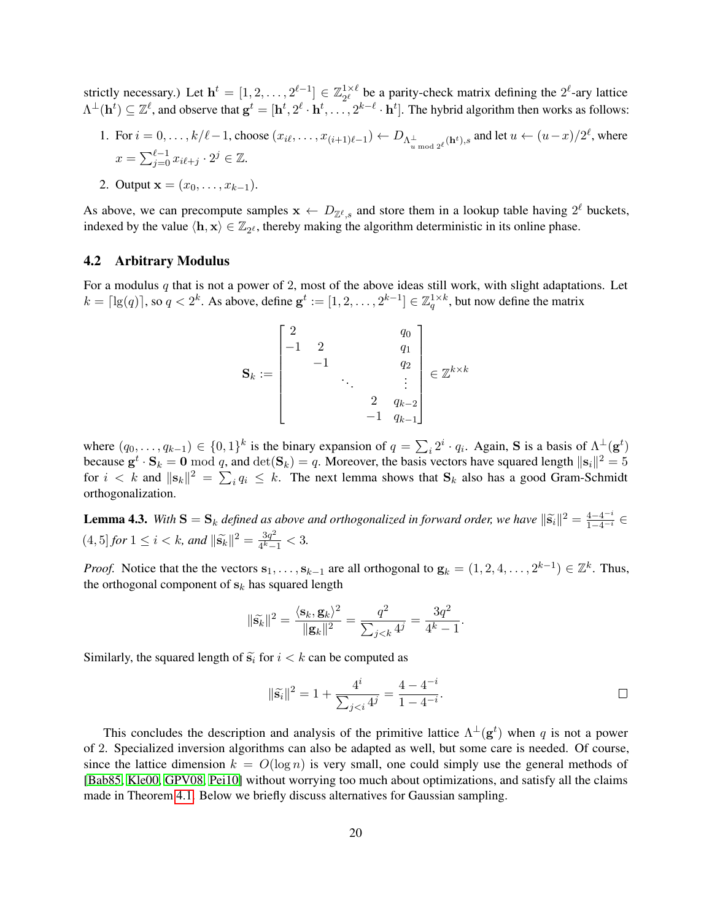strictly necessary.) Let $\mathbf{h}^t = [1, 2, \ldots, 2^{\ell-1}] \in \mathbb{Z}_{2^\ell}^{1\times\ell}$ be a parity-check matrix defining the $2^\ell$-ary lattice $\Lambda^\perp(\mathbf{h}^t) \subseteq \mathbb{Z}^\ell$, and observe that $\mathbf{g}^t = [\mathbf{h}^t, 2^\ell \cdot \mathbf{h}^t, \ldots, 2^{k-\ell} \cdot \mathbf{h}^t]$. The hybrid algorithm then works as follows:

1. For $i = 0, \ldots, k/\ell - 1$, choose $(x_{i\ell}, \ldots, x_{(i+1)\ell-1}) \leftarrow D_{\Lambda^\perp_{u \bmod 2^\ell}(\mathbf{h}^t), s}$ and let $u \leftarrow (u - x)/2^\ell$, where $x = \sum_{j=0}^{\ell-1} x_{i\ell+j} \cdot 2^j \in \mathbb{Z}$.
2. Output $\mathbf{x} = (x_0, \ldots, x_{k-1})$.

As above, we can precompute samples $\mathbf{x} \leftarrow D_{\mathbb{Z}^\ell, s}$ and store them in a lookup table having $2^\ell$ buckets, indexed by the value $\langle \mathbf{h}, \mathbf{x} \rangle \in \mathbb{Z}_{2^\ell}$, thereby making the algorithm deterministic in its online phase.

### 4.2 Arbitrary Modulus

For a modulus $q$ that is not a power of 2, most of the above ideas still work, with slight adaptations. Let $k = \lceil \lg(q) \rceil$, so $q < 2^k$. As above, define $\mathbf{g}^t := [1, 2, \ldots, 2^{k-1}] \in \mathbb{Z}_q^{1\times k}$, but now define the matrix

$$\mathbf{S}_k := \begin{bmatrix} 2 & & & & & q_0 \\ -1 & 2 & & & & q_1 \\ & -1 & & & & q_2 \\ & & \ddots & & & \vdots \\ & & & & 2 & q_{k-2} \\ & & & & -1 & q_{k-1} \end{bmatrix} \in \mathbb{Z}^{k\times k}$$

where $(q_0, \ldots, q_{k-1}) \in \{0, 1\}^k$ is the binary expansion of $q = \sum_i 2^i \cdot q_i$. Again, $\mathbf{S}$ is a basis of $\Lambda^\perp(\mathbf{g}^t)$ because $\mathbf{g}^t \cdot \mathbf{S}_k = \mathbf{0} \bmod q$, and $\det(\mathbf{S}_k) = q$. Moreover, the basis vectors have squared length $\|\mathbf{s}_i\|^2 = 5$ for $i < k$ and $\|\mathbf{s}_k\|^2 = \sum_i q_i \leq k$. The next lemma shows that $\mathbf{S}_k$ also has a good Gram-Schmidt orthogonalization.

**Lemma 4.3.** *With $\mathbf{S} = \mathbf{S}_k$ defined as above and orthogonalized in forward order, we have $\|\widetilde{\mathbf{s}}_i\|^2 = \frac{4-4^{-i}}{1-4^{-i}} \in (4, 5]$ for $1 \leq i < k$, and $\|\widetilde{\mathbf{s}}_k\|^2 = \frac{3q^2}{4^k-1} < 3$.*

*Proof.* Notice that the the vectors $\mathbf{s}_1, \ldots, \mathbf{s}_{k-1}$ are all orthogonal to $\mathbf{g}_k = (1, 2, 4, \ldots, 2^{k-1}) \in \mathbb{Z}^k$. Thus, the orthogonal component of $\mathbf{s}_k$ has squared length

$$\|\widetilde{\mathbf{s}}_k\|^2 = \frac{\langle \mathbf{s}_k, \mathbf{g}_k \rangle^2}{\|\mathbf{g}_k\|^2} = \frac{q^2}{\sum_{j<k} 4^j} = \frac{3q^2}{4^k - 1}.$$

Similarly, the squared length of $\widetilde{\mathbf{s}}_i$ for $i < k$ can be computed as

$$\|\widetilde{\mathbf{s}}_i\|^2 = 1 + \frac{4^i}{\sum_{j<i} 4^j} = \frac{4 - 4^{-i}}{1 - 4^{-i}}.$$

□

This concludes the description and analysis of the primitive lattice $\Lambda^\perp(\mathbf{g}^t)$ when $q$ is not a power of 2. Specialized inversion algorithms can also be adapted as well, but some care is needed. Of course, since the lattice dimension $k = O(\log n)$ is very small, one could simply use the general methods of [Bab85, Kle00, GPV08, Pei10] without worrying too much about optimizations, and satisfy all the claims made in Theorem 4.1. Below we briefly discuss alternatives for Gaussian sampling.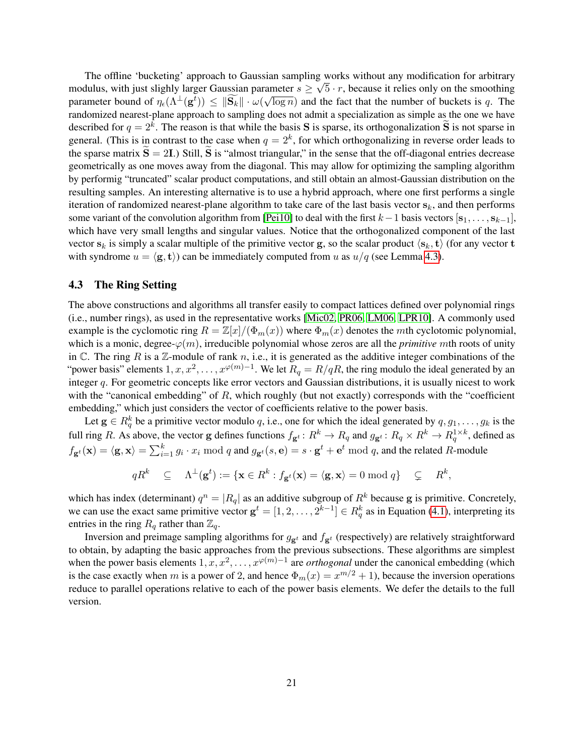The offline 'bucketing' approach to Gaussian sampling works without any modification for arbitrary modulus, with just slightly larger Gaussian parameter $s \geq \sqrt{5} \cdot r$, because it relies only on the smoothing parameter bound of $\eta_\epsilon(\Lambda^\perp(\mathbf{g}^t)) \leq \|\widetilde{\mathbf{S}_k}\| \cdot \omega(\sqrt{\log n})$ and the fact that the number of buckets is $q$. The randomized nearest-plane approach to sampling does not admit a specialization as simple as the one we have described for $q = 2^k$. The reason is that while the basis $\mathbf{S}$ is sparse, its orthogonalization $\widetilde{\mathbf{S}}$ is not sparse in general. (This is in contrast to the case when $q = 2^k$, for which orthogonalizing in reverse order leads to the sparse matrix $\widetilde{\mathbf{S}} = 2\mathbf{I}$.) Still, $\widetilde{\mathbf{S}}$ is "almost triangular," in the sense that the off-diagonal entries decrease geometrically as one moves away from the diagonal. This may allow for optimizing the sampling algorithm by performig "truncated" scalar product computations, and still obtain an almost-Gaussian distribution on the resulting samples. An interesting alternative is to use a hybrid approach, where one first performs a single iteration of randomized nearest-plane algorithm to take care of the last basis vector $\mathbf{s}_k$, and then performs some variant of the convolution algorithm from [Pei10] to deal with the first $k-1$ basis vectors $[\mathbf{s}_1, \ldots, \mathbf{s}_{k-1}]$, which have very small lengths and singular values. Notice that the orthogonalized component of the last vector $\mathbf{s}_k$ is simply a scalar multiple of the primitive vector $\mathbf{g}$, so the scalar product $\langle \mathbf{s}_k, \mathbf{t} \rangle$ (for any vector $\mathbf{t}$ with syndrome $u = \langle \mathbf{g}, \mathbf{t} \rangle$) can be immediately computed from $u$ as $u/q$ (see Lemma 4.3).

### 4.3 The Ring Setting

The above constructions and algorithms all transfer easily to compact lattices defined over polynomial rings (i.e., number rings), as used in the representative works [Mic02, PR06, LM06, LPR10]. A commonly used example is the cyclomotic ring $R = \mathbb{Z}[x]/(\Phi_m(x))$ where $\Phi_m(x)$ denotes the $m$th cyclotomic polynomial, which is a monic, degree-$\varphi(m)$, irreducible polynomial whose zeros are all the *primitive* $m$th roots of unity in $\mathbb{C}$. The ring $R$ is a $\mathbb{Z}$-module of rank $n$, i.e., it is generated as the additive integer combinations of the "power basis" elements $1, x, x^2, \ldots, x^{\varphi(m)-1}$. We let $R_q = R/qR$, the ring modulo the ideal generated by an integer $q$. For geometric concepts like error vectors and Gaussian distributions, it is usually nicest to work with the "canonical embedding" of $R$, which roughly (but not exactly) corresponds with the "coefficient embedding," which just considers the vector of coefficients relative to the power basis.

Let $\mathbf{g} \in R_q^k$ be a primitive vector modulo $q$, i.e., one for which the ideal generated by $q, g_1, \ldots, g_k$ is the full ring $R$. As above, the vector $\mathbf{g}$ defines functions $f_{\mathbf{g}^t} \colon R^k \to R_q$ and $g_{\mathbf{g}^t} \colon R_q \times R^k \to R_q^{1 \times k}$, defined as $f_{\mathbf{g}^t}(\mathbf{x}) = \langle \mathbf{g}, \mathbf{x} \rangle = \sum_{i=1}^{k} g_i \cdot x_i \bmod q$ and $g_{\mathbf{g}^t}(s, \mathbf{e}) = s \cdot \mathbf{g}^t + \mathbf{e}^t \bmod q$, and the related $R$-module

$$qR^k \quad \subseteq \quad \Lambda^\perp(\mathbf{g}^t) := \{\mathbf{x} \in R^k : f_{\mathbf{g}^t}(\mathbf{x}) = \langle \mathbf{g}, \mathbf{x} \rangle = 0 \bmod q\} \quad \subsetneq \quad R^k,$$

which has index (determinant) $q^n = |R_q|$ as an additive subgroup of $R^k$ because $\mathbf{g}$ is primitive. Concretely, we can use the exact same primitive vector $\mathbf{g}^t = [1, 2, \ldots, 2^{k-1}] \in R_q^k$ as in Equation (4.1), interpreting its entries in the ring $R_q$ rather than $\mathbb{Z}_q$.

Inversion and preimage sampling algorithms for $g_{\mathbf{g}^t}$ and $f_{\mathbf{g}^t}$ (respectively) are relatively straightforward to obtain, by adapting the basic approaches from the previous subsections. These algorithms are simplest when the power basis elements $1, x, x^2, \ldots, x^{\varphi(m)-1}$ are *orthogonal* under the canonical embedding (which is the case exactly when $m$ is a power of 2, and hence $\Phi_m(x) = x^{m/2} + 1$), because the inversion operations reduce to parallel operations relative to each of the power basis elements. We defer the details to the full version.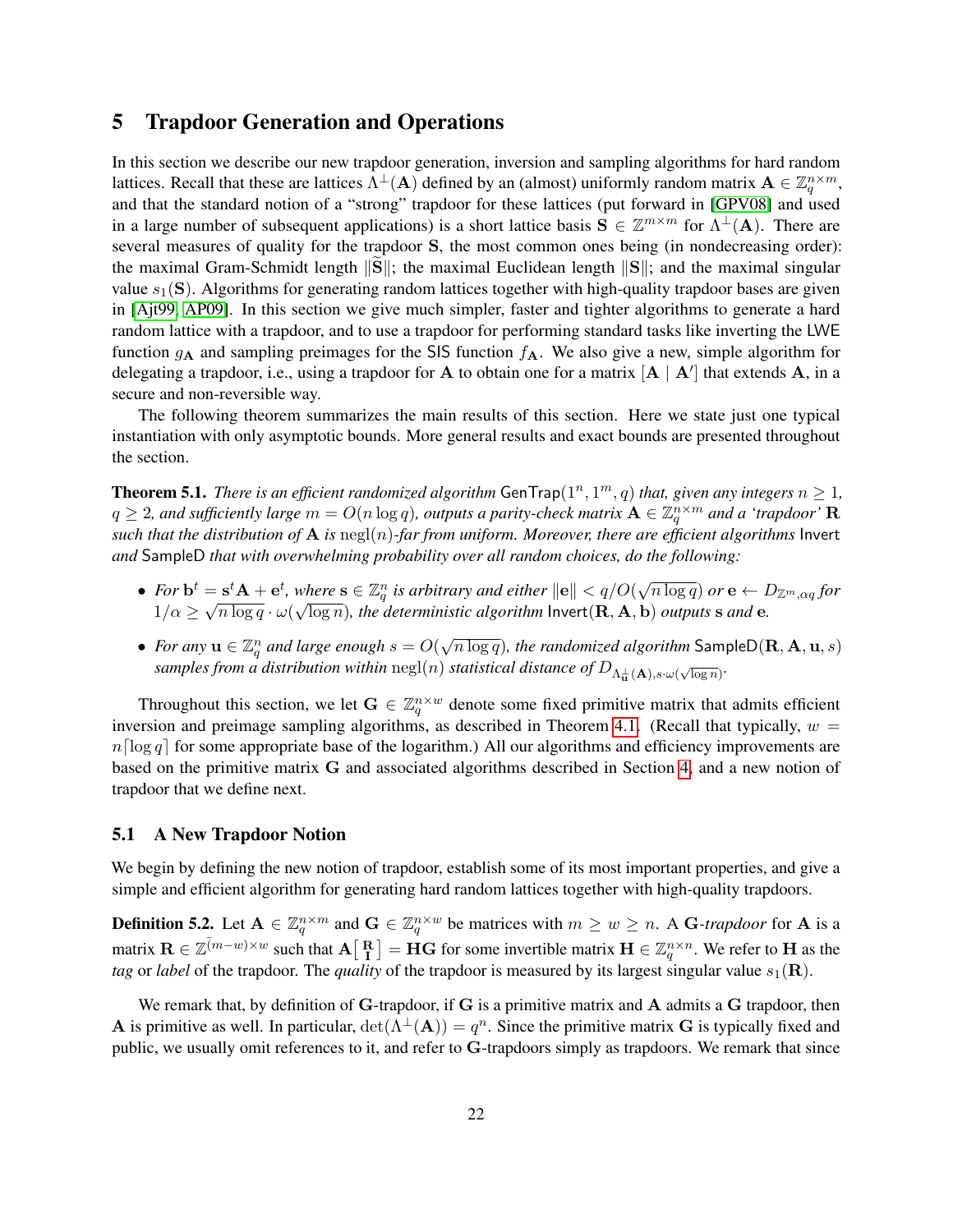# 5 Trapdoor Generation and Operations

In this section we describe our new trapdoor generation, inversion and sampling algorithms for hard random lattices. Recall that these are lattices $\Lambda^\perp(\mathbf{A})$ defined by an (almost) uniformly random matrix $\mathbf{A} \in \mathbb{Z}_q^{n \times m}$, and that the standard notion of a "strong" trapdoor for these lattices (put forward in [GPV08] and used in a large number of subsequent applications) is a short lattice basis $\mathbf{S} \in \mathbb{Z}^{m \times m}$ for $\Lambda^\perp(\mathbf{A})$. There are several measures of quality for the trapdoor $\mathbf{S}$, the most common ones being (in nondecreasing order): the maximal Gram-Schmidt length $\|\widetilde{\mathbf{S}}\|$; the maximal Euclidean length $\|\mathbf{S}\|$; and the maximal singular value $s_1(\mathbf{S})$. Algorithms for generating random lattices together with high-quality trapdoor bases are given in [Ajt99, AP09]. In this section we give much simpler, faster and tighter algorithms to generate a hard random lattice with a trapdoor, and to use a trapdoor for performing standard tasks like inverting the LWE function $g_{\mathbf{A}}$ and sampling preimages for the SIS function $f_{\mathbf{A}}$. We also give a new, simple algorithm for delegating a trapdoor, i.e., using a trapdoor for $\mathbf{A}$ to obtain one for a matrix $[\mathbf{A} \mid \mathbf{A}']$ that extends $\mathbf{A}$, in a secure and non-reversible way.

The following theorem summarizes the main results of this section. Here we state just one typical instantiation with only asymptotic bounds. More general results and exact bounds are presented throughout the section.

**Theorem 5.1.** *There is an efficient randomized algorithm* $\mathsf{GenTrap}(1^n, 1^m, q)$ *that, given any integers* $n \geq 1$*,* $q \geq 2$*, and sufficiently large* $m = O(n \log q)$*, outputs a parity-check matrix* $\mathbf{A} \in \mathbb{Z}_q^{n \times m}$ *and a 'trapdoor'* $\mathbf{R}$ *such that the distribution of* $\mathbf{A}$ *is* $\mathrm{negl}(n)$*-far from uniform. Moreover, there are efficient algorithms* $\mathsf{Invert}$ *and* $\mathsf{SampleD}$ *that with overwhelming probability over all random choices, do the following:*

- *For* $\mathbf{b}^t = \mathbf{s}^t\mathbf{A} + \mathbf{e}^t$*, where* $\mathbf{s} \in \mathbb{Z}_q^n$ *is arbitrary and either* $\|\mathbf{e}\| < q/O(\sqrt{n \log q})$ *or* $\mathbf{e} \leftarrow D_{\mathbb{Z}^m, \alpha q}$ *for* $1/\alpha \geq \sqrt{n \log q} \cdot \omega(\sqrt{\log n})$*, the deterministic algorithm* $\mathsf{Invert}(\mathbf{R}, \mathbf{A}, \mathbf{b})$ *outputs* $\mathbf{s}$ *and* $\mathbf{e}$*.*
- *For any* $\mathbf{u} \in \mathbb{Z}_q^n$ *and large enough* $s = O(\sqrt{n \log q})$*, the randomized algorithm* $\mathsf{SampleD}(\mathbf{R}, \mathbf{A}, \mathbf{u}, s)$ *samples from a distribution within* $\mathrm{negl}(n)$ *statistical distance of* $D_{\Lambda_{\mathbf{u}}^\perp(\mathbf{A}), s \cdot \omega(\sqrt{\log n})}$*.*

Throughout this section, we let $\mathbf{G} \in \mathbb{Z}_q^{n \times w}$ denote some fixed primitive matrix that admits efficient inversion and preimage sampling algorithms, as described in Theorem 4.1. (Recall that typically, $w = n\lceil \log q \rceil$ for some appropriate base of the logarithm.) All our algorithms and efficiency improvements are based on the primitive matrix $\mathbf{G}$ and associated algorithms described in Section 4, and a new notion of trapdoor that we define next.

## 5.1 A New Trapdoor Notion

We begin by defining the new notion of trapdoor, establish some of its most important properties, and give a simple and efficient algorithm for generating hard random lattices together with high-quality trapdoors.

**Definition 5.2.** Let $\mathbf{A} \in \mathbb{Z}_q^{n \times m}$ and $\mathbf{G} \in \mathbb{Z}_q^{n \times w}$ be matrices with $m \geq w \geq n$. A $\mathbf{G}$*-trapdoor* for $\mathbf{A}$ is a matrix $\mathbf{R} \in \mathbb{Z}^{(m-w) \times w}$ such that $\mathbf{A}\left[\begin{smallmatrix} \mathbf{R} \\ \mathbf{I} \end{smallmatrix}\right] = \mathbf{H}\mathbf{G}$ for some invertible matrix $\mathbf{H} \in \mathbb{Z}_q^{n \times n}$. We refer to $\mathbf{H}$ as the *tag* or *label* of the trapdoor. The *quality* of the trapdoor is measured by its largest singular value $s_1(\mathbf{R})$.

We remark that, by definition of $\mathbf{G}$-trapdoor, if $\mathbf{G}$ is a primitive matrix and $\mathbf{A}$ admits a $\mathbf{G}$ trapdoor, then $\mathbf{A}$ is primitive as well. In particular, $\det(\Lambda^\perp(\mathbf{A})) = q^n$. Since the primitive matrix $\mathbf{G}$ is typically fixed and public, we usually omit references to it, and refer to $\mathbf{G}$-trapdoors simply as trapdoors. We remark that since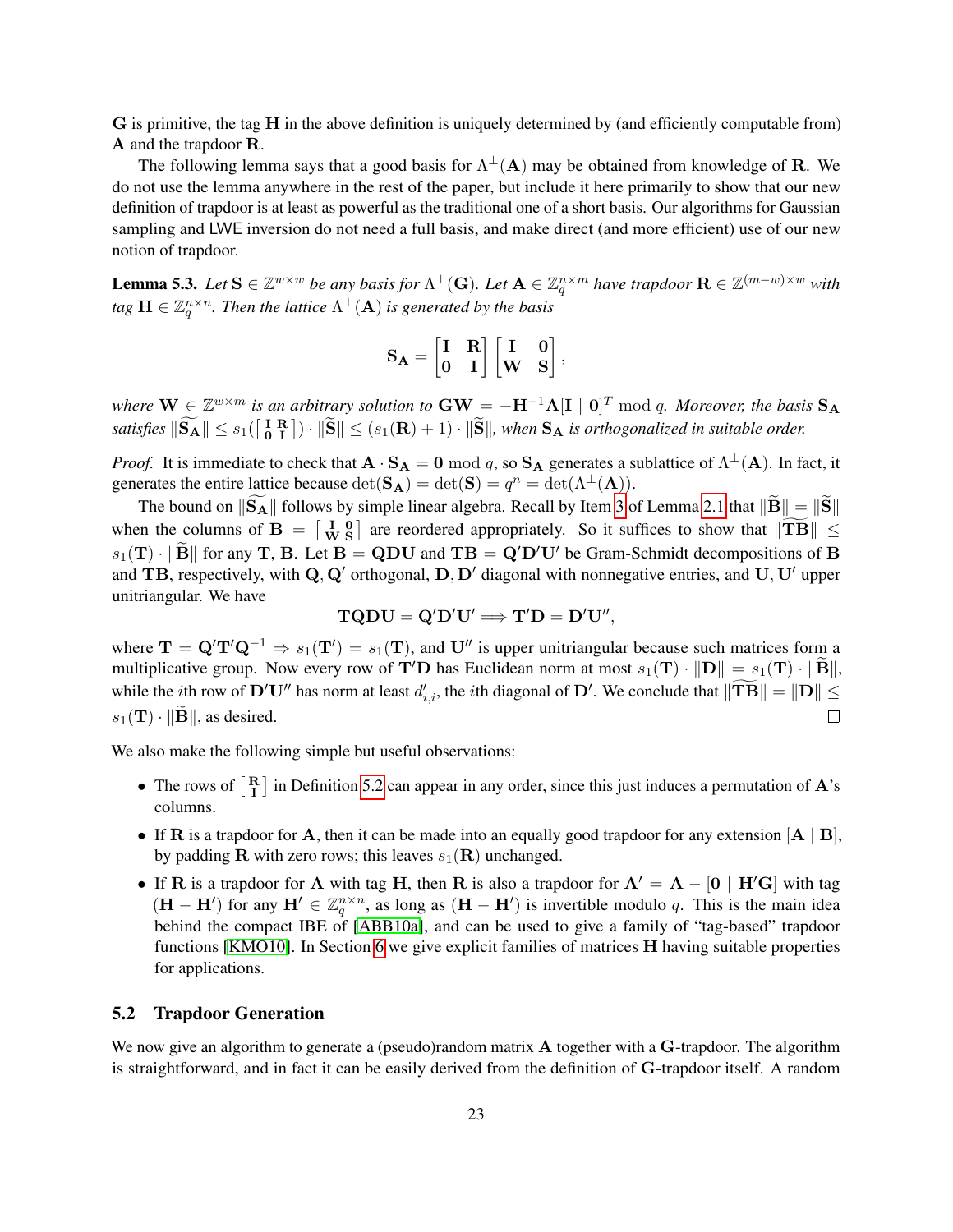$\mathbf{G}$ is primitive, the tag $\mathbf{H}$ in the above definition is uniquely determined by (and efficiently computable from) $\mathbf{A}$ and the trapdoor $\mathbf{R}$.

The following lemma says that a good basis for $\Lambda^\perp(\mathbf{A})$ may be obtained from knowledge of $\mathbf{R}$. We do not use the lemma anywhere in the rest of the paper, but include it here primarily to show that our new definition of trapdoor is at least as powerful as the traditional one of a short basis. Our algorithms for Gaussian sampling and LWE inversion do not need a full basis, and make direct (and more efficient) use of our new notion of trapdoor.

**Lemma 5.3.** *Let $\mathbf{S} \in \mathbb{Z}^{w \times w}$ be any basis for $\Lambda^\perp(\mathbf{G})$. Let $\mathbf{A} \in \mathbb{Z}_q^{n \times m}$ have trapdoor $\mathbf{R} \in \mathbb{Z}^{(m-w)\times w}$ with tag $\mathbf{H} \in \mathbb{Z}_q^{n \times n}$. Then the lattice $\Lambda^\perp(\mathbf{A})$ is generated by the basis*

$$\mathbf{S_A} = \begin{bmatrix} \mathbf{I} & \mathbf{R} \\ \mathbf{0} & \mathbf{I} \end{bmatrix} \begin{bmatrix} \mathbf{I} & \mathbf{0} \\ \mathbf{W} & \mathbf{S} \end{bmatrix},$$

*where $\mathbf{W} \in \mathbb{Z}^{w \times \bar{m}}$ is an arbitrary solution to $\mathbf{G}\mathbf{W} = -\mathbf{H}^{-1}\mathbf{A}[\mathbf{I} \mid \mathbf{0}]^T \bmod q$. Moreover, the basis $\mathbf{S_A}$ satisfies $\|\widetilde{\mathbf{S_A}}\| \leq s_1(\left[\begin{smallmatrix} \mathbf{I} & \mathbf{R} \\ \mathbf{0} & \mathbf{I} \end{smallmatrix}\right]) \cdot \|\widetilde{\mathbf{S}}\| \leq (s_1(\mathbf{R}) + 1) \cdot \|\widetilde{\mathbf{S}}\|$, when $\mathbf{S_A}$ is orthogonalized in suitable order.*

*Proof.* It is immediate to check that $\mathbf{A} \cdot \mathbf{S_A} = \mathbf{0} \bmod q$, so $\mathbf{S_A}$ generates a sublattice of $\Lambda^\perp(\mathbf{A})$. In fact, it generates the entire lattice because $\det(\mathbf{S_A}) = \det(\mathbf{S}) = q^n = \det(\Lambda^\perp(\mathbf{A}))$.

The bound on $\|\widetilde{\mathbf{S_A}}\|$ follows by simple linear algebra. Recall by Item 3 of Lemma 2.1 that $\|\widetilde{\mathbf{B}}\| = \|\widetilde{\mathbf{S}}\|$ when the columns of $\mathbf{B} = \left[\begin{smallmatrix} \mathbf{I} & \mathbf{0} \\ \mathbf{W} & \mathbf{S} \end{smallmatrix}\right]$ are reordered appropriately. So it suffices to show that $\|\widetilde{\mathbf{TB}}\| \leq s_1(\mathbf{T}) \cdot \|\widetilde{\mathbf{B}}\|$ for any $\mathbf{T}, \mathbf{B}$. Let $\mathbf{B} = \mathbf{QDU}$ and $\mathbf{TB} = \mathbf{Q'D'U'}$ be Gram-Schmidt decompositions of $\mathbf{B}$ and $\mathbf{TB}$, respectively, with $\mathbf{Q}, \mathbf{Q'}$ orthogonal, $\mathbf{D}, \mathbf{D'}$ diagonal with nonnegative entries, and $\mathbf{U}, \mathbf{U'}$ upper unitriangular. We have

$$\mathbf{TQDU} = \mathbf{Q'D'U'} \implies \mathbf{T'D} = \mathbf{D'U''},$$

where $\mathbf{T} = \mathbf{Q'T'Q}^{-1} \Rightarrow s_1(\mathbf{T'}) = s_1(\mathbf{T})$, and $\mathbf{U''}$ is upper unitriangular because such matrices form a multiplicative group. Now every row of $\mathbf{T'D}$ has Euclidean norm at most $s_1(\mathbf{T}) \cdot \|\mathbf{D}\| = s_1(\mathbf{T}) \cdot \|\widetilde{\mathbf{B}}\|$, while the $i$th row of $\mathbf{D'U''}$ has norm at least $d'_{i,i}$, the $i$th diagonal of $\mathbf{D'}$. We conclude that $\|\widetilde{\mathbf{TB}}\| = \|\mathbf{D}\| \leq s_1(\mathbf{T}) \cdot \|\widetilde{\mathbf{B}}\|$, as desired. $\square$

We also make the following simple but useful observations:

- The rows of $\left[\begin{smallmatrix} \mathbf{R} \\ \mathbf{I} \end{smallmatrix}\right]$ in Definition 5.2 can appear in any order, since this just induces a permutation of $\mathbf{A}$'s columns.
- If $\mathbf{R}$ is a trapdoor for $\mathbf{A}$, then it can be made into an equally good trapdoor for any extension $[\mathbf{A} \mid \mathbf{B}]$, by padding $\mathbf{R}$ with zero rows; this leaves $s_1(\mathbf{R})$ unchanged.
- If $\mathbf{R}$ is a trapdoor for $\mathbf{A}$ with tag $\mathbf{H}$, then $\mathbf{R}$ is also a trapdoor for $\mathbf{A}' = \mathbf{A} - [\mathbf{0} \mid \mathbf{H'G}]$ with tag $(\mathbf{H} - \mathbf{H'})$ for any $\mathbf{H'} \in \mathbb{Z}_q^{n \times n}$, as long as $(\mathbf{H} - \mathbf{H'})$ is invertible modulo $q$. This is the main idea behind the compact IBE of [ABB10a], and can be used to give a family of "tag-based" trapdoor functions [KMO10]. In Section 6 we give explicit families of matrices $\mathbf{H}$ having suitable properties for applications.

## 5.2 Trapdoor Generation

We now give an algorithm to generate a (pseudo)random matrix $\mathbf{A}$ together with a $\mathbf{G}$-trapdoor. The algorithm is straightforward, and in fact it can be easily derived from the definition of $\mathbf{G}$-trapdoor itself. A random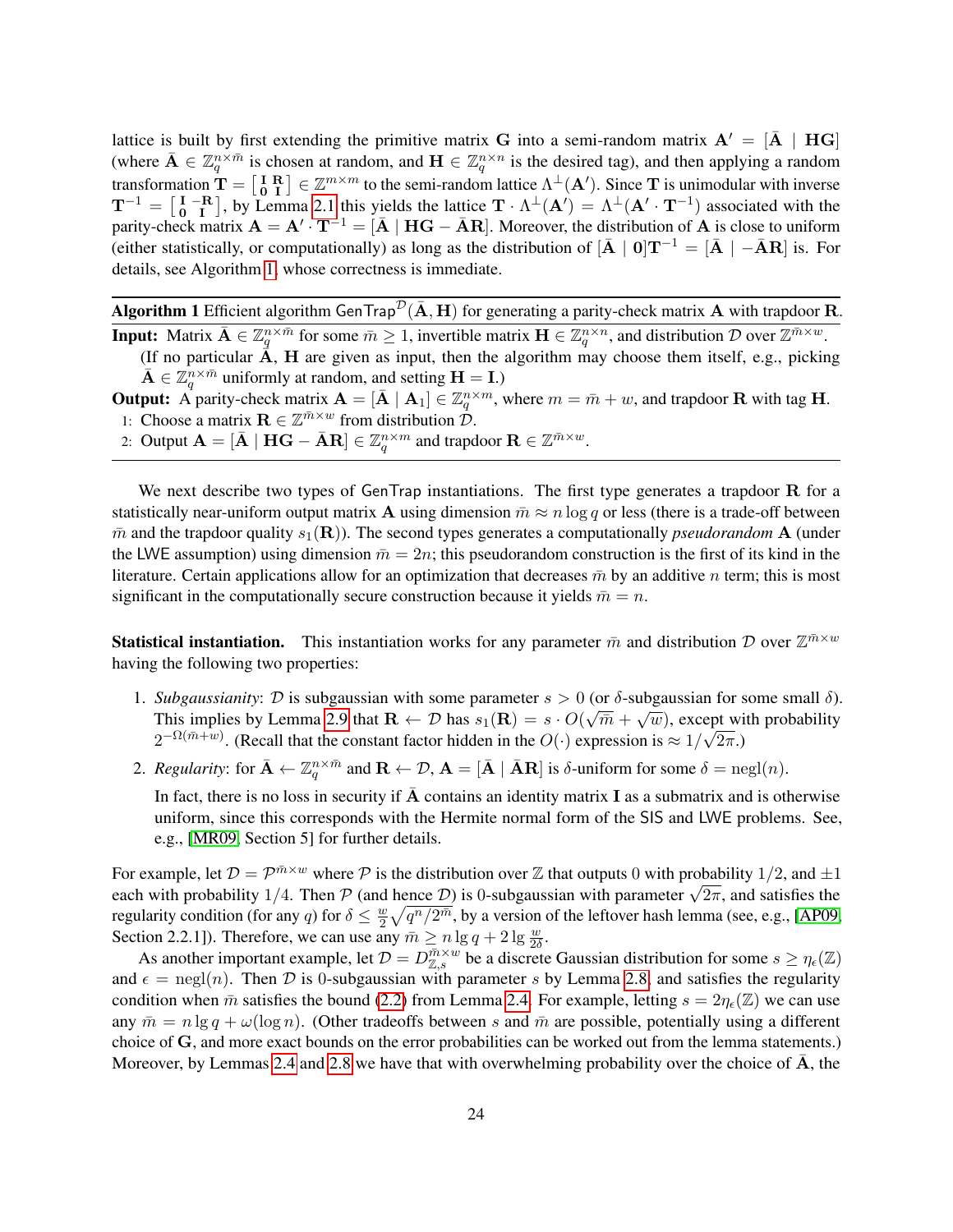lattice is built by first extending the primitive matrix $\mathbf{G}$ into a semi-random matrix $\mathbf{A}' = [\bar{\mathbf{A}} \mid \mathbf{HG}]$ (where $\bar{\mathbf{A}} \in \mathbb{Z}_q^{n \times \bar{m}}$ is chosen at random, and $\mathbf{H} \in \mathbb{Z}_q^{n \times n}$ is the desired tag), and then applying a random transformation $\mathbf{T} = \left[\begin{smallmatrix} \mathbf{I} & \mathbf{R} \\ \mathbf{0} & \mathbf{I} \end{smallmatrix}\right] \in \mathbb{Z}^{m \times m}$ to the semi-random lattice $\Lambda^\perp(\mathbf{A}')$. Since $\mathbf{T}$ is unimodular with inverse $\mathbf{T}^{-1} = \left[\begin{smallmatrix} \mathbf{I} & -\mathbf{R} \\ \mathbf{0} & \mathbf{I} \end{smallmatrix}\right]$, by Lemma 2.1 this yields the lattice $\mathbf{T} \cdot \Lambda^\perp(\mathbf{A}') = \Lambda^\perp(\mathbf{A}' \cdot \mathbf{T}^{-1})$ associated with the parity-check matrix $\mathbf{A} = \mathbf{A}' \cdot \mathbf{T}^{-1} = [\bar{\mathbf{A}} \mid \mathbf{HG} - \bar{\mathbf{A}}\mathbf{R}]$. Moreover, the distribution of $\mathbf{A}$ is close to uniform (either statistically, or computationally) as long as the distribution of $[\bar{\mathbf{A}} \mid \mathbf{0}]\mathbf{T}^{-1} = [\bar{\mathbf{A}} \mid -\bar{\mathbf{A}}\mathbf{R}]$ is. For details, see Algorithm 1, whose correctness is immediate.

---

**Algorithm 1** Efficient algorithm $\mathsf{GenTrap}^{\mathcal{D}}(\bar{\mathbf{A}}, \mathbf{H})$ for generating a parity-check matrix $\mathbf{A}$ with trapdoor $\mathbf{R}$.

**Input:** Matrix $\bar{\mathbf{A}} \in \mathbb{Z}_q^{n \times \bar{m}}$ for some $\bar{m} \geq 1$, invertible matrix $\mathbf{H} \in \mathbb{Z}_q^{n \times n}$, and distribution $\mathcal{D}$ over $\mathbb{Z}^{\bar{m} \times w}$.
(If no particular $\bar{\mathbf{A}}$, $\mathbf{H}$ are given as input, then the algorithm may choose them itself, e.g., picking $\bar{\mathbf{A}} \in \mathbb{Z}_q^{n \times \bar{m}}$ uniformly at random, and setting $\mathbf{H} = \mathbf{I}$.)

**Output:** A parity-check matrix $\mathbf{A} = [\bar{\mathbf{A}} \mid \mathbf{A}_1] \in \mathbb{Z}_q^{n \times m}$, where $m = \bar{m} + w$, and trapdoor $\mathbf{R}$ with tag $\mathbf{H}$.

1: Choose a matrix $\mathbf{R} \in \mathbb{Z}^{\bar{m} \times w}$ from distribution $\mathcal{D}$.
2: Output $\mathbf{A} = [\bar{\mathbf{A}} \mid \mathbf{HG} - \bar{\mathbf{A}}\mathbf{R}] \in \mathbb{Z}_q^{n \times m}$ and trapdoor $\mathbf{R} \in \mathbb{Z}^{\bar{m} \times w}$.

---

We next describe two types of $\mathsf{GenTrap}$ instantiations. The first type generates a trapdoor $\mathbf{R}$ for a statistically near-uniform output matrix $\mathbf{A}$ using dimension $\bar{m} \approx n \log q$ or less (there is a trade-off between $\bar{m}$ and the trapdoor quality $s_1(\mathbf{R})$). The second types generates a computationally *pseudorandom* $\mathbf{A}$ (under the $\mathsf{LWE}$ assumption) using dimension $\bar{m} = 2n$; this pseudorandom construction is the first of its kind in the literature. Certain applications allow for an optimization that decreases $\bar{m}$ by an additive $n$ term; this is most significant in the computationally secure construction because it yields $\bar{m} = n$.

**Statistical instantiation.** This instantiation works for any parameter $\bar{m}$ and distribution $\mathcal{D}$ over $\mathbb{Z}^{\bar{m} \times w}$ having the following two properties:

1. *Subgaussianity*: $\mathcal{D}$ is subgaussian with some parameter $s > 0$ (or $\delta$-subgaussian for some small $\delta$). This implies by Lemma 2.9 that $\mathbf{R} \leftarrow \mathcal{D}$ has $s_1(\mathbf{R}) = s \cdot O(\sqrt{\bar{m}} + \sqrt{w})$, except with probability $2^{-\Omega(\bar{m}+w)}$. (Recall that the constant factor hidden in the $O(\cdot)$ expression is $\approx 1/\sqrt{2\pi}$.)

2. *Regularity*: for $\bar{\mathbf{A}} \leftarrow \mathbb{Z}_q^{n \times \bar{m}}$ and $\mathbf{R} \leftarrow \mathcal{D}$, $\mathbf{A} = [\bar{\mathbf{A}} \mid \bar{\mathbf{A}}\mathbf{R}]$ is $\delta$-uniform for some $\delta = \mathrm{negl}(n)$.

   In fact, there is no loss in security if $\bar{\mathbf{A}}$ contains an identity matrix $\mathbf{I}$ as a submatrix and is otherwise uniform, since this corresponds with the Hermite normal form of the $\mathsf{SIS}$ and $\mathsf{LWE}$ problems. See, e.g., [MR09, Section 5] for further details.

For example, let $\mathcal{D} = \mathcal{P}^{\bar{m} \times w}$ where $\mathcal{P}$ is the distribution over $\mathbb{Z}$ that outputs $0$ with probability $1/2$, and $\pm 1$ each with probability $1/4$. Then $\mathcal{P}$ (and hence $\mathcal{D}$) is $0$-subgaussian with parameter $\sqrt{2\pi}$, and satisfies the regularity condition (for any $q$) for $\delta \leq \frac{w}{2}\sqrt{q^n/2^{\bar{m}}}$, by a version of the leftover hash lemma (see, e.g., [AP09, Section 2.2.1]). Therefore, we can use any $\bar{m} \geq n \lg q + 2 \lg \frac{w}{2\delta}$.

As another important example, let $\mathcal{D} = D_{\mathbb{Z},s}^{\bar{m} \times w}$ be a discrete Gaussian distribution for some $s \geq \eta_\epsilon(\mathbb{Z})$ and $\epsilon = \mathrm{negl}(n)$. Then $\mathcal{D}$ is $0$-subgaussian with parameter $s$ by Lemma 2.8, and satisfies the regularity condition when $\bar{m}$ satisfies the bound (2.2) from Lemma 2.4. For example, letting $s = 2\eta_\epsilon(\mathbb{Z})$ we can use any $\bar{m} = n \lg q + \omega(\log n)$. (Other tradeoffs between $s$ and $\bar{m}$ are possible, potentially using a different choice of $\mathbf{G}$, and more exact bounds on the error probabilities can be worked out from the lemma statements.) Moreover, by Lemmas 2.4 and 2.8 we have that with overwhelming probability over the choice of $\bar{\mathbf{A}}$, the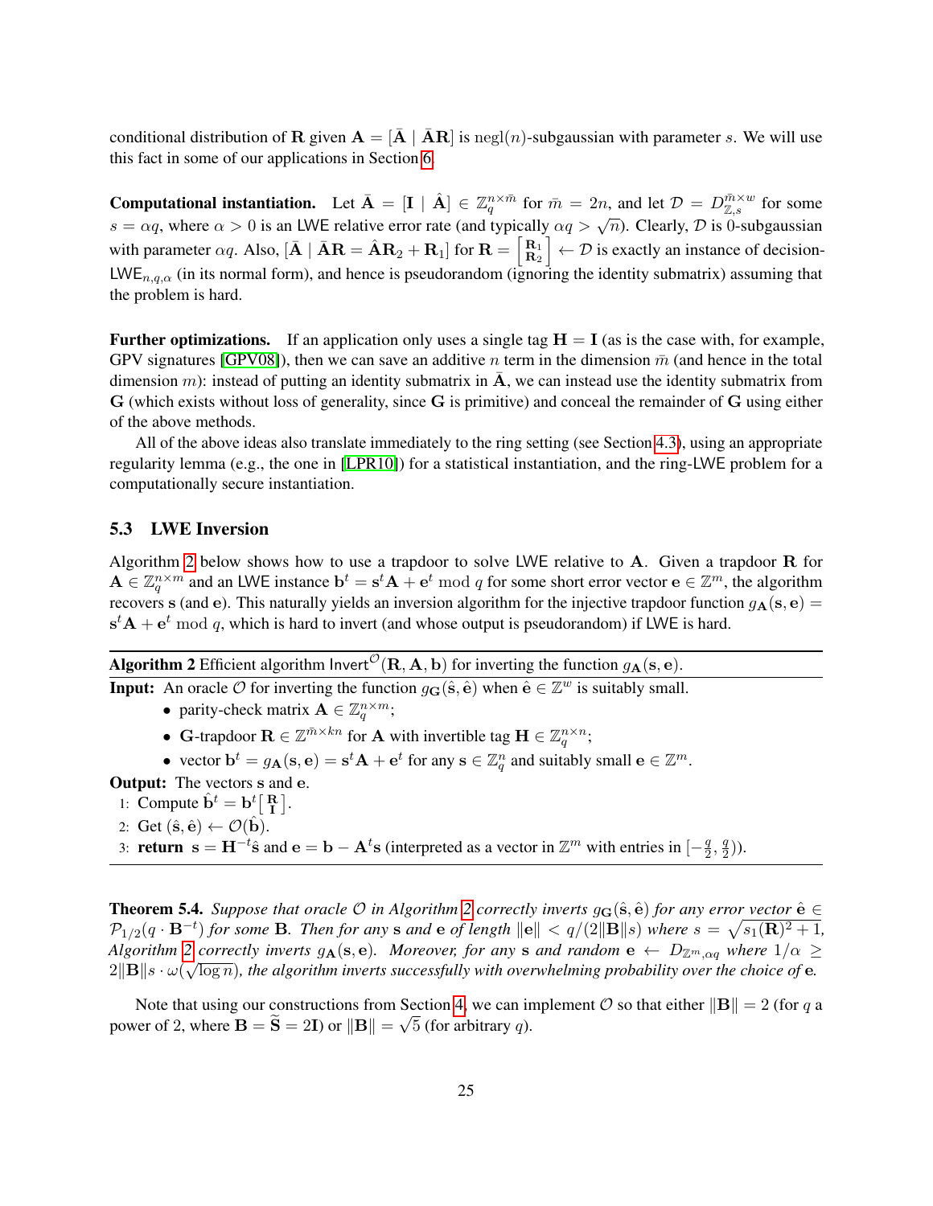conditional distribution of $\mathbf{R}$ given $\mathbf{A} = [\bar{\mathbf{A}} \mid \bar{\mathbf{A}}\mathbf{R}]$ is $\text{negl}(n)$-subgaussian with parameter $s$. We will use this fact in some of our applications in Section 6.

**Computational instantiation.** Let $\bar{\mathbf{A}} = [\mathbf{I} \mid \hat{\mathbf{A}}] \in \mathbb{Z}_q^{n \times \bar{m}}$ for $\bar{m} = 2n$, and let $\mathcal{D} = D_{\mathbb{Z},s}^{\bar{m} \times w}$ for some $s = \alpha q$, where $\alpha > 0$ is an LWE relative error rate (and typically $\alpha q > \sqrt{n}$). Clearly, $\mathcal{D}$ is 0-subgaussian with parameter $\alpha q$. Also, $[\bar{\mathbf{A}} \mid \bar{\mathbf{A}}\mathbf{R} = \hat{\mathbf{A}}\mathbf{R}_2 + \mathbf{R}_1]$ for $\mathbf{R} = \left[\begin{smallmatrix} \mathbf{R}_1 \\ \mathbf{R}_2 \end{smallmatrix}\right] \leftarrow \mathcal{D}$ is exactly an instance of decision-$\mathsf{LWE}_{n,q,\alpha}$ (in its normal form), and hence is pseudorandom (ignoring the identity submatrix) assuming that the problem is hard.

**Further optimizations.** If an application only uses a single tag $\mathbf{H} = \mathbf{I}$ (as is the case with, for example, GPV signatures [GPV08]), then we can save an additive $n$ term in the dimension $\bar{m}$ (and hence in the total dimension $m$): instead of putting an identity submatrix in $\bar{\mathbf{A}}$, we can instead use the identity submatrix from $\mathbf{G}$ (which exists without loss of generality, since $\mathbf{G}$ is primitive) and conceal the remainder of $\mathbf{G}$ using either of the above methods.

All of the above ideas also translate immediately to the ring setting (see Section 4.3), using an appropriate regularity lemma (e.g., the one in [LPR10]) for a statistical instantiation, and the ring-LWE problem for a computationally secure instantiation.

### 5.3 LWE Inversion

Algorithm 2 below shows how to use a trapdoor to solve LWE relative to $\mathbf{A}$. Given a trapdoor $\mathbf{R}$ for $\mathbf{A} \in \mathbb{Z}_q^{n \times m}$ and an LWE instance $\mathbf{b}^t = \mathbf{s}^t\mathbf{A} + \mathbf{e}^t \bmod q$ for some short error vector $\mathbf{e} \in \mathbb{Z}^m$, the algorithm recovers $\mathbf{s}$ (and $\mathbf{e}$). This naturally yields an inversion algorithm for the injective trapdoor function $g_{\mathbf{A}}(\mathbf{s}, \mathbf{e}) = \mathbf{s}^t\mathbf{A} + \mathbf{e}^t \bmod q$, which is hard to invert (and whose output is pseudorandom) if LWE is hard.

---

**Algorithm 2** Efficient algorithm $\mathsf{Invert}^{\mathcal{O}}(\mathbf{R}, \mathbf{A}, \mathbf{b})$ for inverting the function $g_{\mathbf{A}}(\mathbf{s}, \mathbf{e})$.

**Input:** An oracle $\mathcal{O}$ for inverting the function $g_{\mathbf{G}}(\hat{\mathbf{s}}, \hat{\mathbf{e}})$ when $\hat{\mathbf{e}} \in \mathbb{Z}^w$ is suitably small.

- parity-check matrix $\mathbf{A} \in \mathbb{Z}_q^{n \times m}$;
- $\mathbf{G}$-trapdoor $\mathbf{R} \in \mathbb{Z}^{\bar{m} \times kn}$ for $\mathbf{A}$ with invertible tag $\mathbf{H} \in \mathbb{Z}_q^{n \times n}$;
- vector $\mathbf{b}^t = g_{\mathbf{A}}(\mathbf{s}, \mathbf{e}) = \mathbf{s}^t\mathbf{A} + \mathbf{e}^t$ for any $\mathbf{s} \in \mathbb{Z}_q^n$ and suitably small $\mathbf{e} \in \mathbb{Z}^m$.

**Output:** The vectors $\mathbf{s}$ and $\mathbf{e}$.

1: Compute $\hat{\mathbf{b}}^t = \mathbf{b}^t \left[\begin{smallmatrix} \mathbf{R} \\ \mathbf{I} \end{smallmatrix}\right]$.
2: Get $(\hat{\mathbf{s}}, \hat{\mathbf{e}}) \leftarrow \mathcal{O}(\hat{\mathbf{b}})$.
3: **return** $\mathbf{s} = \mathbf{H}^{-t}\hat{\mathbf{s}}$ and $\mathbf{e} = \mathbf{b} - \mathbf{A}^t\mathbf{s}$ (interpreted as a vector in $\mathbb{Z}^m$ with entries in $[-\frac{q}{2}, \frac{q}{2})$).

---

**Theorem 5.4.** *Suppose that oracle $\mathcal{O}$ in Algorithm 2 correctly inverts $g_{\mathbf{G}}(\hat{\mathbf{s}}, \hat{\mathbf{e}})$ for any error vector $\hat{\mathbf{e}} \in \mathcal{P}_{1/2}(q \cdot \mathbf{B}^{-t})$ for some $\mathbf{B}$. Then for any $\mathbf{s}$ and $\mathbf{e}$ of length $\|\mathbf{e}\| < q/(2\|\mathbf{B}\|s)$ where $s = \sqrt{s_1(\mathbf{R})^2 + 1}$, Algorithm 2 correctly inverts $g_{\mathbf{A}}(\mathbf{s}, \mathbf{e})$. Moreover, for any $\mathbf{s}$ and random $\mathbf{e} \leftarrow D_{\mathbb{Z}^m, \alpha q}$ where $1/\alpha \geq 2\|\mathbf{B}\|s \cdot \omega(\sqrt{\log n})$, the algorithm inverts successfully with overwhelming probability over the choice of $\mathbf{e}$.*

Note that using our constructions from Section 4, we can implement $\mathcal{O}$ so that either $\|\mathbf{B}\| = 2$ (for $q$ a power of 2, where $\mathbf{B} = \widetilde{\mathbf{S}} = 2\mathbf{I}$) or $\|\mathbf{B}\| = \sqrt{5}$ (for arbitrary $q$).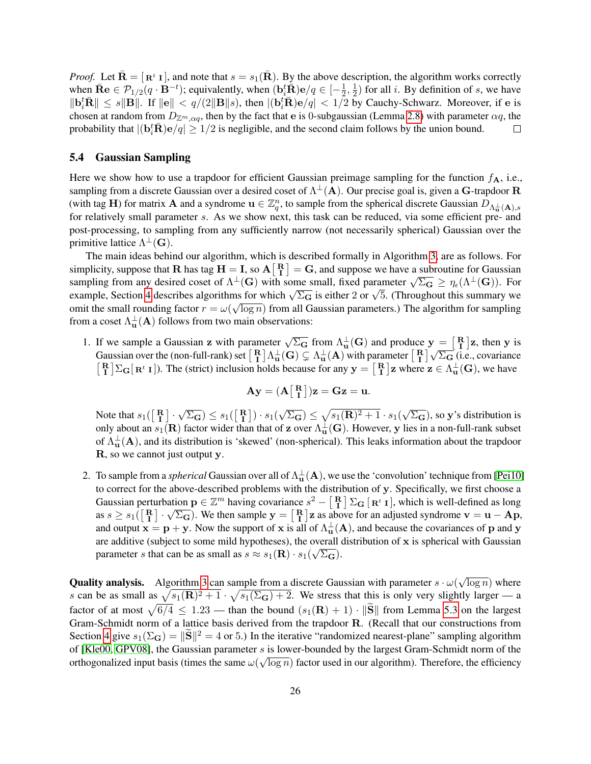*Proof.* Let $\bar{\mathbf{R}} = [\,\mathbf{R}^t\ \mathbf{I}\,]$, and note that $s = s_1(\bar{\mathbf{R}})$. By the above description, the algorithm works correctly when $\bar{\mathbf{R}}\mathbf{e} \in \mathcal{P}_{1/2}(q \cdot \mathbf{B}^{-t})$; equivalently, when $(\mathbf{b}_i^t\bar{\mathbf{R}})\mathbf{e}/q \in [-\frac{1}{2}, \frac{1}{2})$ for all $i$. By definition of $s$, we have $\|\mathbf{b}_i^t\bar{\mathbf{R}}\| \leq s\|\mathbf{B}\|$. If $\|\mathbf{e}\| < q/(2\|\mathbf{B}\|s)$, then $|(\mathbf{b}_i^t\bar{\mathbf{R}})\mathbf{e}/q| < 1/2$ by Cauchy-Schwarz. Moreover, if $\mathbf{e}$ is chosen at random from $D_{\mathbb{Z}^m,\alpha q}$, then by the fact that $\mathbf{e}$ is 0-subgaussian (Lemma 2.8) with parameter $\alpha q$, the probability that $|(\mathbf{b}_i^t\bar{\mathbf{R}})\mathbf{e}/q| \geq 1/2$ is negligible, and the second claim follows by the union bound. $\square$

### 5.4 Gaussian Sampling

Here we show how to use a trapdoor for efficient Gaussian preimage sampling for the function $f_{\mathbf{A}}$, i.e., sampling from a discrete Gaussian over a desired coset of $\Lambda^\perp(\mathbf{A})$. Our precise goal is, given a $\mathbf{G}$-trapdoor $\mathbf{R}$ (with tag $\mathbf{H}$) for matrix $\mathbf{A}$ and a syndrome $\mathbf{u} \in \mathbb{Z}_q^n$, to sample from the spherical discrete Gaussian $D_{\Lambda_{\mathbf{u}}^\perp(\mathbf{A}),s}$ for relatively small parameter $s$. As we show next, this task can be reduced, via some efficient pre- and post-processing, to sampling from any sufficiently narrow (not necessarily spherical) Gaussian over the primitive lattice $\Lambda^\perp(\mathbf{G})$.

The main ideas behind our algorithm, which is described formally in Algorithm 3, are as follows. For simplicity, suppose that $\mathbf{R}$ has tag $\mathbf{H} = \mathbf{I}$, so $\mathbf{A}\left[\begin{smallmatrix}\mathbf{R}\\ \mathbf{I}\end{smallmatrix}\right] = \mathbf{G}$, and suppose we have a subroutine for Gaussian sampling from any desired coset of $\Lambda^\perp(\mathbf{G})$ with some small, fixed parameter $\sqrt{\Sigma_{\mathbf{G}}} \geq \eta_\epsilon(\Lambda^\perp(\mathbf{G}))$. For example, Section 4 describes algorithms for which $\sqrt{\Sigma_{\mathbf{G}}}$ is either 2 or $\sqrt{5}$. (Throughout this summary we omit the small rounding factor $r = \omega(\sqrt{\log n})$ from all Gaussian parameters.) The algorithm for sampling from a coset $\Lambda_{\mathbf{u}}^\perp(\mathbf{A})$ follows from two main observations:

1. If we sample a Gaussian $\mathbf{z}$ with parameter $\sqrt{\Sigma_{\mathbf{G}}}$ from $\Lambda_{\mathbf{u}}^\perp(\mathbf{G})$ and produce $\mathbf{y} = \left[\begin{smallmatrix}\mathbf{R}\\ \mathbf{I}\end{smallmatrix}\right]\mathbf{z}$, then $\mathbf{y}$ is Gaussian over the (non-full-rank) set $\left[\begin{smallmatrix}\mathbf{R}\\ \mathbf{I}\end{smallmatrix}\right]\Lambda_{\mathbf{u}}^\perp(\mathbf{G}) \subsetneq \Lambda_{\mathbf{u}}^\perp(\mathbf{A})$ with parameter $\left[\begin{smallmatrix}\mathbf{R}\\ \mathbf{I}\end{smallmatrix}\right]\sqrt{\Sigma_{\mathbf{G}}}$ (i.e., covariance $\left[\begin{smallmatrix}\mathbf{R}\\ \mathbf{I}\end{smallmatrix}\right]\Sigma_{\mathbf{G}}[\,\mathbf{R}^t\ \mathbf{I}\,]$). The (strict) inclusion holds because for any $\mathbf{y} = \left[\begin{smallmatrix}\mathbf{R}\\ \mathbf{I}\end{smallmatrix}\right]\mathbf{z}$ where $\mathbf{z} \in \Lambda_{\mathbf{u}}^\perp(\mathbf{G})$, we have

$$\mathbf{A}\mathbf{y} = (\mathbf{A}\left[\begin{smallmatrix}\mathbf{R}\\ \mathbf{I}\end{smallmatrix}\right])\mathbf{z} = \mathbf{G}\mathbf{z} = \mathbf{u}.$$

   Note that $s_1(\left[\begin{smallmatrix}\mathbf{R}\\ \mathbf{I}\end{smallmatrix}\right] \cdot \sqrt{\Sigma_{\mathbf{G}}}) \leq s_1(\left[\begin{smallmatrix}\mathbf{R}\\ \mathbf{I}\end{smallmatrix}\right]) \cdot s_1(\sqrt{\Sigma_{\mathbf{G}}}) \leq \sqrt{s_1(\mathbf{R})^2 + 1} \cdot s_1(\sqrt{\Sigma_{\mathbf{G}}})$, so $\mathbf{y}$'s distribution is only about an $s_1(\mathbf{R})$ factor wider than that of $\mathbf{z}$ over $\Lambda_{\mathbf{u}}^\perp(\mathbf{G})$. However, $\mathbf{y}$ lies in a non-full-rank subset of $\Lambda_{\mathbf{u}}^\perp(\mathbf{A})$, and its distribution is 'skewed' (non-spherical). This leaks information about the trapdoor $\mathbf{R}$, so we cannot just output $\mathbf{y}$.

2. To sample from a *spherical* Gaussian over all of $\Lambda_{\mathbf{u}}^\perp(\mathbf{A})$, we use the 'convolution' technique from [Pei10] to correct for the above-described problems with the distribution of $\mathbf{y}$. Specifically, we first choose a Gaussian perturbation $\mathbf{p} \in \mathbb{Z}^m$ having covariance $s^2 - \left[\begin{smallmatrix}\mathbf{R}\\ \mathbf{I}\end{smallmatrix}\right]\Sigma_{\mathbf{G}}\,[\,\mathbf{R}^t\ \mathbf{I}\,]$, which is well-defined as long as $s \geq s_1(\left[\begin{smallmatrix}\mathbf{R}\\ \mathbf{I}\end{smallmatrix}\right] \cdot \sqrt{\Sigma_{\mathbf{G}}})$. We then sample $\mathbf{y} = \left[\begin{smallmatrix}\mathbf{R}\\ \mathbf{I}\end{smallmatrix}\right]\mathbf{z}$ as above for an adjusted syndrome $\mathbf{v} = \mathbf{u} - \mathbf{A}\mathbf{p}$, and output $\mathbf{x} = \mathbf{p} + \mathbf{y}$. Now the support of $\mathbf{x}$ is all of $\Lambda_{\mathbf{u}}^\perp(\mathbf{A})$, and because the covariances of $\mathbf{p}$ and $\mathbf{y}$ are additive (subject to some mild hypotheses), the overall distribution of $\mathbf{x}$ is spherical with Gaussian parameter $s$ that can be as small as $s \approx s_1(\mathbf{R}) \cdot s_1(\sqrt{\Sigma_{\mathbf{G}}})$.

**Quality analysis.** Algorithm 3 can sample from a discrete Gaussian with parameter $s \cdot \omega(\sqrt{\log n})$ where $s$ can be as small as $\sqrt{s_1(\mathbf{R})^2 + 1} \cdot \sqrt{s_1(\Sigma_{\mathbf{G}}) + 2}$. We stress that this is only very slightly larger — a factor of at most $\sqrt{6/4} \leq 1.23$ — than the bound $(s_1(\mathbf{R}) + 1) \cdot \|\widetilde{\mathbf{S}}\|$ from Lemma 5.3 on the largest Gram-Schmidt norm of a lattice basis derived from the trapdoor $\mathbf{R}$. (Recall that our constructions from Section 4 give $s_1(\Sigma_{\mathbf{G}}) = \|\widetilde{\mathbf{S}}\|^2 = 4$ or 5.) In the iterative "randomized nearest-plane" sampling algorithm of [Kle00, GPV08], the Gaussian parameter $s$ is lower-bounded by the largest Gram-Schmidt norm of the orthogonalized input basis (times the same $\omega(\sqrt{\log n})$ factor used in our algorithm). Therefore, the efficiency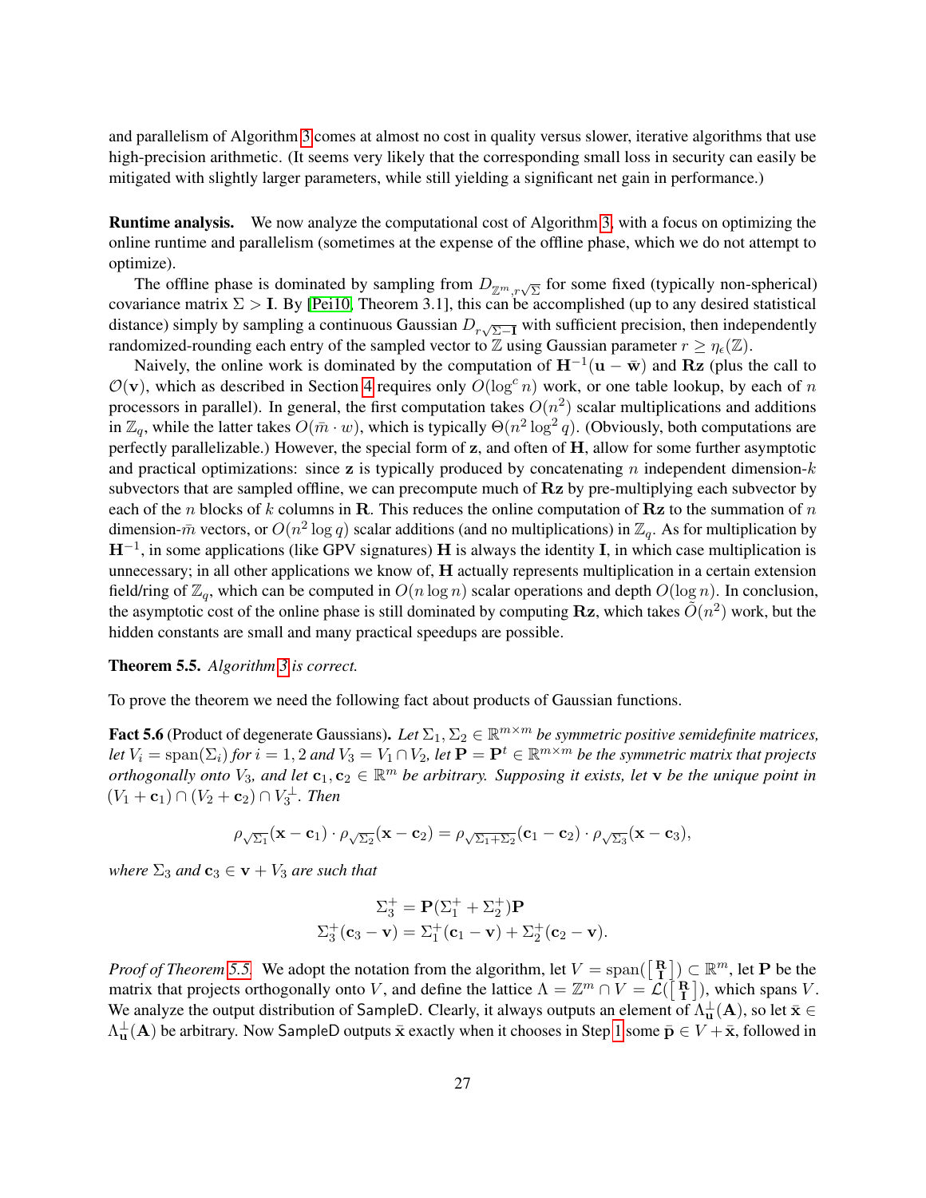and parallelism of Algorithm 3 comes at almost no cost in quality versus slower, iterative algorithms that use high-precision arithmetic. (It seems very likely that the corresponding small loss in security can easily be mitigated with slightly larger parameters, while still yielding a significant net gain in performance.)

**Runtime analysis.** We now analyze the computational cost of Algorithm 3, with a focus on optimizing the online runtime and parallelism (sometimes at the expense of the offline phase, which we do not attempt to optimize).

The offline phase is dominated by sampling from $D_{\mathbb{Z}^m, r\sqrt{\Sigma}}$ for some fixed (typically non-spherical) covariance matrix $\Sigma > \mathbf{I}$. By [Pei10, Theorem 3.1], this can be accomplished (up to any desired statistical distance) simply by sampling a continuous Gaussian $D_{r\sqrt{\Sigma - \mathbf{I}}}$ with sufficient precision, then independently randomized-rounding each entry of the sampled vector to $\mathbb{Z}$ using Gaussian parameter $r \geq \eta_\epsilon(\mathbb{Z})$.

Naively, the online work is dominated by the computation of $\mathbf{H}^{-1}(\mathbf{u} - \bar{\mathbf{w}})$ and $\mathbf{R}\mathbf{z}$ (plus the call to $\mathcal{O}(\mathbf{v})$, which as described in Section 4 requires only $O(\log^c n)$ work, or one table lookup, by each of $n$ processors in parallel). In general, the first computation takes $O(n^2)$ scalar multiplications and additions in $\mathbb{Z}_q$, while the latter takes $O(\bar{m} \cdot w)$, which is typically $\Theta(n^2 \log^2 q)$. (Obviously, both computations are perfectly parallelizable.) However, the special form of $\mathbf{z}$, and often of $\mathbf{H}$, allow for some further asymptotic and practical optimizations: since $\mathbf{z}$ is typically produced by concatenating $n$ independent dimension-$k$ subvectors that are sampled offline, we can precompute much of $\mathbf{R}\mathbf{z}$ by pre-multiplying each subvector by each of the $n$ blocks of $k$ columns in $\mathbf{R}$. This reduces the online computation of $\mathbf{R}\mathbf{z}$ to the summation of $n$ dimension-$\bar{m}$ vectors, or $O(n^2 \log q)$ scalar additions (and no multiplications) in $\mathbb{Z}_q$. As for multiplication by $\mathbf{H}^{-1}$, in some applications (like GPV signatures) $\mathbf{H}$ is always the identity $\mathbf{I}$, in which case multiplication is unnecessary; in all other applications we know of, $\mathbf{H}$ actually represents multiplication in a certain extension field/ring of $\mathbb{Z}_q$, which can be computed in $O(n \log n)$ scalar operations and depth $O(\log n)$. In conclusion, the asymptotic cost of the online phase is still dominated by computing $\mathbf{R}\mathbf{z}$, which takes $\tilde{O}(n^2)$ work, but the hidden constants are small and many practical speedups are possible.

**Theorem 5.5.** *Algorithm 3 is correct.*

To prove the theorem we need the following fact about products of Gaussian functions.

**Fact 5.6** (Product of degenerate Gaussians)**.** *Let $\Sigma_1, \Sigma_2 \in \mathbb{R}^{m \times m}$ be symmetric positive semidefinite matrices, let $V_i = \operatorname{span}(\Sigma_i)$ for $i = 1, 2$ and $V_3 = V_1 \cap V_2$, let $\mathbf{P} = \mathbf{P}^t \in \mathbb{R}^{m \times m}$ be the symmetric matrix that projects orthogonally onto $V_3$, and let $\mathbf{c}_1, \mathbf{c}_2 \in \mathbb{R}^m$ be arbitrary. Supposing it exists, let $\mathbf{v}$ be the unique point in $(V_1 + \mathbf{c}_1) \cap (V_2 + \mathbf{c}_2) \cap V_3^\perp$. Then*

$$\rho_{\sqrt{\Sigma_1}}(\mathbf{x} - \mathbf{c}_1) \cdot \rho_{\sqrt{\Sigma_2}}(\mathbf{x} - \mathbf{c}_2) = \rho_{\sqrt{\Sigma_1 + \Sigma_2}}(\mathbf{c}_1 - \mathbf{c}_2) \cdot \rho_{\sqrt{\Sigma_3}}(\mathbf{x} - \mathbf{c}_3),$$

*where $\Sigma_3$ and $\mathbf{c}_3 \in \mathbf{v} + V_3$ are such that*

$$\Sigma_3^+ = \mathbf{P}(\Sigma_1^+ + \Sigma_2^+)\mathbf{P}$$
$$\Sigma_3^+(\mathbf{c}_3 - \mathbf{v}) = \Sigma_1^+(\mathbf{c}_1 - \mathbf{v}) + \Sigma_2^+(\mathbf{c}_2 - \mathbf{v}).$$

*Proof of Theorem 5.5.* We adopt the notation from the algorithm, let $V = \operatorname{span}(\left[\begin{smallmatrix} \mathbf{R} \\ \mathbf{I} \end{smallmatrix}\right]) \subset \mathbb{R}^m$, let $\mathbf{P}$ be the matrix that projects orthogonally onto $V$, and define the lattice $\Lambda = \mathbb{Z}^m \cap V = \mathcal{L}(\left[\begin{smallmatrix} \mathbf{R} \\ \mathbf{I} \end{smallmatrix}\right])$, which spans $V$. We analyze the output distribution of $\mathsf{SampleD}$. Clearly, it always outputs an element of $\Lambda_{\mathbf{u}}^\perp(\mathbf{A})$, so let $\bar{\mathbf{x}} \in \Lambda_{\mathbf{u}}^\perp(\mathbf{A})$ be arbitrary. Now $\mathsf{SampleD}$ outputs $\bar{\mathbf{x}}$ exactly when it chooses in Step 1 some $\bar{\mathbf{p}} \in V + \bar{\mathbf{x}}$, followed in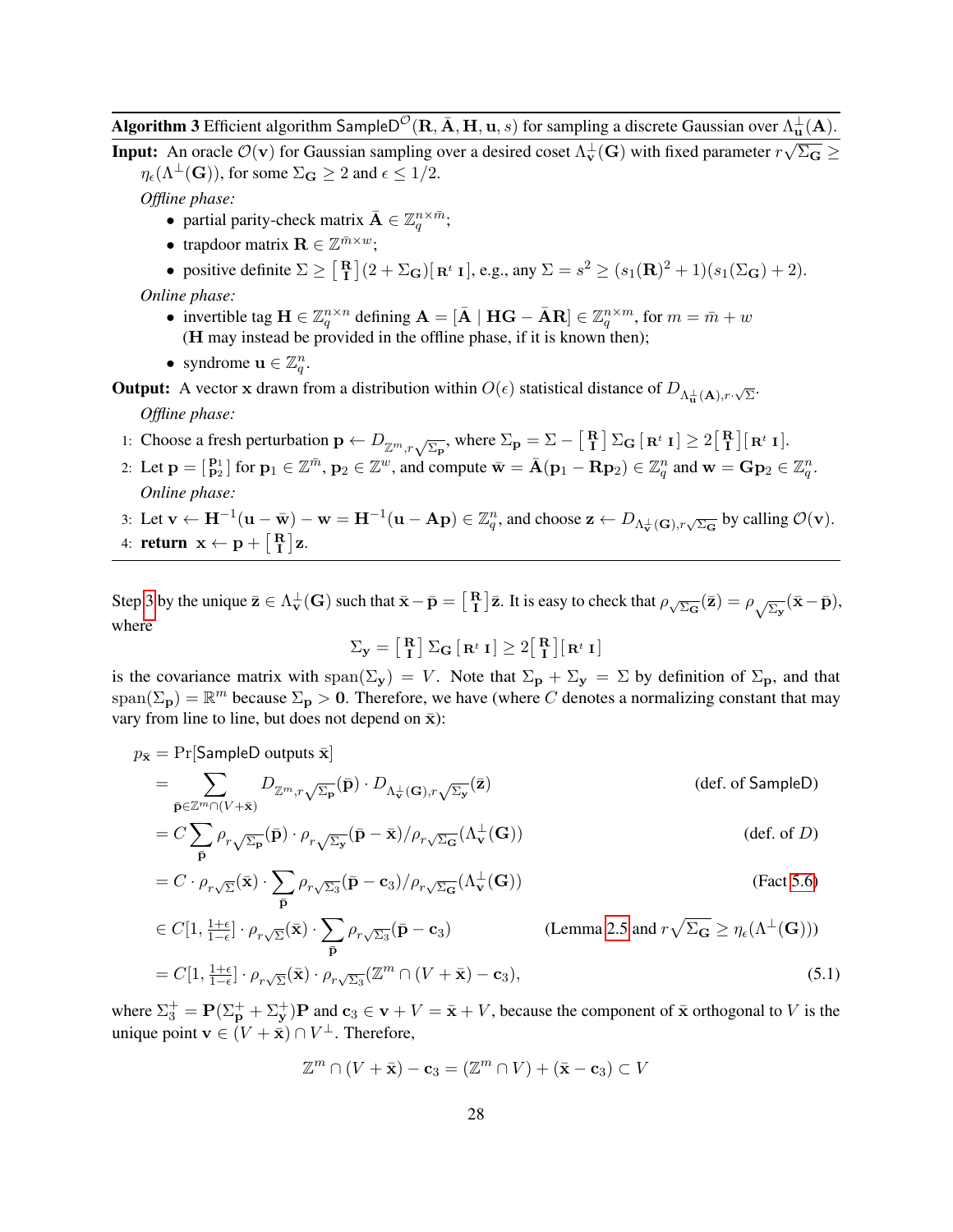**Algorithm 3** Efficient algorithm $\mathsf{SampleD}^{\mathcal{O}}(\mathbf{R}, \bar{\mathbf{A}}, \mathbf{H}, \mathbf{u}, s)$ for sampling a discrete Gaussian over $\Lambda_{\mathbf{u}}^{\perp}(\mathbf{A})$.

**Input:** An oracle $\mathcal{O}(\mathbf{v})$ for Gaussian sampling over a desired coset $\Lambda_{\mathbf{v}}^{\perp}(\mathbf{G})$ with fixed parameter $r\sqrt{\Sigma_{\mathbf{G}}} \geq \eta_\epsilon(\Lambda^{\perp}(\mathbf{G}))$, for some $\Sigma_{\mathbf{G}} \geq 2$ and $\epsilon \leq 1/2$.

*Offline phase:*

- partial parity-check matrix $\bar{\mathbf{A}} \in \mathbb{Z}_q^{n \times \bar{m}}$;
- trapdoor matrix $\mathbf{R} \in \mathbb{Z}^{\bar{m} \times w}$;
- positive definite $\Sigma \geq \left[\begin{smallmatrix}\mathbf{R}\\ \mathbf{I}\end{smallmatrix}\right](2 + \Sigma_{\mathbf{G}})\left[\begin{smallmatrix}\mathbf{R}^t & \mathbf{I}\end{smallmatrix}\right]$, e.g., any $\Sigma = s^2 \geq (s_1(\mathbf{R})^2 + 1)(s_1(\Sigma_{\mathbf{G}}) + 2)$.

*Online phase:*

- invertible tag $\mathbf{H} \in \mathbb{Z}_q^{n \times n}$ defining $\mathbf{A} = [\bar{\mathbf{A}} \mid \mathbf{H}\mathbf{G} - \bar{\mathbf{A}}\mathbf{R}] \in \mathbb{Z}_q^{n \times m}$, for $m = \bar{m} + w$ ($\mathbf{H}$ may instead be provided in the offline phase, if it is known then);
- syndrome $\mathbf{u} \in \mathbb{Z}_q^n$.

**Output:** A vector $\mathbf{x}$ drawn from a distribution within $O(\epsilon)$ statistical distance of $D_{\Lambda_{\mathbf{u}}^{\perp}(\mathbf{A}), r\cdot\sqrt{\Sigma}}$.

*Offline phase:*

1: Choose a fresh perturbation $\mathbf{p} \leftarrow D_{\mathbb{Z}^m, r\sqrt{\Sigma_{\mathbf{p}}}}$, where $\Sigma_{\mathbf{p}} = \Sigma - \left[\begin{smallmatrix}\mathbf{R}\\ \mathbf{I}\end{smallmatrix}\right]\Sigma_{\mathbf{G}}\left[\begin{smallmatrix}\mathbf{R}^t & \mathbf{I}\end{smallmatrix}\right] \geq 2\left[\begin{smallmatrix}\mathbf{R}\\ \mathbf{I}\end{smallmatrix}\right]\left[\begin{smallmatrix}\mathbf{R}^t & \mathbf{I}\end{smallmatrix}\right]$.

2: Let $\mathbf{p} = \left[\begin{smallmatrix}\mathbf{p}_1\\ \mathbf{p}_2\end{smallmatrix}\right]$ for $\mathbf{p}_1 \in \mathbb{Z}^{\bar{m}}$, $\mathbf{p}_2 \in \mathbb{Z}^w$, and compute $\bar{\mathbf{w}} = \bar{\mathbf{A}}(\mathbf{p}_1 - \mathbf{R}\mathbf{p}_2) \in \mathbb{Z}_q^n$ and $\mathbf{w} = \mathbf{G}\mathbf{p}_2 \in \mathbb{Z}_q^n$.

*Online phase:*

3: Let $\mathbf{v} \leftarrow \mathbf{H}^{-1}(\mathbf{u} - \bar{\mathbf{w}}) - \mathbf{w} = \mathbf{H}^{-1}(\mathbf{u} - \mathbf{A}\mathbf{p}) \in \mathbb{Z}_q^n$, and choose $\mathbf{z} \leftarrow D_{\Lambda_{\mathbf{v}}^{\perp}(\mathbf{G}), r\sqrt{\Sigma_{\mathbf{G}}}}$ by calling $\mathcal{O}(\mathbf{v})$.

4: **return** $\mathbf{x} \leftarrow \mathbf{p} + \left[\begin{smallmatrix}\mathbf{R}\\ \mathbf{I}\end{smallmatrix}\right]\mathbf{z}$.

Step 3 by the unique $\bar{\mathbf{z}} \in \Lambda_{\mathbf{v}}^{\perp}(\mathbf{G})$ such that $\bar{\mathbf{x}} - \bar{\mathbf{p}} = \left[\begin{smallmatrix}\mathbf{R}\\ \mathbf{I}\end{smallmatrix}\right]\bar{\mathbf{z}}$. It is easy to check that $\rho_{\sqrt{\Sigma_{\mathbf{G}}}}(\bar{\mathbf{z}}) = \rho_{\sqrt{\Sigma_{\mathbf{y}}}}(\bar{\mathbf{x}} - \bar{\mathbf{p}})$, where

$$\Sigma_{\mathbf{y}} = \left[\begin{smallmatrix}\mathbf{R}\\ \mathbf{I}\end{smallmatrix}\right]\Sigma_{\mathbf{G}}\left[\begin{smallmatrix}\mathbf{R}^t & \mathbf{I}\end{smallmatrix}\right] \geq 2\left[\begin{smallmatrix}\mathbf{R}\\ \mathbf{I}\end{smallmatrix}\right]\left[\begin{smallmatrix}\mathbf{R}^t & \mathbf{I}\end{smallmatrix}\right]$$

is the covariance matrix with $\mathrm{span}(\Sigma_{\mathbf{y}}) = V$. Note that $\Sigma_{\mathbf{p}} + \Sigma_{\mathbf{y}} = \Sigma$ by definition of $\Sigma_{\mathbf{p}}$, and that $\mathrm{span}(\Sigma_{\mathbf{p}}) = \mathbb{R}^m$ because $\Sigma_{\mathbf{p}} > \mathbf{0}$. Therefore, we have (where $C$ denotes a normalizing constant that may vary from line to line, but does not depend on $\bar{\mathbf{x}}$):

$$
\begin{aligned}
p_{\bar{\mathbf{x}}} &= \Pr[\mathsf{SampleD} \text{ outputs } \bar{\mathbf{x}}] \\
&= \sum_{\bar{\mathbf{p}} \in \mathbb{Z}^m \cap (V + \bar{\mathbf{x}})} D_{\mathbb{Z}^m, r\sqrt{\Sigma_{\mathbf{p}}}}(\bar{\mathbf{p}}) \cdot D_{\Lambda_{\mathbf{v}}^{\perp}(\mathbf{G}), r\sqrt{\Sigma_{\mathbf{y}}}}(\bar{\mathbf{z}}) && \text{(def. of SampleD)} \\
&= C \sum_{\bar{\mathbf{p}}} \rho_{r\sqrt{\Sigma_{\mathbf{p}}}}(\bar{\mathbf{p}}) \cdot \rho_{r\sqrt{\Sigma_{\mathbf{y}}}}(\bar{\mathbf{p}} - \bar{\mathbf{x}}) / \rho_{r\sqrt{\Sigma_{\mathbf{G}}}}(\Lambda_{\mathbf{v}}^{\perp}(\mathbf{G})) && \text{(def. of } D) \\
&= C \cdot \rho_{r\sqrt{\Sigma}}(\bar{\mathbf{x}}) \cdot \sum_{\bar{\mathbf{p}}} \rho_{r\sqrt{\Sigma_3}}(\bar{\mathbf{p}} - \mathbf{c}_3) / \rho_{r\sqrt{\Sigma_{\mathbf{G}}}}(\Lambda_{\mathbf{v}}^{\perp}(\mathbf{G})) && \text{(Fact 5.6)} \\
&\in C[1, \tfrac{1+\epsilon}{1-\epsilon}] \cdot \rho_{r\sqrt{\Sigma}}(\bar{\mathbf{x}}) \cdot \sum_{\bar{\mathbf{p}}} \rho_{r\sqrt{\Sigma_3}}(\bar{\mathbf{p}} - \mathbf{c}_3) && \text{(Lemma 2.5 and } r\sqrt{\Sigma_{\mathbf{G}}} \geq \eta_\epsilon(\Lambda^{\perp}(\mathbf{G}))) \\
&= C[1, \tfrac{1+\epsilon}{1-\epsilon}] \cdot \rho_{r\sqrt{\Sigma}}(\bar{\mathbf{x}}) \cdot \rho_{r\sqrt{\Sigma_3}}(\mathbb{Z}^m \cap (V + \bar{\mathbf{x}}) - \mathbf{c}_3), && (5.1)
\end{aligned}
$$

where $\Sigma_3^+ = \mathbf{P}(\Sigma_{\mathbf{p}}^+ + \Sigma_{\mathbf{y}}^+)\mathbf{P}$ and $\mathbf{c}_3 \in \mathbf{v} + V = \bar{\mathbf{x}} + V$, because the component of $\bar{\mathbf{x}}$ orthogonal to $V$ is the unique point $\mathbf{v} \in (V + \bar{\mathbf{x}}) \cap V^{\perp}$. Therefore,

$$\mathbb{Z}^m \cap (V + \bar{\mathbf{x}}) - \mathbf{c}_3 = (\mathbb{Z}^m \cap V) + (\bar{\mathbf{x}} - \mathbf{c}_3) \subset V$$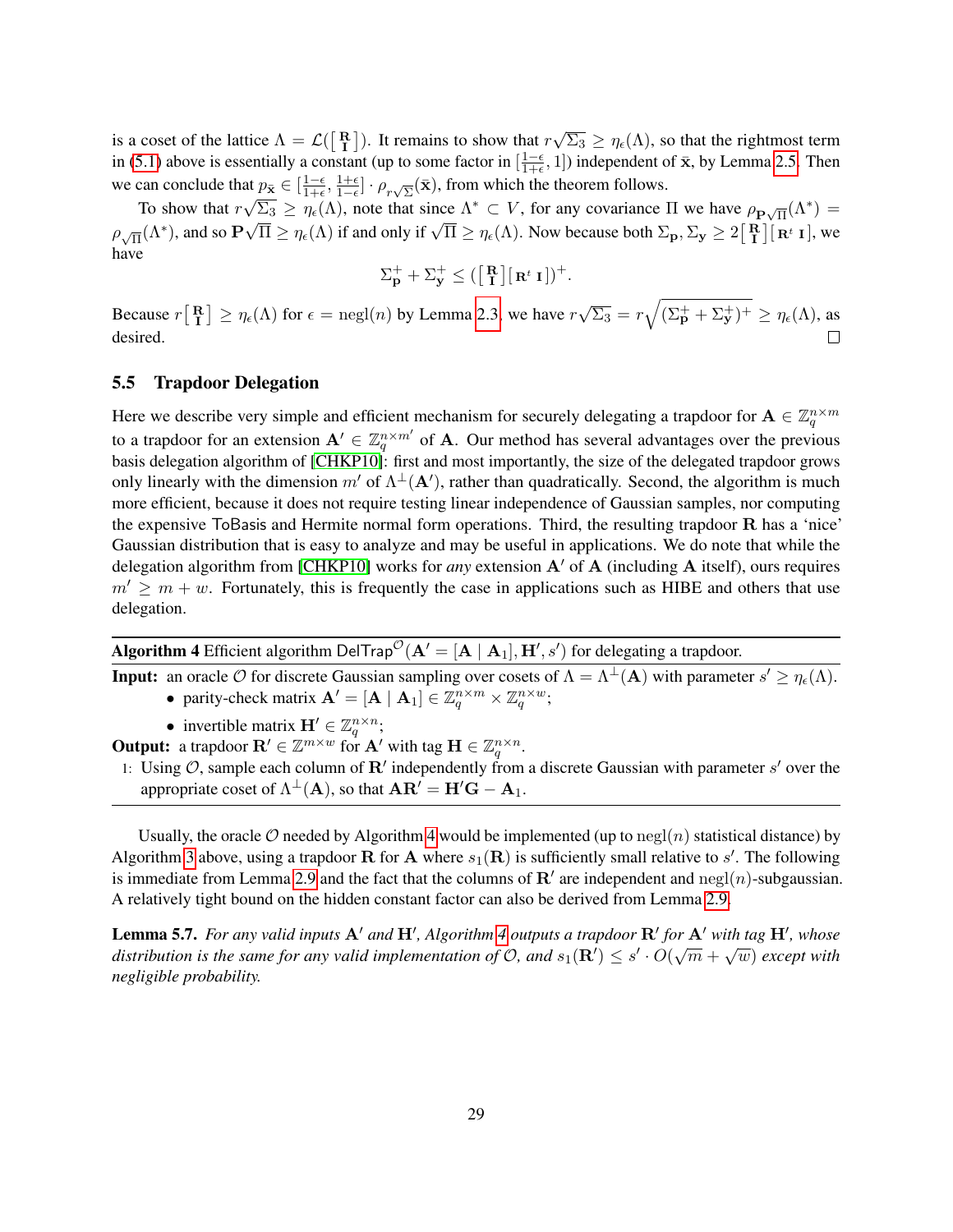is a coset of the lattice $\Lambda = \mathcal{L}(\left[\begin{smallmatrix} \mathbf{R} \\ \mathbf{I} \end{smallmatrix}\right])$. It remains to show that $r\sqrt{\Sigma_3} \geq \eta_\epsilon(\Lambda)$, so that the rightmost term in (5.1) above is essentially a constant (up to some factor in $[\frac{1-\epsilon}{1+\epsilon}, 1]$) independent of $\bar{\mathbf{x}}$, by Lemma 2.5. Then we can conclude that $p_{\bar{\mathbf{x}}} \in [\frac{1-\epsilon}{1+\epsilon}, \frac{1+\epsilon}{1-\epsilon}] \cdot \rho_{r\sqrt{\Sigma}}(\bar{\mathbf{x}})$, from which the theorem follows.

To show that $r\sqrt{\Sigma_3} \geq \eta_\epsilon(\Lambda)$, note that since $\Lambda^* \subset V$, for any covariance $\Pi$ we have $\rho_{\mathbf{P}\sqrt{\Pi}}(\Lambda^*) = \rho_{\sqrt{\Pi}}(\Lambda^*)$, and so $\mathbf{P}\sqrt{\Pi} \geq \eta_\epsilon(\Lambda)$ if and only if $\sqrt{\Pi} \geq \eta_\epsilon(\Lambda)$. Now because both $\Sigma_\mathbf{p}, \Sigma_\mathbf{y} \geq 2\left[\begin{smallmatrix} \mathbf{R} \\ \mathbf{I} \end{smallmatrix}\right]\left[\begin{smallmatrix} \mathbf{R}^t & \mathbf{I} \end{smallmatrix}\right]$, we have

$$\Sigma_\mathbf{p}^+ + \Sigma_\mathbf{y}^+ \leq (\left[\begin{smallmatrix} \mathbf{R} \\ \mathbf{I} \end{smallmatrix}\right]\left[\begin{smallmatrix} \mathbf{R}^t & \mathbf{I} \end{smallmatrix}\right])^+.$$

Because $r\left[\begin{smallmatrix} \mathbf{R} \\ \mathbf{I} \end{smallmatrix}\right] \geq \eta_\epsilon(\Lambda)$ for $\epsilon = \text{negl}(n)$ by Lemma 2.3, we have $r\sqrt{\Sigma_3} = r\sqrt{(\Sigma_\mathbf{p}^+ + \Sigma_\mathbf{y}^+)^+} \geq \eta_\epsilon(\Lambda)$, as desired. $\square$

### 5.5 Trapdoor Delegation

Here we describe very simple and efficient mechanism for securely delegating a trapdoor for $\mathbf{A} \in \mathbb{Z}_q^{n \times m}$ to a trapdoor for an extension $\mathbf{A}' \in \mathbb{Z}_q^{n \times m'}$ of $\mathbf{A}$. Our method has several advantages over the previous basis delegation algorithm of [CHKP10]: first and most importantly, the size of the delegated trapdoor grows only linearly with the dimension $m'$ of $\Lambda^\perp(\mathbf{A}')$, rather than quadratically. Second, the algorithm is much more efficient, because it does not require testing linear independence of Gaussian samples, nor computing the expensive ToBasis and Hermite normal form operations. Third, the resulting trapdoor $\mathbf{R}$ has a 'nice' Gaussian distribution that is easy to analyze and may be useful in applications. We do note that while the delegation algorithm from [CHKP10] works for *any* extension $\mathbf{A}'$ of $\mathbf{A}$ (including $\mathbf{A}$ itself), ours requires $m' \geq m + w$. Fortunately, this is frequently the case in applications such as HIBE and others that use delegation.

---

**Algorithm 4** Efficient algorithm $\mathsf{DelTrap}^\mathcal{O}(\mathbf{A}' = [\mathbf{A} \mid \mathbf{A}_1], \mathbf{H}', s')$ for delegating a trapdoor.

---

**Input:** an oracle $\mathcal{O}$ for discrete Gaussian sampling over cosets of $\Lambda = \Lambda^\perp(\mathbf{A})$ with parameter $s' \geq \eta_\epsilon(\Lambda)$.

- parity-check matrix $\mathbf{A}' = [\mathbf{A} \mid \mathbf{A}_1] \in \mathbb{Z}_q^{n \times m} \times \mathbb{Z}_q^{n \times w}$;
- invertible matrix $\mathbf{H}' \in \mathbb{Z}_q^{n \times n}$;

**Output:** a trapdoor $\mathbf{R}' \in \mathbb{Z}^{m \times w}$ for $\mathbf{A}'$ with tag $\mathbf{H} \in \mathbb{Z}_q^{n \times n}$.

1: Using $\mathcal{O}$, sample each column of $\mathbf{R}'$ independently from a discrete Gaussian with parameter $s'$ over the appropriate coset of $\Lambda^\perp(\mathbf{A})$, so that $\mathbf{A}\mathbf{R}' = \mathbf{H}'\mathbf{G} - \mathbf{A}_1$.

---

Usually, the oracle $\mathcal{O}$ needed by Algorithm 4 would be implemented (up to $\text{negl}(n)$ statistical distance) by Algorithm 3 above, using a trapdoor $\mathbf{R}$ for $\mathbf{A}$ where $s_1(\mathbf{R})$ is sufficiently small relative to $s'$. The following is immediate from Lemma 2.9 and the fact that the columns of $\mathbf{R}'$ are independent and $\text{negl}(n)$-subgaussian. A relatively tight bound on the hidden constant factor can also be derived from Lemma 2.9.

**Lemma 5.7.** *For any valid inputs $\mathbf{A}'$ and $\mathbf{H}'$, Algorithm 4 outputs a trapdoor $\mathbf{R}'$ for $\mathbf{A}'$ with tag $\mathbf{H}'$, whose distribution is the same for any valid implementation of $\mathcal{O}$, and $s_1(\mathbf{R}') \leq s' \cdot O(\sqrt{m} + \sqrt{w})$ except with negligible probability.*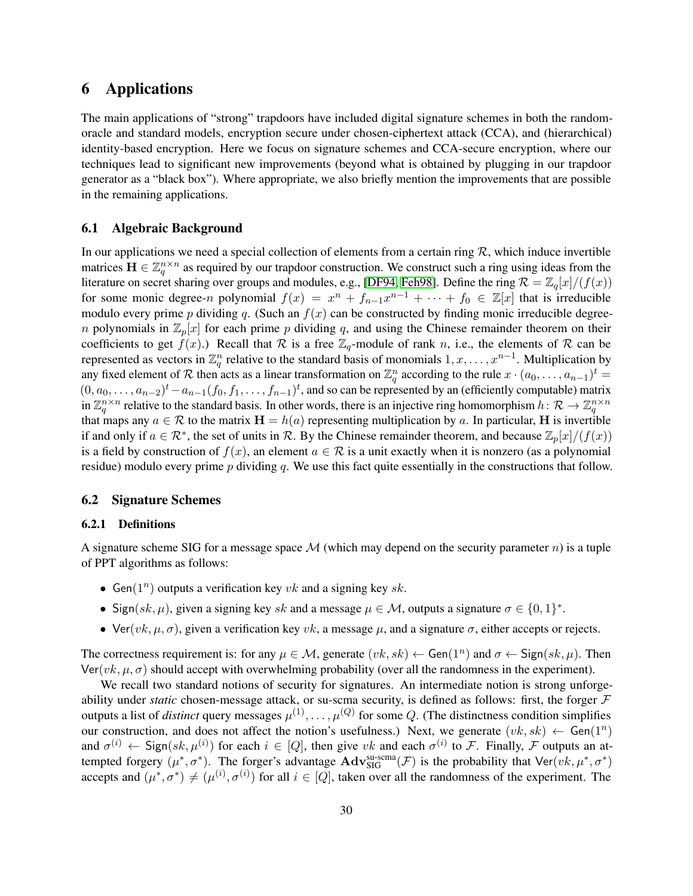# 6 Applications

The main applications of "strong" trapdoors have included digital signature schemes in both the random-oracle and standard models, encryption secure under chosen-ciphertext attack (CCA), and (hierarchical) identity-based encryption. Here we focus on signature schemes and CCA-secure encryption, where our techniques lead to significant new improvements (beyond what is obtained by plugging in our trapdoor generator as a "black box"). Where appropriate, we also briefly mention the improvements that are possible in the remaining applications.

## 6.1 Algebraic Background

In our applications we need a special collection of elements from a certain ring $\mathcal{R}$, which induce invertible matrices $\mathbf{H} \in \mathbb{Z}_q^{n \times n}$ as required by our trapdoor construction. We construct such a ring using ideas from the literature on secret sharing over groups and modules, e.g., [DF94, Feh98]. Define the ring $\mathcal{R} = \mathbb{Z}_q[x]/(f(x))$ for some monic degree-$n$ polynomial $f(x) = x^n + f_{n-1}x^{n-1} + \cdots + f_0 \in \mathbb{Z}[x]$ that is irreducible modulo every prime $p$ dividing $q$. (Such an $f(x)$ can be constructed by finding monic irreducible degree-$n$ polynomials in $\mathbb{Z}_p[x]$ for each prime $p$ dividing $q$, and using the Chinese remainder theorem on their coefficients to get $f(x)$.) Recall that $\mathcal{R}$ is a free $\mathbb{Z}_q$-module of rank $n$, i.e., the elements of $\mathcal{R}$ can be represented as vectors in $\mathbb{Z}_q^n$ relative to the standard basis of monomials $1, x, \ldots, x^{n-1}$. Multiplication by any fixed element of $\mathcal{R}$ then acts as a linear transformation on $\mathbb{Z}_q^n$ according to the rule $x \cdot (a_0, \ldots, a_{n-1})^t = (0, a_0, \ldots, a_{n-2})^t - a_{n-1}(f_0, f_1, \ldots, f_{n-1})^t$, and so can be represented by an (efficiently computable) matrix in $\mathbb{Z}_q^{n \times n}$ relative to the standard basis. In other words, there is an injective ring homomorphism $h \colon \mathcal{R} \to \mathbb{Z}_q^{n \times n}$ that maps any $a \in \mathcal{R}$ to the matrix $\mathbf{H} = h(a)$ representing multiplication by $a$. In particular, $\mathbf{H}$ is invertible if and only if $a \in \mathcal{R}^*$, the set of units in $\mathcal{R}$. By the Chinese remainder theorem, and because $\mathbb{Z}_p[x]/(f(x))$ is a field by construction of $f(x)$, an element $a \in \mathcal{R}$ is a unit exactly when it is nonzero (as a polynomial residue) modulo every prime $p$ dividing $q$. We use this fact quite essentially in the constructions that follow.

## 6.2 Signature Schemes

### 6.2.1 Definitions

A signature scheme SIG for a message space $\mathcal{M}$ (which may depend on the security parameter $n$) is a tuple of PPT algorithms as follows:

- $\mathsf{Gen}(1^n)$ outputs a verification key $vk$ and a signing key $sk$.
- $\mathsf{Sign}(sk, \mu)$, given a signing key $sk$ and a message $\mu \in \mathcal{M}$, outputs a signature $\sigma \in \{0,1\}^*$.
- $\mathsf{Ver}(vk, \mu, \sigma)$, given a verification key $vk$, a message $\mu$, and a signature $\sigma$, either accepts or rejects.

The correctness requirement is: for any $\mu \in \mathcal{M}$, generate $(vk, sk) \leftarrow \mathsf{Gen}(1^n)$ and $\sigma \leftarrow \mathsf{Sign}(sk, \mu)$. Then $\mathsf{Ver}(vk, \mu, \sigma)$ should accept with overwhelming probability (over all the randomness in the experiment).

We recall two standard notions of security for signatures. An intermediate notion is strong unforgeability under *static* chosen-message attack, or su-scma security, is defined as follows: first, the forger $\mathcal{F}$ outputs a list of *distinct* query messages $\mu^{(1)}, \ldots, \mu^{(Q)}$ for some $Q$. (The distinctness condition simplifies our construction, and does not affect the notion's usefulness.) Next, we generate $(vk, sk) \leftarrow \mathsf{Gen}(1^n)$ and $\sigma^{(i)} \leftarrow \mathsf{Sign}(sk, \mu^{(i)})$ for each $i \in [Q]$, then give $vk$ and each $\sigma^{(i)}$ to $\mathcal{F}$. Finally, $\mathcal{F}$ outputs an attempted forgery $(\mu^*, \sigma^*)$. The forger's advantage $\mathbf{Adv}_{\text{SIG}}^{\text{su-scma}}(\mathcal{F})$ is the probability that $\mathsf{Ver}(vk, \mu^*, \sigma^*)$ accepts and $(\mu^*, \sigma^*) \neq (\mu^{(i)}, \sigma^{(i)})$ for all $i \in [Q]$, taken over all the randomness of the experiment. The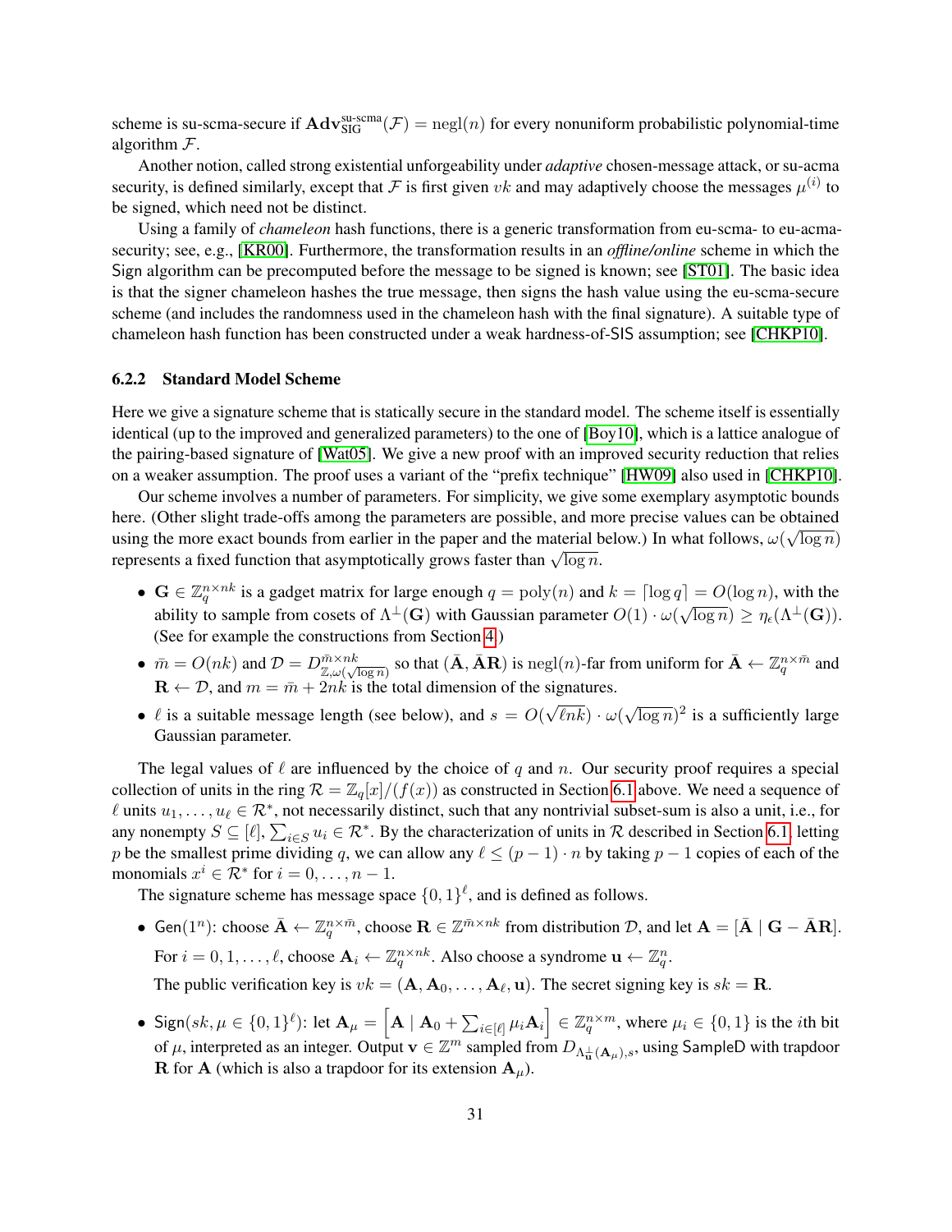scheme is su-scma-secure if $\mathbf{Adv}_{\mathsf{SIG}}^{\text{su-scma}}(\mathcal{F}) = \text{negl}(n)$ for every nonuniform probabilistic polynomial-time algorithm $\mathcal{F}$.

Another notion, called strong existential unforgeability under *adaptive* chosen-message attack, or su-acma security, is defined similarly, except that $\mathcal{F}$ is first given $vk$ and may adaptively choose the messages $\mu^{(i)}$ to be signed, which need not be distinct.

Using a family of *chameleon* hash functions, there is a generic transformation from eu-scma- to eu-acma-security; see, e.g., [KR00]. Furthermore, the transformation results in an *offline/online* scheme in which the Sign algorithm can be precomputed before the message to be signed is known; see [ST01]. The basic idea is that the signer chameleon hashes the true message, then signs the hash value using the eu-scma-secure scheme (and includes the randomness used in the chameleon hash with the final signature). A suitable type of chameleon hash function has been constructed under a weak hardness-of-SIS assumption; see [CHKP10].

#### 6.2.2 Standard Model Scheme

Here we give a signature scheme that is statically secure in the standard model. The scheme itself is essentially identical (up to the improved and generalized parameters) to the one of [Boy10], which is a lattice analogue of the pairing-based signature of [Wat05]. We give a new proof with an improved security reduction that relies on a weaker assumption. The proof uses a variant of the "prefix technique" [HW09] also used in [CHKP10].

Our scheme involves a number of parameters. For simplicity, we give some exemplary asymptotic bounds here. (Other slight trade-offs among the parameters are possible, and more precise values can be obtained using the more exact bounds from earlier in the paper and the material below.) In what follows, $\omega(\sqrt{\log n})$ represents a fixed function that asymptotically grows faster than $\sqrt{\log n}$.

- $\mathbf{G} \in \mathbb{Z}_q^{n \times nk}$ is a gadget matrix for large enough $q = \text{poly}(n)$ and $k = \lceil \log q \rceil = O(\log n)$, with the ability to sample from cosets of $\Lambda^\perp(\mathbf{G})$ with Gaussian parameter $O(1) \cdot \omega(\sqrt{\log n}) \geq \eta_\epsilon(\Lambda^\perp(\mathbf{G}))$. (See for example the constructions from Section 4.)
- $\bar{m} = O(nk)$ and $\mathcal{D} = D_{\mathbb{Z},\omega(\sqrt{\log n})}^{\bar{m} \times nk}$ so that $(\bar{\mathbf{A}}, \bar{\mathbf{A}}\mathbf{R})$ is $\text{negl}(n)$-far from uniform for $\bar{\mathbf{A}} \leftarrow \mathbb{Z}_q^{n \times \bar{m}}$ and $\mathbf{R} \leftarrow \mathcal{D}$, and $m = \bar{m} + 2nk$ is the total dimension of the signatures.
- $\ell$ is a suitable message length (see below), and $s = O(\sqrt{\ell nk}) \cdot \omega(\sqrt{\log n})^2$ is a sufficiently large Gaussian parameter.

The legal values of $\ell$ are influenced by the choice of $q$ and $n$. Our security proof requires a special collection of units in the ring $\mathcal{R} = \mathbb{Z}_q[x]/(f(x))$ as constructed in Section 6.1 above. We need a sequence of $\ell$ units $u_1, \ldots, u_\ell \in \mathcal{R}^*$, not necessarily distinct, such that any nontrivial subset-sum is also a unit, i.e., for any nonempty $S \subseteq [\ell]$, $\sum_{i \in S} u_i \in \mathcal{R}^*$. By the characterization of units in $\mathcal{R}$ described in Section 6.1, letting $p$ be the smallest prime dividing $q$, we can allow any $\ell \leq (p-1) \cdot n$ by taking $p-1$ copies of each of the monomials $x^i \in \mathcal{R}^*$ for $i = 0, \ldots, n-1$.

The signature scheme has message space $\{0,1\}^\ell$, and is defined as follows.

- $\mathsf{Gen}(1^n)$: choose $\bar{\mathbf{A}} \leftarrow \mathbb{Z}_q^{n \times \bar{m}}$, choose $\mathbf{R} \in \mathbb{Z}^{\bar{m} \times nk}$ from distribution $\mathcal{D}$, and let $\mathbf{A} = [\bar{\mathbf{A}} \mid \mathbf{G} - \bar{\mathbf{A}}\mathbf{R}]$.

  For $i = 0, 1, \ldots, \ell$, choose $\mathbf{A}_i \leftarrow \mathbb{Z}_q^{n \times nk}$. Also choose a syndrome $\mathbf{u} \leftarrow \mathbb{Z}_q^n$.

  The public verification key is $vk = (\mathbf{A}, \mathbf{A}_0, \ldots, \mathbf{A}_\ell, \mathbf{u})$. The secret signing key is $sk = \mathbf{R}$.

- $\mathsf{Sign}(sk, \mu \in \{0,1\}^\ell)$: let $\mathbf{A}_\mu = \left[\mathbf{A} \mid \mathbf{A}_0 + \sum_{i \in [\ell]} \mu_i \mathbf{A}_i\right] \in \mathbb{Z}_q^{n \times m}$, where $\mu_i \in \{0,1\}$ is the $i$th bit of $\mu$, interpreted as an integer. Output $\mathbf{v} \in \mathbb{Z}^m$ sampled from $D_{\Lambda_{\mathbf{u}}^\perp(\mathbf{A}_\mu),s}$, using $\mathsf{SampleD}$ with trapdoor $\mathbf{R}$ for $\mathbf{A}$ (which is also a trapdoor for its extension $\mathbf{A}_\mu$).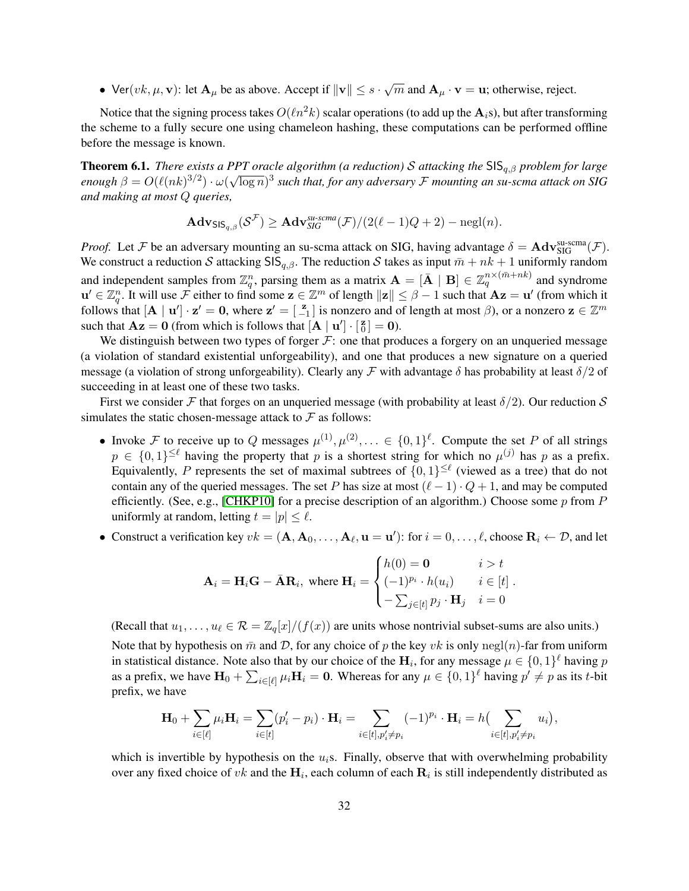- $\mathsf{Ver}(vk, \mu, \mathbf{v})$: let $\mathbf{A}_\mu$ be as above. Accept if $\|\mathbf{v}\| \leq s \cdot \sqrt{m}$ and $\mathbf{A}_\mu \cdot \mathbf{v} = \mathbf{u}$; otherwise, reject.

Notice that the signing process takes $O(\ell n^2 k)$ scalar operations (to add up the $\mathbf{A}_i$s), but after transforming the scheme to a fully secure one using chameleon hashing, these computations can be performed offline before the message is known.

**Theorem 6.1.** *There exists a PPT oracle algorithm (a reduction) $\mathcal{S}$ attacking the $\mathsf{SIS}_{q,\beta}$ problem for large enough $\beta = O(\ell(nk)^{3/2}) \cdot \omega(\sqrt{\log n})^3$ such that, for any adversary $\mathcal{F}$ mounting an su-scma attack on SIG and making at most $Q$ queries,*

$$\mathbf{Adv}_{\mathsf{SIS}_{q,\beta}}(\mathcal{S}^{\mathcal{F}}) \geq \mathbf{Adv}_{SIG}^{su\text{-}scma}(\mathcal{F})/(2(\ell-1)Q+2) - \operatorname{negl}(n).$$

*Proof.* Let $\mathcal{F}$ be an adversary mounting an su-scma attack on SIG, having advantage $\delta = \mathbf{Adv}_{\mathsf{SIG}}^{\text{su-scma}}(\mathcal{F})$. We construct a reduction $\mathcal{S}$ attacking $\mathsf{SIS}_{q,\beta}$. The reduction $\mathcal{S}$ takes as input $\bar{m} + nk + 1$ uniformly random and independent samples from $\mathbb{Z}_q^n$, parsing them as a matrix $\mathbf{A} = [\bar{\mathbf{A}} \mid \mathbf{B}] \in \mathbb{Z}_q^{n \times (\bar{m}+nk)}$ and syndrome $\mathbf{u}' \in \mathbb{Z}_q^n$. It will use $\mathcal{F}$ either to find some $\mathbf{z} \in \mathbb{Z}^m$ of length $\|\mathbf{z}\| \leq \beta - 1$ such that $\mathbf{A}\mathbf{z} = \mathbf{u}'$ (from which it follows that $[\mathbf{A} \mid \mathbf{u}'] \cdot \mathbf{z}' = \mathbf{0}$, where $\mathbf{z}' = \left[\begin{smallmatrix} \mathbf{z} \\ -1 \end{smallmatrix}\right]$ is nonzero and of length at most $\beta$), or a nonzero $\mathbf{z} \in \mathbb{Z}^m$ such that $\mathbf{A}\mathbf{z} = \mathbf{0}$ (from which is follows that $[\mathbf{A} \mid \mathbf{u}'] \cdot \left[\begin{smallmatrix} \mathbf{z} \\ 0 \end{smallmatrix}\right] = \mathbf{0}$).

We distinguish between two types of forger $\mathcal{F}$: one that produces a forgery on an unqueried message (a violation of standard existential unforgeability), and one that produces a new signature on a queried message (a violation of strong unforgeability). Clearly any $\mathcal{F}$ with advantage $\delta$ has probability at least $\delta/2$ of succeeding in at least one of these two tasks.

First we consider $\mathcal{F}$ that forges on an unqueried message (with probability at least $\delta/2$). Our reduction $\mathcal{S}$ simulates the static chosen-message attack to $\mathcal{F}$ as follows:

- Invoke $\mathcal{F}$ to receive up to $Q$ messages $\mu^{(1)}, \mu^{(2)}, \ldots \in \{0,1\}^\ell$. Compute the set $P$ of all strings $p \in \{0,1\}^{\leq \ell}$ having the property that $p$ is a shortest string for which no $\mu^{(j)}$ has $p$ as a prefix. Equivalently, $P$ represents the set of maximal subtrees of $\{0,1\}^{\leq \ell}$ (viewed as a tree) that do not contain any of the queried messages. The set $P$ has size at most $(\ell - 1) \cdot Q + 1$, and may be computed efficiently. (See, e.g., [CHKP10] for a precise description of an algorithm.) Choose some $p$ from $P$ uniformly at random, letting $t = |p| \leq \ell$.
- Construct a verification key $vk = (\mathbf{A}, \mathbf{A}_0, \ldots, \mathbf{A}_\ell, \mathbf{u} = \mathbf{u}')$: for $i = 0, \ldots, \ell$, choose $\mathbf{R}_i \leftarrow \mathcal{D}$, and let

$$\mathbf{A}_i = \mathbf{H}_i \mathbf{G} - \bar{\mathbf{A}}\mathbf{R}_i, \text{ where } \mathbf{H}_i = \begin{cases} h(0) = \mathbf{0} & i > t \\ (-1)^{p_i} \cdot h(u_i) & i \in [t] \\ -\sum_{j \in [t]} p_j \cdot \mathbf{H}_j & i = 0 \end{cases}.$$

  (Recall that $u_1, \ldots, u_\ell \in \mathcal{R} = \mathbb{Z}_q[x]/(f(x))$ are units whose nontrivial subset-sums are also units.)

  Note that by hypothesis on $\bar{m}$ and $\mathcal{D}$, for any choice of $p$ the key $vk$ is only $\operatorname{negl}(n)$-far from uniform in statistical distance. Note also that by our choice of the $\mathbf{H}_i$, for any message $\mu \in \{0,1\}^\ell$ having $p$ as a prefix, we have $\mathbf{H}_0 + \sum_{i \in [\ell]} \mu_i \mathbf{H}_i = \mathbf{0}$. Whereas for any $\mu \in \{0,1\}^\ell$ having $p' \neq p$ as its $t$-bit prefix, we have

$$\mathbf{H}_0 + \sum_{i \in [\ell]} \mu_i \mathbf{H}_i = \sum_{i \in [t]} (p'_i - p_i) \cdot \mathbf{H}_i = \sum_{i \in [t], p'_i \neq p_i} (-1)^{p_i} \cdot \mathbf{H}_i = h\big(\sum_{i \in [t], p'_i \neq p_i} u_i\big),$$

  which is invertible by hypothesis on the $u_i$s. Finally, observe that with overwhelming probability over any fixed choice of $vk$ and the $\mathbf{H}_i$, each column of each $\mathbf{R}_i$ is still independently distributed as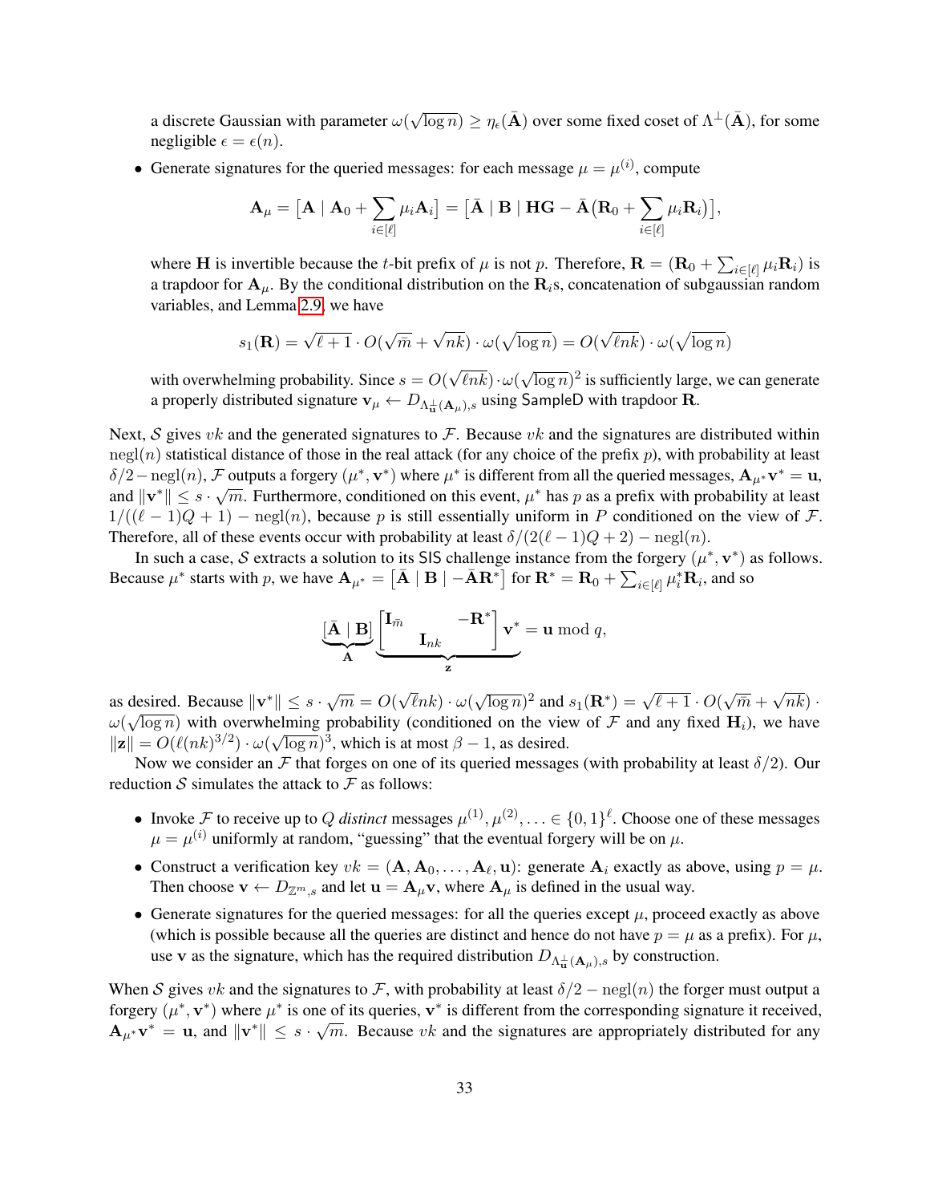a discrete Gaussian with parameter $\omega(\sqrt{\log n}) \geq \eta_\epsilon(\bar{\mathbf{A}})$ over some fixed coset of $\Lambda^\perp(\bar{\mathbf{A}})$, for some negligible $\epsilon = \epsilon(n)$.

- Generate signatures for the queried messages: for each message $\mu = \mu^{(i)}$, compute

$$\mathbf{A}_\mu = \left[\mathbf{A} \mid \mathbf{A}_0 + \sum_{i\in[\ell]} \mu_i \mathbf{A}_i\right] = \left[\bar{\mathbf{A}} \mid \mathbf{B} \mid \mathbf{HG} - \bar{\mathbf{A}}\big(\mathbf{R}_0 + \sum_{i\in[\ell]} \mu_i \mathbf{R}_i\big)\right],$$

  where $\mathbf{H}$ is invertible because the $t$-bit prefix of $\mu$ is not $p$. Therefore, $\mathbf{R} = (\mathbf{R}_0 + \sum_{i\in[\ell]} \mu_i \mathbf{R}_i)$ is a trapdoor for $\mathbf{A}_\mu$. By the conditional distribution on the $\mathbf{R}_i$s, concatenation of subgaussian random variables, and Lemma 2.9, we have

$$s_1(\mathbf{R}) = \sqrt{\ell+1} \cdot O(\sqrt{\bar{m}} + \sqrt{nk}) \cdot \omega(\sqrt{\log n}) = O(\sqrt{\ell nk}) \cdot \omega(\sqrt{\log n})$$

  with overwhelming probability. Since $s = O(\sqrt{\ell nk}) \cdot \omega(\sqrt{\log n})^2$ is sufficiently large, we can generate a properly distributed signature $\mathbf{v}_\mu \leftarrow D_{\Lambda^\perp_{\mathbf{u}}(\mathbf{A}_\mu),s}$ using SampleD with trapdoor $\mathbf{R}$.

Next, $\mathcal{S}$ gives $vk$ and the generated signatures to $\mathcal{F}$. Because $vk$ and the signatures are distributed within $\mathrm{negl}(n)$ statistical distance of those in the real attack (for any choice of the prefix $p$), with probability at least $\delta/2 - \mathrm{negl}(n)$, $\mathcal{F}$ outputs a forgery $(\mu^*, \mathbf{v}^*)$ where $\mu^*$ is different from all the queried messages, $\mathbf{A}_{\mu^*}\mathbf{v}^* = \mathbf{u}$, and $\|\mathbf{v}^*\| \leq s \cdot \sqrt{m}$. Furthermore, conditioned on this event, $\mu^*$ has $p$ as a prefix with probability at least $1/((\ell-1)Q+1) - \mathrm{negl}(n)$, because $p$ is still essentially uniform in $P$ conditioned on the view of $\mathcal{F}$. Therefore, all of these events occur with probability at least $\delta/(2(\ell-1)Q+2) - \mathrm{negl}(n)$.

In such a case, $\mathcal{S}$ extracts a solution to its SIS challenge instance from the forgery $(\mu^*, \mathbf{v}^*)$ as follows. Because $\mu^*$ starts with $p$, we have $\mathbf{A}_{\mu^*} = \left[\bar{\mathbf{A}} \mid \mathbf{B} \mid -\bar{\mathbf{A}}\mathbf{R}^*\right]$ for $\mathbf{R}^* = \mathbf{R}_0 + \sum_{i\in[\ell]} \mu^*_i \mathbf{R}_i$, and so

$$\underbrace{[\bar{\mathbf{A}} \mid \mathbf{B}]}_{\mathbf{A}} \underbrace{\begin{bmatrix} \mathbf{I}_{\bar{m}} & & -\mathbf{R}^* \\ & \mathbf{I}_{nk} & \end{bmatrix} \mathbf{v}^*}_{\mathbf{z}} = \mathbf{u} \bmod q,$$

as desired. Because $\|\mathbf{v}^*\| \leq s \cdot \sqrt{m} = O(\sqrt{\ell nk}) \cdot \omega(\sqrt{\log n})^2$ and $s_1(\mathbf{R}^*) = \sqrt{\ell+1} \cdot O(\sqrt{\bar{m}} + \sqrt{nk}) \cdot \omega(\sqrt{\log n})$ with overwhelming probability (conditioned on the view of $\mathcal{F}$ and any fixed $\mathbf{H}_i$), we have $\|\mathbf{z}\| = O(\ell(nk)^{3/2}) \cdot \omega(\sqrt{\log n})^3$, which is at most $\beta - 1$, as desired.

Now we consider an $\mathcal{F}$ that forges on one of its queried messages (with probability at least $\delta/2$). Our reduction $\mathcal{S}$ simulates the attack to $\mathcal{F}$ as follows:

- Invoke $\mathcal{F}$ to receive up to $Q$ *distinct* messages $\mu^{(1)}, \mu^{(2)}, \ldots \in \{0,1\}^\ell$. Choose one of these messages $\mu = \mu^{(i)}$ uniformly at random, "guessing" that the eventual forgery will be on $\mu$.
- Construct a verification key $vk = (\mathbf{A}, \mathbf{A}_0, \ldots, \mathbf{A}_\ell, \mathbf{u})$: generate $\mathbf{A}_i$ exactly as above, using $p = \mu$. Then choose $\mathbf{v} \leftarrow D_{\mathbb{Z}^m,s}$ and let $\mathbf{u} = \mathbf{A}_\mu \mathbf{v}$, where $\mathbf{A}_\mu$ is defined in the usual way.
- Generate signatures for the queried messages: for all the queries except $\mu$, proceed exactly as above (which is possible because all the queries are distinct and hence do not have $p = \mu$ as a prefix). For $\mu$, use $\mathbf{v}$ as the signature, which has the required distribution $D_{\Lambda^\perp_{\mathbf{u}}(\mathbf{A}_\mu),s}$ by construction.

When $\mathcal{S}$ gives $vk$ and the signatures to $\mathcal{F}$, with probability at least $\delta/2 - \mathrm{negl}(n)$ the forger must output a forgery $(\mu^*, \mathbf{v}^*)$ where $\mu^*$ is one of its queries, $\mathbf{v}^*$ is different from the corresponding signature it received, $\mathbf{A}_{\mu^*}\mathbf{v}^* = \mathbf{u}$, and $\|\mathbf{v}^*\| \leq s \cdot \sqrt{m}$. Because $vk$ and the signatures are appropriately distributed for any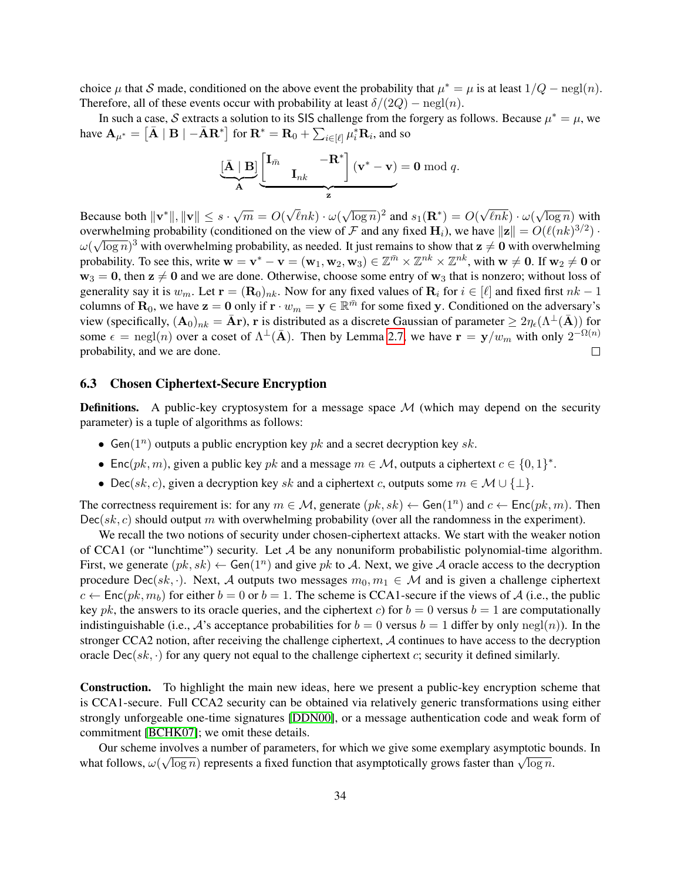choice $\mu$ that $\mathcal{S}$ made, conditioned on the above event the probability that $\mu^* = \mu$ is at least $1/Q - \mathrm{negl}(n)$. Therefore, all of these events occur with probability at least $\delta/(2Q) - \mathrm{negl}(n)$.

In such a case, $\mathcal{S}$ extracts a solution to its SIS challenge from the forgery as follows. Because $\mu^* = \mu$, we have $\mathbf{A}_{\mu^*} = \left[\bar{\mathbf{A}} \mid \mathbf{B} \mid -\bar{\mathbf{A}}\mathbf{R}^*\right]$ for $\mathbf{R}^* = \mathbf{R}_0 + \sum_{i \in [\ell]} \mu_i^* \mathbf{R}_i$, and so

$$\underbrace{[\bar{\mathbf{A}} \mid \mathbf{B}]}_{\mathbf{A}} \underbrace{\begin{bmatrix} \mathbf{I}_{\bar{m}} & & -\mathbf{R}^* \\ & \mathbf{I}_{nk} & \end{bmatrix} (\mathbf{v}^* - \mathbf{v})}_{\mathbf{z}} = \mathbf{0} \bmod q.$$

Because both $\|\mathbf{v}^*\|, \|\mathbf{v}\| \leq s \cdot \sqrt{m} = O(\sqrt{\ell n k}) \cdot \omega(\sqrt{\log n})^2$ and $s_1(\mathbf{R}^*) = O(\sqrt{\ell n k}) \cdot \omega(\sqrt{\log n})$ with overwhelming probability (conditioned on the view of $\mathcal{F}$ and any fixed $\mathbf{H}_i$), we have $\|\mathbf{z}\| = O(\ell (nk)^{3/2}) \cdot \omega(\sqrt{\log n})^3$ with overwhelming probability, as needed. It just remains to show that $\mathbf{z} \neq \mathbf{0}$ with overwhelming probability. To see this, write $\mathbf{w} = \mathbf{v}^* - \mathbf{v} = (\mathbf{w}_1, \mathbf{w}_2, \mathbf{w}_3) \in \mathbb{Z}^{\bar{m}} \times \mathbb{Z}^{nk} \times \mathbb{Z}^{nk}$, with $\mathbf{w} \neq \mathbf{0}$. If $\mathbf{w}_2 \neq \mathbf{0}$ or $\mathbf{w}_3 = \mathbf{0}$, then $\mathbf{z} \neq \mathbf{0}$ and we are done. Otherwise, choose some entry of $\mathbf{w}_3$ that is nonzero; without loss of generality say it is $w_m$. Let $\mathbf{r} = (\mathbf{R}_0)_{nk}$. Now for any fixed values of $\mathbf{R}_i$ for $i \in [\ell]$ and fixed first $nk - 1$ columns of $\mathbf{R}_0$, we have $\mathbf{z} = \mathbf{0}$ only if $\mathbf{r} \cdot w_m = \mathbf{y} \in \mathbb{R}^{\bar{m}}$ for some fixed $\mathbf{y}$. Conditioned on the adversary's view (specifically, $(\mathbf{A}_0)_{nk} = \bar{\mathbf{A}}\mathbf{r}$), $\mathbf{r}$ is distributed as a discrete Gaussian of parameter $\geq 2\eta_\epsilon(\Lambda^\perp(\bar{\mathbf{A}}))$ for some $\epsilon = \mathrm{negl}(n)$ over a coset of $\Lambda^\perp(\bar{\mathbf{A}})$. Then by Lemma 2.7, we have $\mathbf{r} = \mathbf{y}/w_m$ with only $2^{-\Omega(n)}$ probability, and we are done. ◻

### 6.3 Chosen Ciphertext-Secure Encryption

**Definitions.** A public-key cryptosystem for a message space $\mathcal{M}$ (which may depend on the security parameter) is a tuple of algorithms as follows:

- $\mathsf{Gen}(1^n)$ outputs a public encryption key $pk$ and a secret decryption key $sk$.
- $\mathsf{Enc}(pk, m)$, given a public key $pk$ and a message $m \in \mathcal{M}$, outputs a ciphertext $c \in \{0,1\}^*$.
- $\mathsf{Dec}(sk, c)$, given a decryption key $sk$ and a ciphertext $c$, outputs some $m \in \mathcal{M} \cup \{\perp\}$.

The correctness requirement is: for any $m \in \mathcal{M}$, generate $(pk, sk) \leftarrow \mathsf{Gen}(1^n)$ and $c \leftarrow \mathsf{Enc}(pk, m)$. Then $\mathsf{Dec}(sk, c)$ should output $m$ with overwhelming probability (over all the randomness in the experiment).

We recall the two notions of security under chosen-ciphertext attacks. We start with the weaker notion of CCA1 (or "lunchtime") security. Let $\mathcal{A}$ be any nonuniform probabilistic polynomial-time algorithm. First, we generate $(pk, sk) \leftarrow \mathsf{Gen}(1^n)$ and give $pk$ to $\mathcal{A}$. Next, we give $\mathcal{A}$ oracle access to the decryption procedure $\mathsf{Dec}(sk, \cdot)$. Next, $\mathcal{A}$ outputs two messages $m_0, m_1 \in \mathcal{M}$ and is given a challenge ciphertext $c \leftarrow \mathsf{Enc}(pk, m_b)$ for either $b = 0$ or $b = 1$. The scheme is CCA1-secure if the views of $\mathcal{A}$ (i.e., the public key $pk$, the answers to its oracle queries, and the ciphertext $c$) for $b = 0$ versus $b = 1$ are computationally indistinguishable (i.e., $\mathcal{A}$'s acceptance probabilities for $b = 0$ versus $b = 1$ differ by only $\mathrm{negl}(n)$). In the stronger CCA2 notion, after receiving the challenge ciphertext, $\mathcal{A}$ continues to have access to the decryption oracle $\mathsf{Dec}(sk, \cdot)$ for any query not equal to the challenge ciphertext $c$; security it defined similarly.

**Construction.** To highlight the main new ideas, here we present a public-key encryption scheme that is CCA1-secure. Full CCA2 security can be obtained via relatively generic transformations using either strongly unforgeable one-time signatures [DDN00], or a message authentication code and weak form of commitment [BCHK07]; we omit these details.

Our scheme involves a number of parameters, for which we give some exemplary asymptotic bounds. In what follows, $\omega(\sqrt{\log n})$ represents a fixed function that asymptotically grows faster than $\sqrt{\log n}$.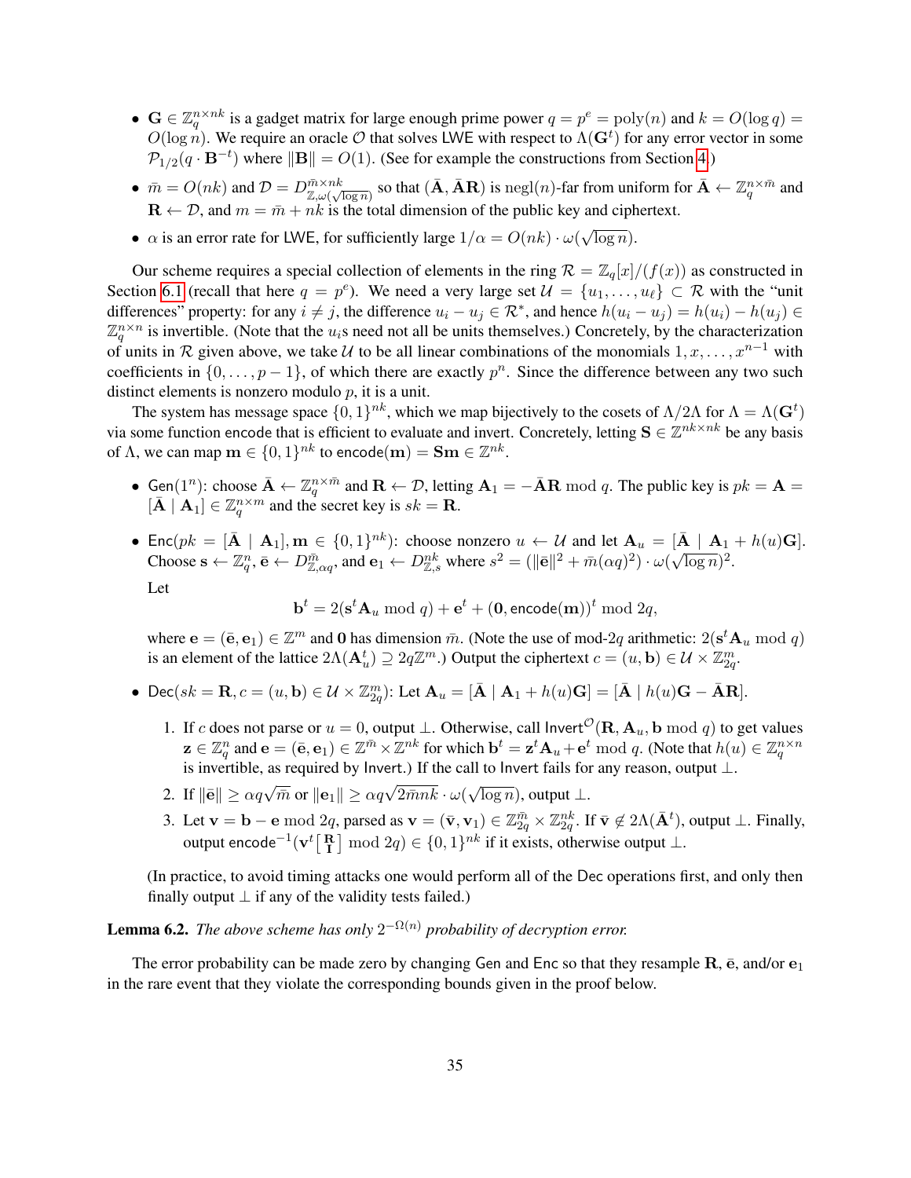- $\mathbf{G} \in \mathbb{Z}_q^{n \times nk}$ is a gadget matrix for large enough prime power $q = p^e = \text{poly}(n)$ and $k = O(\log q) = O(\log n)$. We require an oracle $\mathcal{O}$ that solves LWE with respect to $\Lambda(\mathbf{G}^t)$ for any error vector in some $\mathcal{P}_{1/2}(q \cdot \mathbf{B}^{-t})$ where $\|\mathbf{B}\| = O(1)$. (See for example the constructions from Section 4.)
- $\bar{m} = O(nk)$ and $\mathcal{D} = D_{\mathbb{Z},\omega(\sqrt{\log n})}^{\bar{m} \times nk}$ so that $(\bar{\mathbf{A}}, \bar{\mathbf{A}}\mathbf{R})$ is $\text{negl}(n)$-far from uniform for $\bar{\mathbf{A}} \leftarrow \mathbb{Z}_q^{n \times \bar{m}}$ and $\mathbf{R} \leftarrow \mathcal{D}$, and $m = \bar{m} + nk$ is the total dimension of the public key and ciphertext.
- $\alpha$ is an error rate for LWE, for sufficiently large $1/\alpha = O(nk) \cdot \omega(\sqrt{\log n})$.

Our scheme requires a special collection of elements in the ring $\mathcal{R} = \mathbb{Z}_q[x]/(f(x))$ as constructed in Section 6.1 (recall that here $q = p^e$). We need a very large set $\mathcal{U} = \{u_1, \ldots, u_\ell\} \subset \mathcal{R}$ with the "unit differences" property: for any $i \neq j$, the difference $u_i - u_j \in \mathcal{R}^*$, and hence $h(u_i - u_j) = h(u_i) - h(u_j) \in \mathbb{Z}_q^{n \times n}$ is invertible. (Note that the $u_i$s need not all be units themselves.) Concretely, by the characterization of units in $\mathcal{R}$ given above, we take $\mathcal{U}$ to be all linear combinations of the monomials $1, x, \ldots, x^{n-1}$ with coefficients in $\{0, \ldots, p-1\}$, of which there are exactly $p^n$. Since the difference between any two such distinct elements is nonzero modulo $p$, it is a unit.

The system has message space $\{0,1\}^{nk}$, which we map bijectively to the cosets of $\Lambda/2\Lambda$ for $\Lambda = \Lambda(\mathbf{G}^t)$ via some function encode that is efficient to evaluate and invert. Concretely, letting $\mathbf{S} \in \mathbb{Z}^{nk \times nk}$ be any basis of $\Lambda$, we can map $\mathbf{m} \in \{0,1\}^{nk}$ to $\mathsf{encode}(\mathbf{m}) = \mathbf{S}\mathbf{m} \in \mathbb{Z}^{nk}$.

- $\mathsf{Gen}(1^n)$: choose $\bar{\mathbf{A}} \leftarrow \mathbb{Z}_q^{n \times \bar{m}}$ and $\mathbf{R} \leftarrow \mathcal{D}$, letting $\mathbf{A}_1 = -\bar{\mathbf{A}}\mathbf{R} \bmod q$. The public key is $pk = \mathbf{A} = [\bar{\mathbf{A}} \mid \mathbf{A}_1] \in \mathbb{Z}_q^{n \times m}$ and the secret key is $sk = \mathbf{R}$.
- $\mathsf{Enc}(pk = [\bar{\mathbf{A}} \mid \mathbf{A}_1], \mathbf{m} \in \{0,1\}^{nk})$: choose nonzero $u \leftarrow \mathcal{U}$ and let $\mathbf{A}_u = [\bar{\mathbf{A}} \mid \mathbf{A}_1 + h(u)\mathbf{G}]$. Choose $\mathbf{s} \leftarrow \mathbb{Z}_q^n$, $\bar{\mathbf{e}} \leftarrow D_{\mathbb{Z},\alpha q}^{\bar{m}}$, and $\mathbf{e}_1 \leftarrow D_{\mathbb{Z},s}^{nk}$ where $s^2 = (\|\bar{\mathbf{e}}\|^2 + \bar{m}(\alpha q)^2) \cdot \omega(\sqrt{\log n})^2$.

  Let
  $$\mathbf{b}^t = 2(\mathbf{s}^t \mathbf{A}_u \bmod q) + \mathbf{e}^t + (\mathbf{0}, \mathsf{encode}(\mathbf{m}))^t \bmod 2q,$$
  where $\mathbf{e} = (\bar{\mathbf{e}}, \mathbf{e}_1) \in \mathbb{Z}^m$ and $\mathbf{0}$ has dimension $\bar{m}$. (Note the use of mod-$2q$ arithmetic: $2(\mathbf{s}^t \mathbf{A}_u \bmod q)$ is an element of the lattice $2\Lambda(\mathbf{A}_u^t) \supseteq 2q\mathbb{Z}^m$.) Output the ciphertext $c = (u, \mathbf{b}) \in \mathcal{U} \times \mathbb{Z}_{2q}^m$.
- $\mathsf{Dec}(sk = \mathbf{R}, c = (u, \mathbf{b}) \in \mathcal{U} \times \mathbb{Z}_{2q}^m)$: Let $\mathbf{A}_u = [\bar{\mathbf{A}} \mid \mathbf{A}_1 + h(u)\mathbf{G}] = [\bar{\mathbf{A}} \mid h(u)\mathbf{G} - \bar{\mathbf{A}}\mathbf{R}]$.
  1. If $c$ does not parse or $u = 0$, output $\perp$. Otherwise, call $\mathsf{Invert}^{\mathcal{O}}(\mathbf{R}, \mathbf{A}_u, \mathbf{b} \bmod q)$ to get values $\mathbf{z} \in \mathbb{Z}_q^n$ and $\mathbf{e} = (\bar{\mathbf{e}}, \mathbf{e}_1) \in \mathbb{Z}^{\bar{m}} \times \mathbb{Z}^{nk}$ for which $\mathbf{b}^t = \mathbf{z}^t \mathbf{A}_u + \mathbf{e}^t \bmod q$. (Note that $h(u) \in \mathbb{Z}_q^{n \times n}$ is invertible, as required by $\mathsf{Invert}$.) If the call to $\mathsf{Invert}$ fails for any reason, output $\perp$.
  2. If $\|\bar{\mathbf{e}}\| \geq \alpha q \sqrt{\bar{m}}$ or $\|\mathbf{e}_1\| \geq \alpha q \sqrt{2\bar{m}nk} \cdot \omega(\sqrt{\log n})$, output $\perp$.
  3. Let $\mathbf{v} = \mathbf{b} - \mathbf{e} \bmod 2q$, parsed as $\mathbf{v} = (\bar{\mathbf{v}}, \mathbf{v}_1) \in \mathbb{Z}_{2q}^{\bar{m}} \times \mathbb{Z}_{2q}^{nk}$. If $\bar{\mathbf{v}} \notin 2\Lambda(\bar{\mathbf{A}}^t)$, output $\perp$. Finally, output $\mathsf{encode}^{-1}(\mathbf{v}^t \left[\begin{smallmatrix} \mathbf{R} \\ \mathbf{I} \end{smallmatrix}\right] \bmod 2q) \in \{0,1\}^{nk}$ if it exists, otherwise output $\perp$.

  (In practice, to avoid timing attacks one would perform all of the Dec operations first, and only then finally output $\perp$ if any of the validity tests failed.)

**Lemma 6.2.** *The above scheme has only $2^{-\Omega(n)}$ probability of decryption error.*

The error probability can be made zero by changing Gen and Enc so that they resample $\mathbf{R}$, $\bar{\mathbf{e}}$, and/or $\mathbf{e}_1$ in the rare event that they violate the corresponding bounds given in the proof below.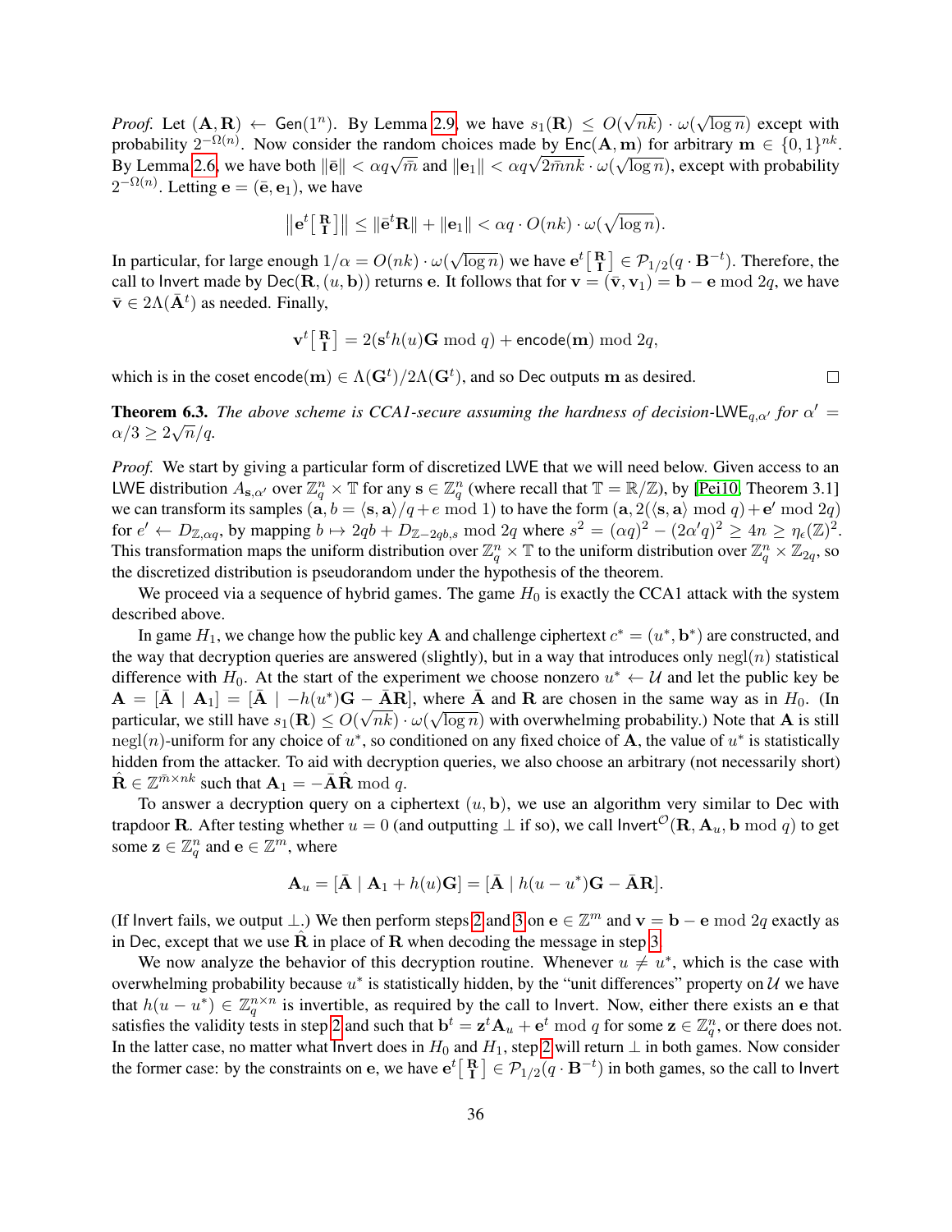*Proof.* Let $(\mathbf{A}, \mathbf{R}) \leftarrow \mathsf{Gen}(1^n)$. By Lemma 2.9, we have $s_1(\mathbf{R}) \leq O(\sqrt{nk}) \cdot \omega(\sqrt{\log n})$ except with probability $2^{-\Omega(n)}$. Now consider the random choices made by $\mathsf{Enc}(\mathbf{A}, \mathbf{m})$ for arbitrary $\mathbf{m} \in \{0,1\}^{nk}$. By Lemma 2.6, we have both $\|\bar{\mathbf{e}}\| < \alpha q \sqrt{m}$ and $\|\mathbf{e}_1\| < \alpha q \sqrt{2\bar{m}nk} \cdot \omega(\sqrt{\log n})$, except with probability $2^{-\Omega(n)}$. Letting $\mathbf{e} = (\bar{\mathbf{e}}, \mathbf{e}_1)$, we have

$$\left\| \mathbf{e}^t \left[ \begin{smallmatrix} \mathbf{R} \\ \mathbf{I} \end{smallmatrix} \right] \right\| \leq \|\bar{\mathbf{e}}^t \mathbf{R}\| + \|\mathbf{e}_1\| < \alpha q \cdot O(nk) \cdot \omega(\sqrt{\log n}).$$

In particular, for large enough $1/\alpha = O(nk) \cdot \omega(\sqrt{\log n})$ we have $\mathbf{e}^t \left[ \begin{smallmatrix} \mathbf{R} \\ \mathbf{I} \end{smallmatrix} \right] \in \mathcal{P}_{1/2}(q \cdot \mathbf{B}^{-t})$. Therefore, the call to $\mathsf{Invert}$ made by $\mathsf{Dec}(\mathbf{R}, (u, \mathbf{b}))$ returns $\mathbf{e}$. It follows that for $\mathbf{v} = (\bar{\mathbf{v}}, \mathbf{v}_1) = \mathbf{b} - \mathbf{e} \bmod 2q$, we have $\bar{\mathbf{v}} \in 2\Lambda(\bar{\mathbf{A}}^t)$ as needed. Finally,

$$\mathbf{v}^t \left[ \begin{smallmatrix} \mathbf{R} \\ \mathbf{I} \end{smallmatrix} \right] = 2(\mathbf{s}^t h(u) \mathbf{G} \bmod q) + \mathsf{encode}(\mathbf{m}) \bmod 2q,$$

which is in the coset $\mathsf{encode}(\mathbf{m}) \in \Lambda(\mathbf{G}^t)/2\Lambda(\mathbf{G}^t)$, and so $\mathsf{Dec}$ outputs $\mathbf{m}$ as desired. $\square$

**Theorem 6.3.** *The above scheme is CCA1-secure assuming the hardness of decision-$\mathsf{LWE}_{q,\alpha'}$ for $\alpha' = \alpha/3 \geq 2\sqrt{n}/q$.*

*Proof.* We start by giving a particular form of discretized LWE that we will need below. Given access to an LWE distribution $A_{\mathbf{s},\alpha'}$ over $\mathbb{Z}_q^n \times \mathbb{T}$ for any $\mathbf{s} \in \mathbb{Z}_q^n$ (where recall that $\mathbb{T} = \mathbb{R}/\mathbb{Z}$), by [Pei10, Theorem 3.1] we can transform its samples $(\mathbf{a}, b = \langle \mathbf{s}, \mathbf{a} \rangle / q + e \bmod 1)$ to have the form $(\mathbf{a}, 2(\langle \mathbf{s}, \mathbf{a} \rangle \bmod q) + \mathbf{e}' \bmod 2q)$ for $e' \leftarrow D_{\mathbb{Z},\alpha q}$, by mapping $b \mapsto 2qb + D_{\mathbb{Z}-2qb,s} \bmod 2q$ where $s^2 = (\alpha q)^2 - (2\alpha' q)^2 \geq 4n \geq \eta_\epsilon(\mathbb{Z})^2$. This transformation maps the uniform distribution over $\mathbb{Z}_q^n \times \mathbb{T}$ to the uniform distribution over $\mathbb{Z}_q^n \times \mathbb{Z}_{2q}$, so the discretized distribution is pseudorandom under the hypothesis of the theorem.

We proceed via a sequence of hybrid games. The game $H_0$ is exactly the CCA1 attack with the system described above.

In game $H_1$, we change how the public key $\mathbf{A}$ and challenge ciphertext $c^* = (u^*, \mathbf{b}^*)$ are constructed, and the way that decryption queries are answered (slightly), but in a way that introduces only $\mathrm{negl}(n)$ statistical difference with $H_0$. At the start of the experiment we choose nonzero $u^* \leftarrow \mathcal{U}$ and let the public key be $\mathbf{A} = [\bar{\mathbf{A}} \mid \mathbf{A}_1] = [\bar{\mathbf{A}} \mid -h(u^*)\mathbf{G} - \bar{\mathbf{A}}\mathbf{R}]$, where $\bar{\mathbf{A}}$ and $\mathbf{R}$ are chosen in the same way as in $H_0$. (In particular, we still have $s_1(\mathbf{R}) \leq O(\sqrt{nk}) \cdot \omega(\sqrt{\log n})$ with overwhelming probability.) Note that $\mathbf{A}$ is still $\mathrm{negl}(n)$-uniform for any choice of $u^*$, so conditioned on any fixed choice of $\mathbf{A}$, the value of $u^*$ is statistically hidden from the attacker. To aid with decryption queries, we also choose an arbitrary (not necessarily short) $\hat{\mathbf{R}} \in \mathbb{Z}^{\bar{m} \times nk}$ such that $\mathbf{A}_1 = -\bar{\mathbf{A}}\hat{\mathbf{R}} \bmod q$.

To answer a decryption query on a ciphertext $(u, \mathbf{b})$, we use an algorithm very similar to $\mathsf{Dec}$ with trapdoor $\mathbf{R}$. After testing whether $u = 0$ (and outputting $\perp$ if so), we call $\mathsf{Invert}^{\mathcal{O}}(\mathbf{R}, \mathbf{A}_u, \mathbf{b} \bmod q)$ to get some $\mathbf{z} \in \mathbb{Z}_q^n$ and $\mathbf{e} \in \mathbb{Z}^m$, where

$$\mathbf{A}_u = [\bar{\mathbf{A}} \mid \mathbf{A}_1 + h(u)\mathbf{G}] = [\bar{\mathbf{A}} \mid h(u - u^*)\mathbf{G} - \bar{\mathbf{A}}\mathbf{R}].$$

(If $\mathsf{Invert}$ fails, we output $\perp$.) We then perform steps 2 and 3 on $\mathbf{e} \in \mathbb{Z}^m$ and $\mathbf{v} = \mathbf{b} - \mathbf{e} \bmod 2q$ exactly as in $\mathsf{Dec}$, except that we use $\hat{\mathbf{R}}$ in place of $\mathbf{R}$ when decoding the message in step 3.

We now analyze the behavior of this decryption routine. Whenever $u \neq u^*$, which is the case with overwhelming probability because $u^*$ is statistically hidden, by the "unit differences" property on $\mathcal{U}$ we have that $h(u - u^*) \in \mathbb{Z}_q^{n \times n}$ is invertible, as required by the call to $\mathsf{Invert}$. Now, either there exists an $\mathbf{e}$ that satisfies the validity tests in step 2 and such that $\mathbf{b}^t = \mathbf{z}^t \mathbf{A}_u + \mathbf{e}^t \bmod q$ for some $\mathbf{z} \in \mathbb{Z}_q^n$, or there does not. In the latter case, no matter what $\mathsf{Invert}$ does in $H_0$ and $H_1$, step 2 will return $\perp$ in both games. Now consider the former case: by the constraints on $\mathbf{e}$, we have $\mathbf{e}^t \left[ \begin{smallmatrix} \mathbf{R} \\ \mathbf{I} \end{smallmatrix} \right] \in \mathcal{P}_{1/2}(q \cdot \mathbf{B}^{-t})$ in both games, so the call to $\mathsf{Invert}$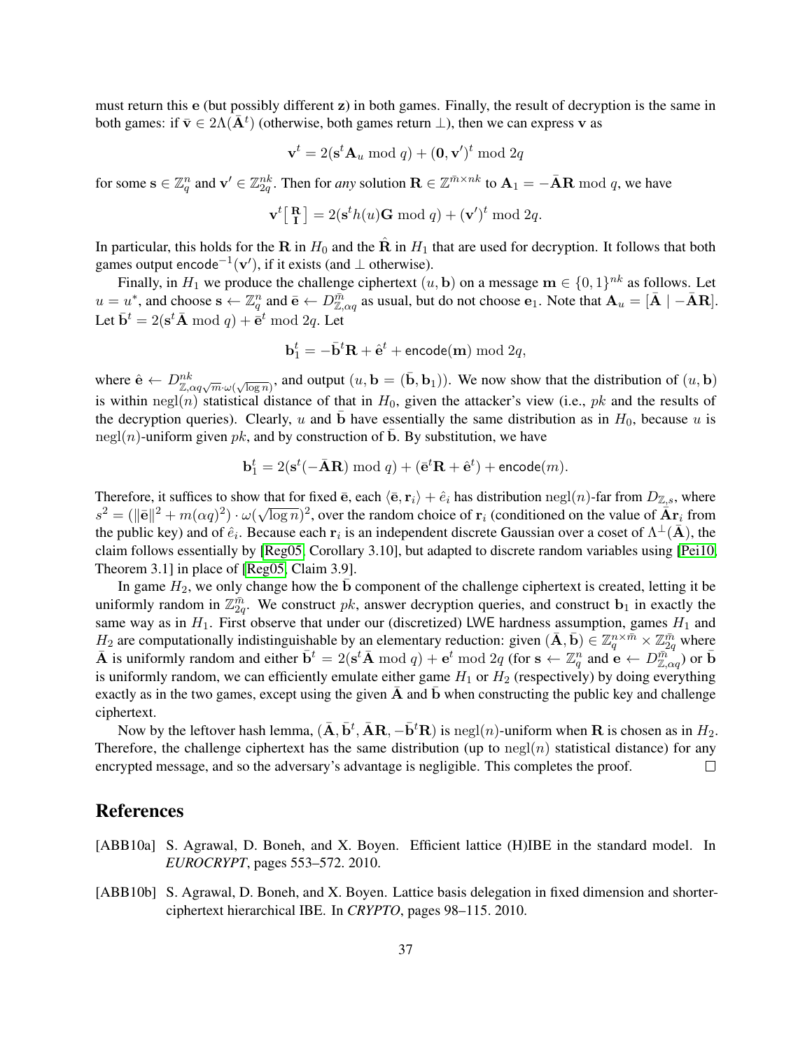must return this $\mathbf{e}$ (but possibly different $\mathbf{z}$) in both games. Finally, the result of decryption is the same in both games: if $\bar{\mathbf{v}} \in 2\Lambda(\bar{\mathbf{A}}^t)$ (otherwise, both games return $\perp$), then we can express $\mathbf{v}$ as

$$\mathbf{v}^t = 2(\mathbf{s}^t \mathbf{A}_u \bmod q) + (\mathbf{0}, \mathbf{v}')^t \bmod 2q$$

for some $\mathbf{s} \in \mathbb{Z}_q^n$ and $\mathbf{v}' \in \mathbb{Z}_{2q}^{nk}$. Then for *any* solution $\mathbf{R} \in \mathbb{Z}^{\bar{m} \times nk}$ to $\mathbf{A}_1 = -\bar{\mathbf{A}}\mathbf{R} \bmod q$, we have

$$\mathbf{v}^t \left[ \begin{smallmatrix} \mathbf{R} \\ \mathbf{I} \end{smallmatrix} \right] = 2(\mathbf{s}^t h(u) \mathbf{G} \bmod q) + (\mathbf{v}')^t \bmod 2q.$$

In particular, this holds for the $\mathbf{R}$ in $H_0$ and the $\hat{\mathbf{R}}$ in $H_1$ that are used for decryption. It follows that both games output $\mathsf{encode}^{-1}(\mathbf{v}')$, if it exists (and $\perp$ otherwise).

Finally, in $H_1$ we produce the challenge ciphertext $(u, \mathbf{b})$ on a message $\mathbf{m} \in \{0,1\}^{nk}$ as follows. Let $u = u^*$, and choose $\mathbf{s} \leftarrow \mathbb{Z}_q^n$ and $\bar{\mathbf{e}} \leftarrow D_{\mathbb{Z},\alpha q}^{\bar{m}}$ as usual, but do not choose $\mathbf{e}_1$. Note that $\mathbf{A}_u = [\bar{\mathbf{A}} \mid -\bar{\mathbf{A}}\mathbf{R}]$. Let $\bar{\mathbf{b}}^t = 2(\mathbf{s}^t \bar{\mathbf{A}} \bmod q) + \bar{\mathbf{e}}^t \bmod 2q$. Let

$$\mathbf{b}_1^t = -\bar{\mathbf{b}}^t \mathbf{R} + \hat{\mathbf{e}}^t + \mathsf{encode}(\mathbf{m}) \bmod 2q,$$

where $\hat{\mathbf{e}} \leftarrow D_{\mathbb{Z},\alpha q\sqrt{m}\cdot\omega(\sqrt{\log n})}^{nk}$, and output $(u, \mathbf{b} = (\bar{\mathbf{b}}, \mathbf{b}_1))$. We now show that the distribution of $(u, \mathbf{b})$ is within $\operatorname{negl}(n)$ statistical distance of that in $H_0$, given the attacker's view (i.e., $pk$ and the results of the decryption queries). Clearly, $u$ and $\bar{\mathbf{b}}$ have essentially the same distribution as in $H_0$, because $u$ is $\operatorname{negl}(n)$-uniform given $pk$, and by construction of $\bar{\mathbf{b}}$. By substitution, we have

$$\mathbf{b}_1^t = 2(\mathbf{s}^t(-\bar{\mathbf{A}}\mathbf{R}) \bmod q) + (\bar{\mathbf{e}}^t \mathbf{R} + \hat{\mathbf{e}}^t) + \mathsf{encode}(m).$$

Therefore, it suffices to show that for fixed $\bar{\mathbf{e}}$, each $\langle \bar{\mathbf{e}}, \mathbf{r}_i \rangle + \hat{e}_i$ has distribution $\operatorname{negl}(n)$-far from $D_{\mathbb{Z},s}$, where $s^2 = (\|\bar{\mathbf{e}}\|^2 + m(\alpha q)^2) \cdot \omega(\sqrt{\log n})^2$, over the random choice of $\mathbf{r}_i$ (conditioned on the value of $\bar{\mathbf{A}}\mathbf{r}_i$ from the public key) and of $\hat{e}_i$. Because each $\mathbf{r}_i$ is an independent discrete Gaussian over a coset of $\Lambda^\perp(\bar{\mathbf{A}})$, the claim follows essentially by [Reg05, Corollary 3.10], but adapted to discrete random variables using [Pei10, Theorem 3.1] in place of [Reg05, Claim 3.9].

In game $H_2$, we only change how the $\bar{\mathbf{b}}$ component of the challenge ciphertext is created, letting it be uniformly random in $\mathbb{Z}_{2q}^{\bar{m}}$. We construct $pk$, answer decryption queries, and construct $\mathbf{b}_1$ in exactly the same way as in $H_1$. First observe that under our (discretized) LWE hardness assumption, games $H_1$ and $H_2$ are computationally indistinguishable by an elementary reduction: given $(\bar{\mathbf{A}}, \bar{\mathbf{b}}) \in \mathbb{Z}_q^{n \times \bar{m}} \times \mathbb{Z}_{2q}^{\bar{m}}$ where $\bar{\mathbf{A}}$ is uniformly random and either $\bar{\mathbf{b}}^t = 2(\mathbf{s}^t \bar{\mathbf{A}} \bmod q) + \mathbf{e}^t \bmod 2q$ (for $\mathbf{s} \leftarrow \mathbb{Z}_q^n$ and $\mathbf{e} \leftarrow D_{\mathbb{Z},\alpha q}^{\bar{m}}$) or $\bar{\mathbf{b}}$ is uniformly random, we can efficiently emulate either game $H_1$ or $H_2$ (respectively) by doing everything exactly as in the two games, except using the given $\bar{\mathbf{A}}$ and $\bar{\mathbf{b}}$ when constructing the public key and challenge ciphertext.

Now by the leftover hash lemma, $(\bar{\mathbf{A}}, \bar{\mathbf{b}}^t, \bar{\mathbf{A}}\mathbf{R}, -\bar{\mathbf{b}}^t\mathbf{R})$ is $\operatorname{negl}(n)$-uniform when $\mathbf{R}$ is chosen as in $H_2$. Therefore, the challenge ciphertext has the same distribution (up to $\operatorname{negl}(n)$ statistical distance) for any encrypted message, and so the adversary's advantage is negligible. This completes the proof. $\square$

# References

[ABB10a] S. Agrawal, D. Boneh, and X. Boyen. Efficient lattice (H)IBE in the standard model. In *EUROCRYPT*, pages 553–572. 2010.

[ABB10b] S. Agrawal, D. Boneh, and X. Boyen. Lattice basis delegation in fixed dimension and shorter-ciphertext hierarchical IBE. In *CRYPTO*, pages 98–115. 2010.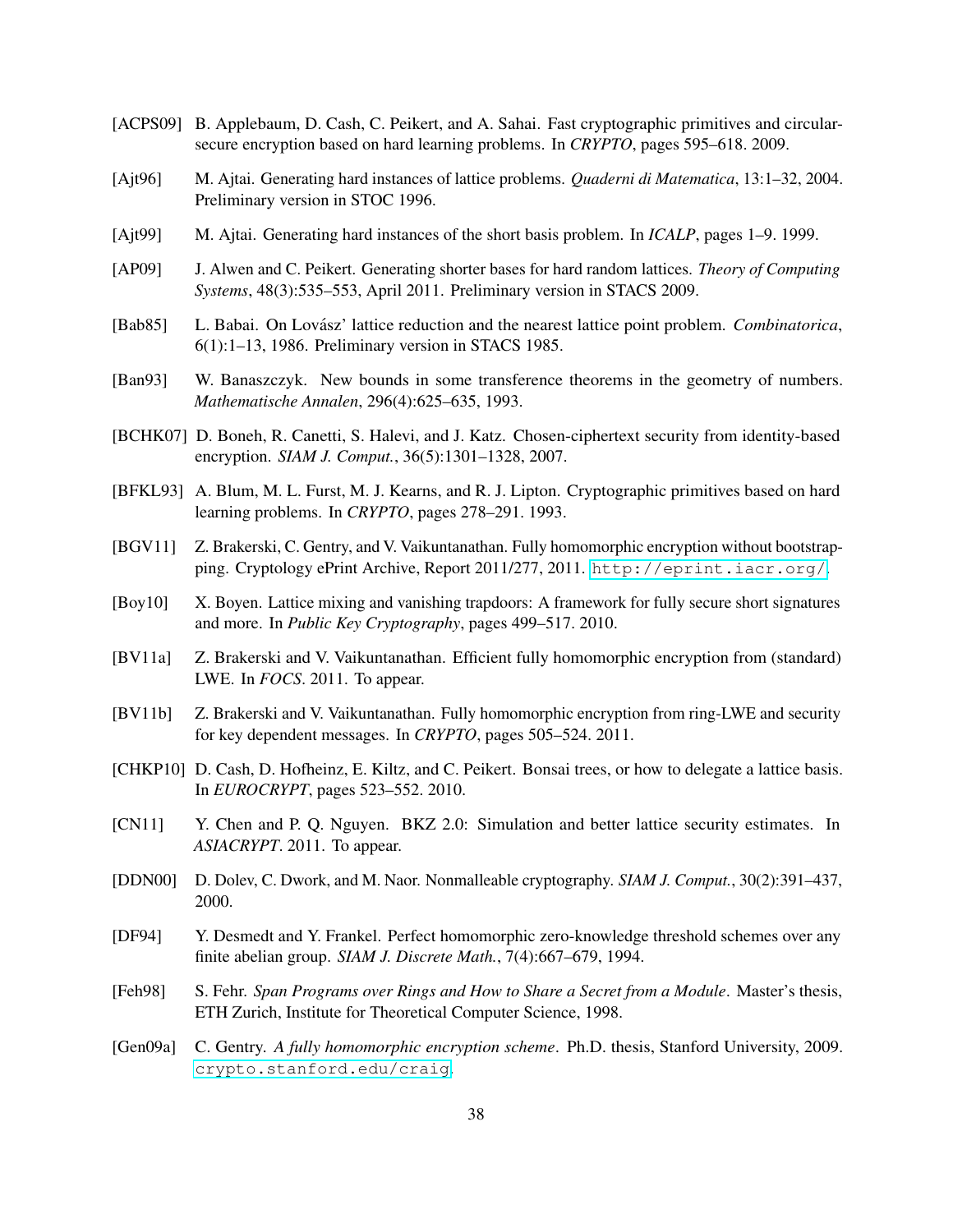[ACPS09] B. Applebaum, D. Cash, C. Peikert, and A. Sahai. Fast cryptographic primitives and circular-secure encryption based on hard learning problems. In *CRYPTO*, pages 595–618. 2009.

[Ajt96] M. Ajtai. Generating hard instances of lattice problems. *Quaderni di Matematica*, 13:1–32, 2004. Preliminary version in STOC 1996.

[Ajt99] M. Ajtai. Generating hard instances of the short basis problem. In *ICALP*, pages 1–9. 1999.

[AP09] J. Alwen and C. Peikert. Generating shorter bases for hard random lattices. *Theory of Computing Systems*, 48(3):535–553, April 2011. Preliminary version in STACS 2009.

[Bab85] L. Babai. On Lovász' lattice reduction and the nearest lattice point problem. *Combinatorica*, 6(1):1–13, 1986. Preliminary version in STACS 1985.

[Ban93] W. Banaszczyk. New bounds in some transference theorems in the geometry of numbers. *Mathematische Annalen*, 296(4):625–635, 1993.

[BCHK07] D. Boneh, R. Canetti, S. Halevi, and J. Katz. Chosen-ciphertext security from identity-based encryption. *SIAM J. Comput.*, 36(5):1301–1328, 2007.

[BFKL93] A. Blum, M. L. Furst, M. J. Kearns, and R. J. Lipton. Cryptographic primitives based on hard learning problems. In *CRYPTO*, pages 278–291. 1993.

[BGV11] Z. Brakerski, C. Gentry, and V. Vaikuntanathan. Fully homomorphic encryption without bootstrapping. Cryptology ePrint Archive, Report 2011/277, 2011. http://eprint.iacr.org/.

[Boy10] X. Boyen. Lattice mixing and vanishing trapdoors: A framework for fully secure short signatures and more. In *Public Key Cryptography*, pages 499–517. 2010.

[BV11a] Z. Brakerski and V. Vaikuntanathan. Efficient fully homomorphic encryption from (standard) LWE. In *FOCS*. 2011. To appear.

[BV11b] Z. Brakerski and V. Vaikuntanathan. Fully homomorphic encryption from ring-LWE and security for key dependent messages. In *CRYPTO*, pages 505–524. 2011.

[CHKP10] D. Cash, D. Hofheinz, E. Kiltz, and C. Peikert. Bonsai trees, or how to delegate a lattice basis. In *EUROCRYPT*, pages 523–552. 2010.

[CN11] Y. Chen and P. Q. Nguyen. BKZ 2.0: Simulation and better lattice security estimates. In *ASIACRYPT*. 2011. To appear.

[DDN00] D. Dolev, C. Dwork, and M. Naor. Nonmalleable cryptography. *SIAM J. Comput.*, 30(2):391–437, 2000.

[DF94] Y. Desmedt and Y. Frankel. Perfect homomorphic zero-knowledge threshold schemes over any finite abelian group. *SIAM J. Discrete Math.*, 7(4):667–679, 1994.

[Feh98] S. Fehr. *Span Programs over Rings and How to Share a Secret from a Module*. Master's thesis, ETH Zurich, Institute for Theoretical Computer Science, 1998.

[Gen09a] C. Gentry. *A fully homomorphic encryption scheme*. Ph.D. thesis, Stanford University, 2009. crypto.stanford.edu/craig.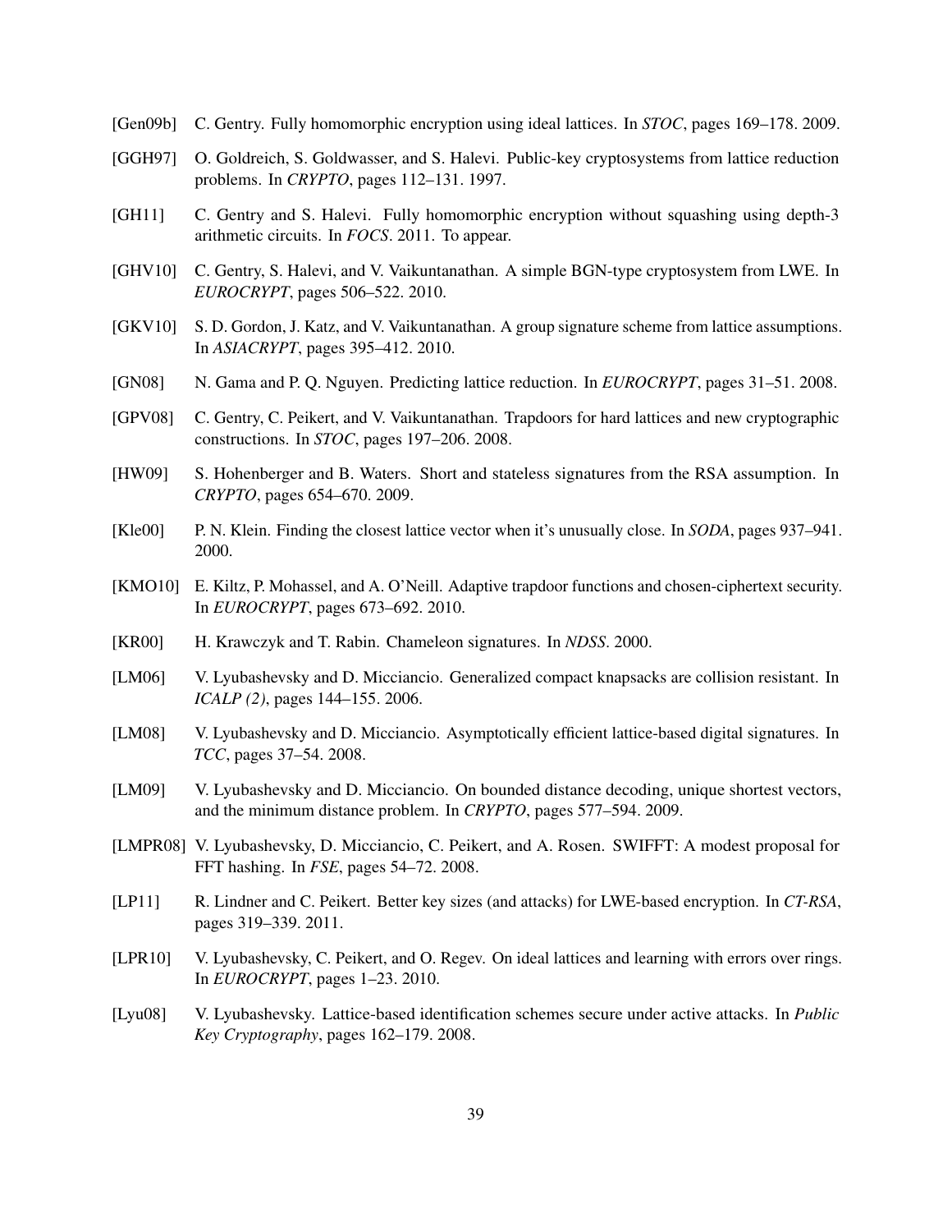[Gen09b] C. Gentry. Fully homomorphic encryption using ideal lattices. In *STOC*, pages 169–178. 2009.

[GGH97] O. Goldreich, S. Goldwasser, and S. Halevi. Public-key cryptosystems from lattice reduction problems. In *CRYPTO*, pages 112–131. 1997.

[GH11] C. Gentry and S. Halevi. Fully homomorphic encryption without squashing using depth-3 arithmetic circuits. In *FOCS*. 2011. To appear.

[GHV10] C. Gentry, S. Halevi, and V. Vaikuntanathan. A simple BGN-type cryptosystem from LWE. In *EUROCRYPT*, pages 506–522. 2010.

[GKV10] S. D. Gordon, J. Katz, and V. Vaikuntanathan. A group signature scheme from lattice assumptions. In *ASIACRYPT*, pages 395–412. 2010.

[GN08] N. Gama and P. Q. Nguyen. Predicting lattice reduction. In *EUROCRYPT*, pages 31–51. 2008.

[GPV08] C. Gentry, C. Peikert, and V. Vaikuntanathan. Trapdoors for hard lattices and new cryptographic constructions. In *STOC*, pages 197–206. 2008.

[HW09] S. Hohenberger and B. Waters. Short and stateless signatures from the RSA assumption. In *CRYPTO*, pages 654–670. 2009.

[Kle00] P. N. Klein. Finding the closest lattice vector when it's unusually close. In *SODA*, pages 937–941. 2000.

[KMO10] E. Kiltz, P. Mohassel, and A. O'Neill. Adaptive trapdoor functions and chosen-ciphertext security. In *EUROCRYPT*, pages 673–692. 2010.

[KR00] H. Krawczyk and T. Rabin. Chameleon signatures. In *NDSS*. 2000.

[LM06] V. Lyubashevsky and D. Micciancio. Generalized compact knapsacks are collision resistant. In *ICALP (2)*, pages 144–155. 2006.

[LM08] V. Lyubashevsky and D. Micciancio. Asymptotically efficient lattice-based digital signatures. In *TCC*, pages 37–54. 2008.

[LM09] V. Lyubashevsky and D. Micciancio. On bounded distance decoding, unique shortest vectors, and the minimum distance problem. In *CRYPTO*, pages 577–594. 2009.

[LMPR08] V. Lyubashevsky, D. Micciancio, C. Peikert, and A. Rosen. SWIFFT: A modest proposal for FFT hashing. In *FSE*, pages 54–72. 2008.

[LP11] R. Lindner and C. Peikert. Better key sizes (and attacks) for LWE-based encryption. In *CT-RSA*, pages 319–339. 2011.

[LPR10] V. Lyubashevsky, C. Peikert, and O. Regev. On ideal lattices and learning with errors over rings. In *EUROCRYPT*, pages 1–23. 2010.

[Lyu08] V. Lyubashevsky. Lattice-based identification schemes secure under active attacks. In *Public Key Cryptography*, pages 162–179. 2008.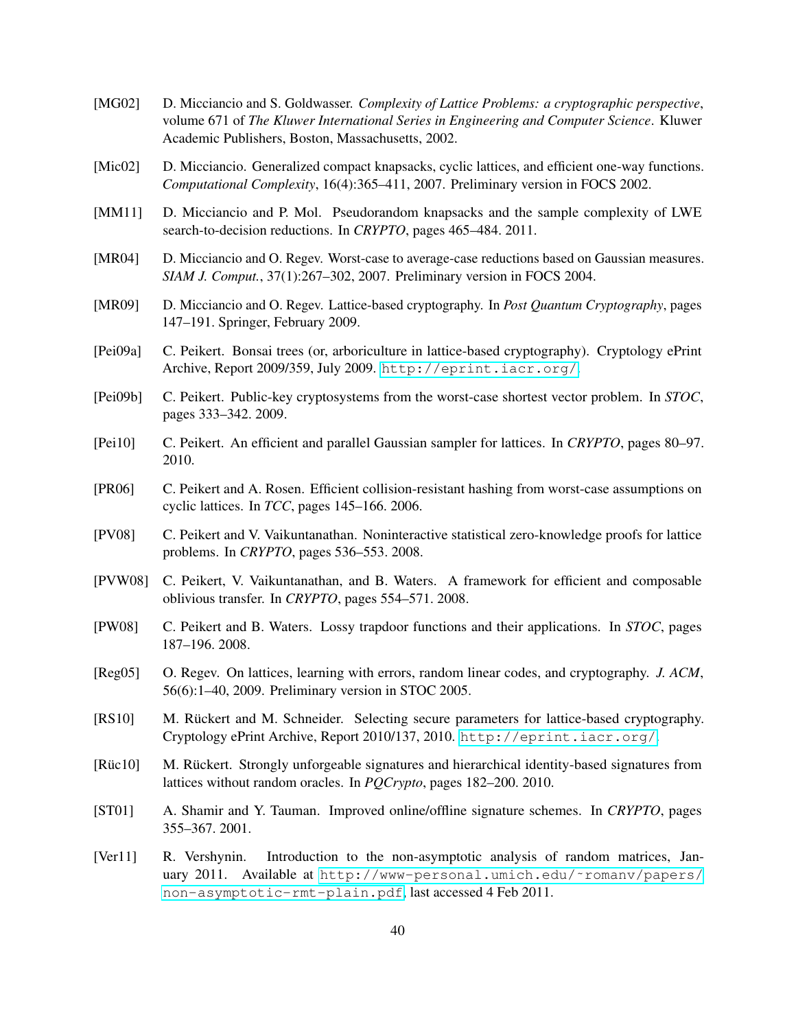[MG02] D. Micciancio and S. Goldwasser. *Complexity of Lattice Problems: a cryptographic perspective*, volume 671 of *The Kluwer International Series in Engineering and Computer Science*. Kluwer Academic Publishers, Boston, Massachusetts, 2002.

[Mic02] D. Micciancio. Generalized compact knapsacks, cyclic lattices, and efficient one-way functions. *Computational Complexity*, 16(4):365–411, 2007. Preliminary version in FOCS 2002.

[MM11] D. Micciancio and P. Mol. Pseudorandom knapsacks and the sample complexity of LWE search-to-decision reductions. In *CRYPTO*, pages 465–484. 2011.

[MR04] D. Micciancio and O. Regev. Worst-case to average-case reductions based on Gaussian measures. *SIAM J. Comput.*, 37(1):267–302, 2007. Preliminary version in FOCS 2004.

[MR09] D. Micciancio and O. Regev. Lattice-based cryptography. In *Post Quantum Cryptography*, pages 147–191. Springer, February 2009.

[Pei09a] C. Peikert. Bonsai trees (or, arboriculture in lattice-based cryptography). Cryptology ePrint Archive, Report 2009/359, July 2009. http://eprint.iacr.org/.

[Pei09b] C. Peikert. Public-key cryptosystems from the worst-case shortest vector problem. In *STOC*, pages 333–342. 2009.

[Pei10] C. Peikert. An efficient and parallel Gaussian sampler for lattices. In *CRYPTO*, pages 80–97. 2010.

[PR06] C. Peikert and A. Rosen. Efficient collision-resistant hashing from worst-case assumptions on cyclic lattices. In *TCC*, pages 145–166. 2006.

[PV08] C. Peikert and V. Vaikuntanathan. Noninteractive statistical zero-knowledge proofs for lattice problems. In *CRYPTO*, pages 536–553. 2008.

[PVW08] C. Peikert, V. Vaikuntanathan, and B. Waters. A framework for efficient and composable oblivious transfer. In *CRYPTO*, pages 554–571. 2008.

[PW08] C. Peikert and B. Waters. Lossy trapdoor functions and their applications. In *STOC*, pages 187–196. 2008.

[Reg05] O. Regev. On lattices, learning with errors, random linear codes, and cryptography. *J. ACM*, 56(6):1–40, 2009. Preliminary version in STOC 2005.

[RS10] M. Rückert and M. Schneider. Selecting secure parameters for lattice-based cryptography. Cryptology ePrint Archive, Report 2010/137, 2010. http://eprint.iacr.org/.

[Rüc10] M. Rückert. Strongly unforgeable signatures and hierarchical identity-based signatures from lattices without random oracles. In *PQCrypto*, pages 182–200. 2010.

[ST01] A. Shamir and Y. Tauman. Improved online/offline signature schemes. In *CRYPTO*, pages 355–367. 2001.

[Ver11] R. Vershynin. Introduction to the non-asymptotic analysis of random matrices, January 2011. Available at http://www-personal.umich.edu/~romanv/papers/non-asymptotic-rmt-plain.pdf, last accessed 4 Feb 2011.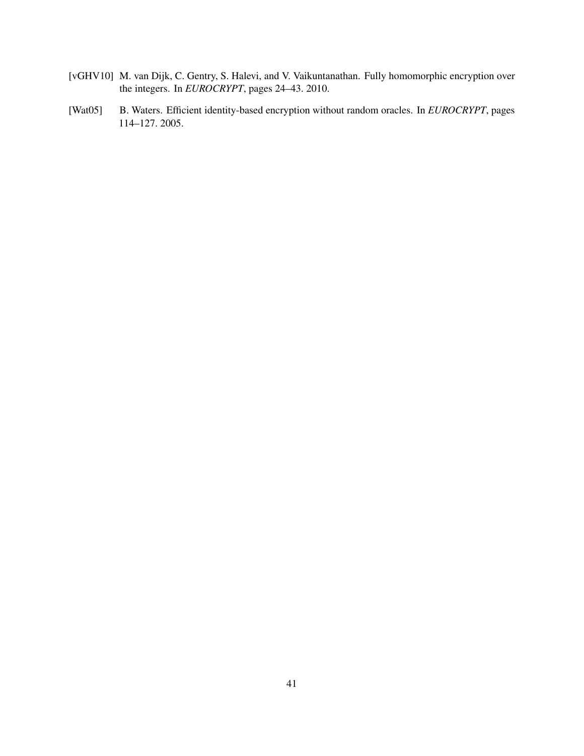[vGHV10] M. van Dijk, C. Gentry, S. Halevi, and V. Vaikuntanathan. Fully homomorphic encryption over the integers. In *EUROCRYPT*, pages 24–43. 2010.

[Wat05] B. Waters. Efficient identity-based encryption without random oracles. In *EUROCRYPT*, pages 114–127. 2005.